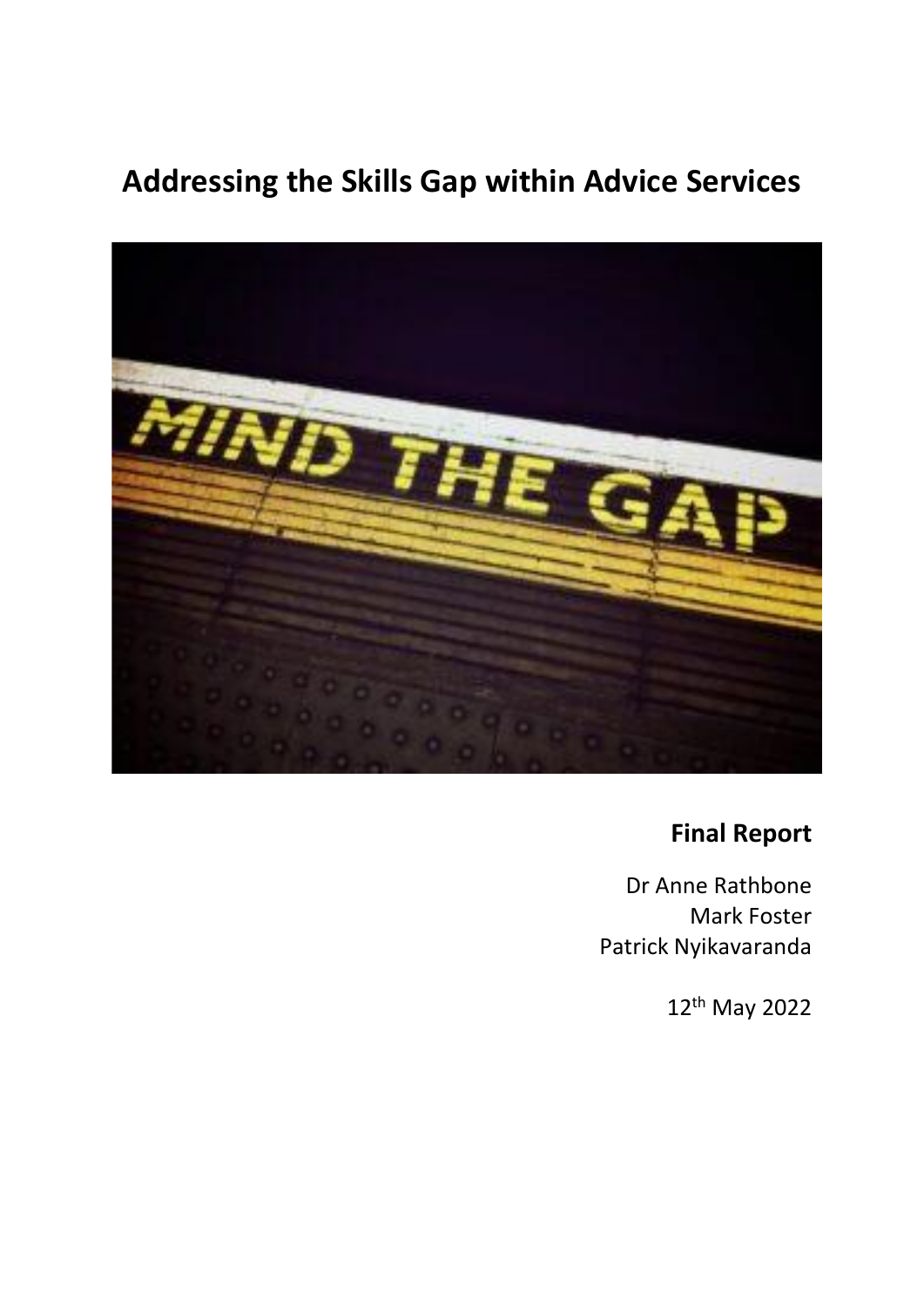# Addressing the Skills Gap within Advice Services

**Final Report**

Dr Anne Rathbone
Mark Foster
Patrick Nyikavaranda

12th May 2022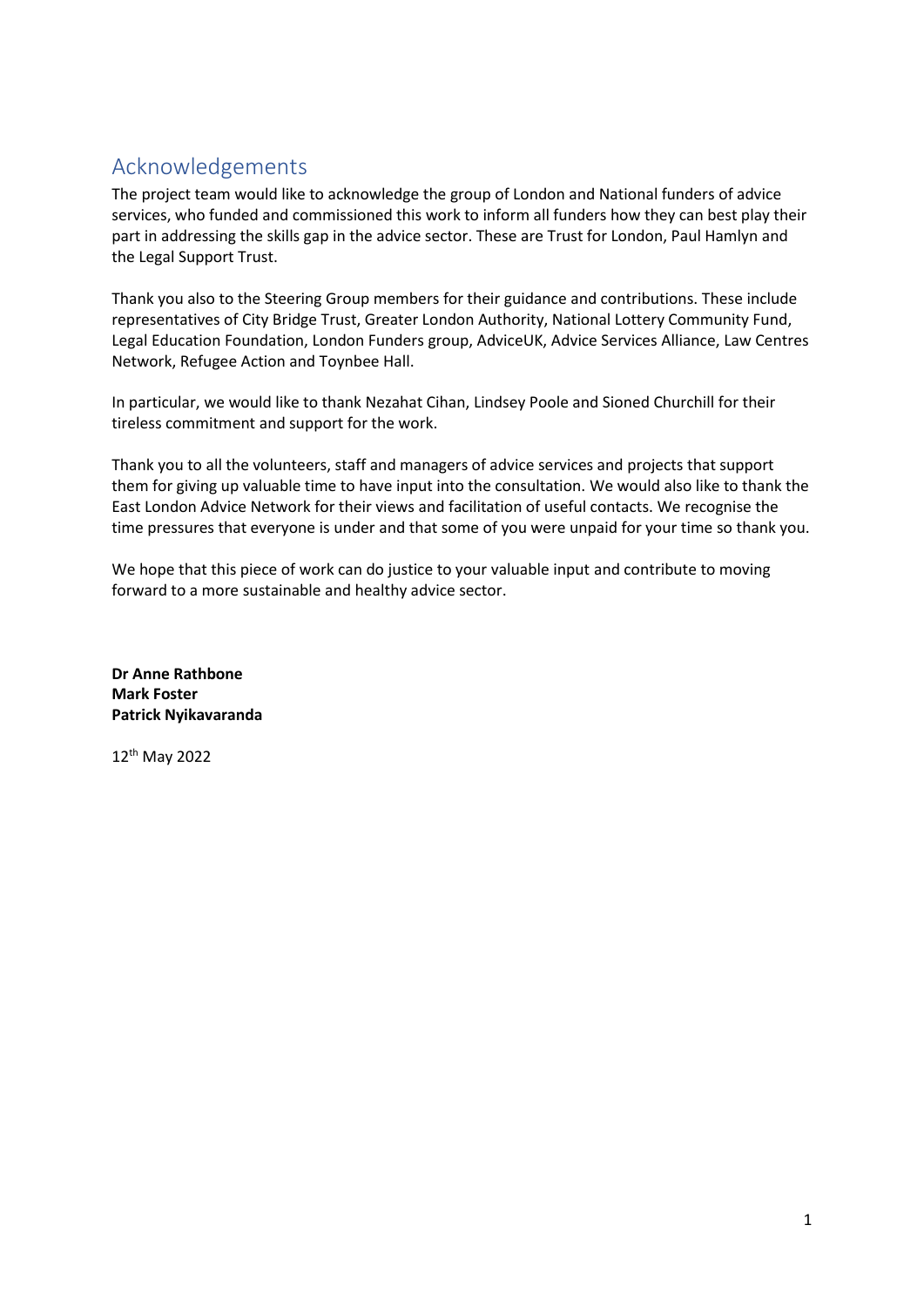# Acknowledgements

The project team would like to acknowledge the group of London and National funders of advice services, who funded and commissioned this work to inform all funders how they can best play their part in addressing the skills gap in the advice sector. These are Trust for London, Paul Hamlyn and the Legal Support Trust.

Thank you also to the Steering Group members for their guidance and contributions. These include representatives of City Bridge Trust, Greater London Authority, National Lottery Community Fund, Legal Education Foundation, London Funders group, AdviceUK, Advice Services Alliance, Law Centres Network, Refugee Action and Toynbee Hall.

In particular, we would like to thank Nezahat Cihan, Lindsey Poole and Sioned Churchill for their tireless commitment and support for the work.

Thank you to all the volunteers, staff and managers of advice services and projects that support them for giving up valuable time to have input into the consultation. We would also like to thank the East London Advice Network for their views and facilitation of useful contacts. We recognise the time pressures that everyone is under and that some of you were unpaid for your time so thank you.

We hope that this piece of work can do justice to your valuable input and contribute to moving forward to a more sustainable and healthy advice sector.

**Dr Anne Rathbone**
**Mark Foster**
**Patrick Nyikavaranda**

12th May 2022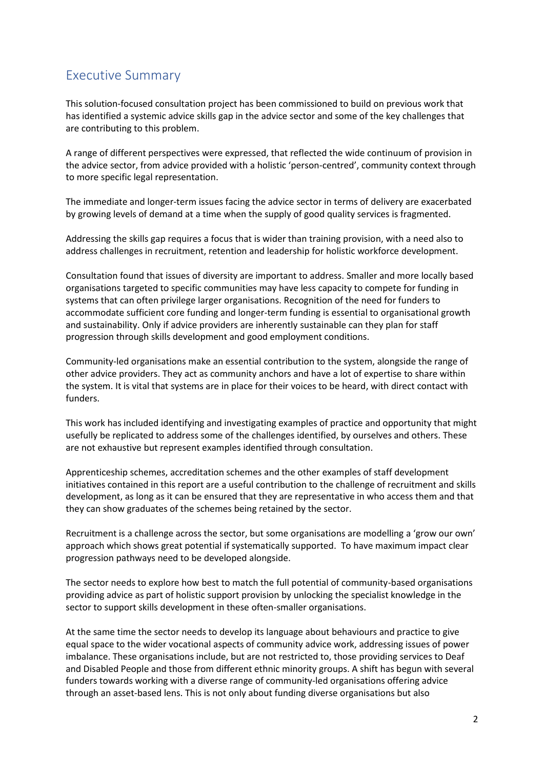## Executive Summary

This solution-focused consultation project has been commissioned to build on previous work that has identified a systemic advice skills gap in the advice sector and some of the key challenges that are contributing to this problem.

A range of different perspectives were expressed, that reflected the wide continuum of provision in the advice sector, from advice provided with a holistic 'person-centred', community context through to more specific legal representation.

The immediate and longer-term issues facing the advice sector in terms of delivery are exacerbated by growing levels of demand at a time when the supply of good quality services is fragmented.

Addressing the skills gap requires a focus that is wider than training provision, with a need also to address challenges in recruitment, retention and leadership for holistic workforce development.

Consultation found that issues of diversity are important to address. Smaller and more locally based organisations targeted to specific communities may have less capacity to compete for funding in systems that can often privilege larger organisations. Recognition of the need for funders to accommodate sufficient core funding and longer-term funding is essential to organisational growth and sustainability. Only if advice providers are inherently sustainable can they plan for staff progression through skills development and good employment conditions.

Community-led organisations make an essential contribution to the system, alongside the range of other advice providers. They act as community anchors and have a lot of expertise to share within the system. It is vital that systems are in place for their voices to be heard, with direct contact with funders.

This work has included identifying and investigating examples of practice and opportunity that might usefully be replicated to address some of the challenges identified, by ourselves and others. These are not exhaustive but represent examples identified through consultation.

Apprenticeship schemes, accreditation schemes and the other examples of staff development initiatives contained in this report are a useful contribution to the challenge of recruitment and skills development, as long as it can be ensured that they are representative in who access them and that they can show graduates of the schemes being retained by the sector.

Recruitment is a challenge across the sector, but some organisations are modelling a 'grow our own' approach which shows great potential if systematically supported. To have maximum impact clear progression pathways need to be developed alongside.

The sector needs to explore how best to match the full potential of community-based organisations providing advice as part of holistic support provision by unlocking the specialist knowledge in the sector to support skills development in these often-smaller organisations.

At the same time the sector needs to develop its language about behaviours and practice to give equal space to the wider vocational aspects of community advice work, addressing issues of power imbalance. These organisations include, but are not restricted to, those providing services to Deaf and Disabled People and those from different ethnic minority groups. A shift has begun with several funders towards working with a diverse range of community-led organisations offering advice through an asset-based lens. This is not only about funding diverse organisations but also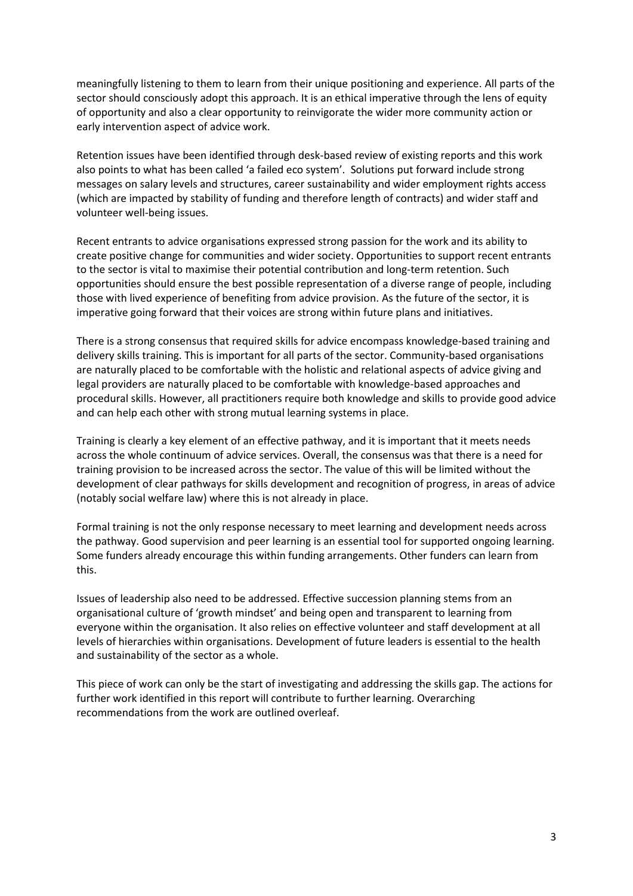meaningfully listening to them to learn from their unique positioning and experience. All parts of the sector should consciously adopt this approach. It is an ethical imperative through the lens of equity of opportunity and also a clear opportunity to reinvigorate the wider more community action or early intervention aspect of advice work.

Retention issues have been identified through desk-based review of existing reports and this work also points to what has been called 'a failed eco system'. Solutions put forward include strong messages on salary levels and structures, career sustainability and wider employment rights access (which are impacted by stability of funding and therefore length of contracts) and wider staff and volunteer well-being issues.

Recent entrants to advice organisations expressed strong passion for the work and its ability to create positive change for communities and wider society. Opportunities to support recent entrants to the sector is vital to maximise their potential contribution and long-term retention. Such opportunities should ensure the best possible representation of a diverse range of people, including those with lived experience of benefiting from advice provision. As the future of the sector, it is imperative going forward that their voices are strong within future plans and initiatives.

There is a strong consensus that required skills for advice encompass knowledge-based training and delivery skills training. This is important for all parts of the sector. Community-based organisations are naturally placed to be comfortable with the holistic and relational aspects of advice giving and legal providers are naturally placed to be comfortable with knowledge-based approaches and procedural skills. However, all practitioners require both knowledge and skills to provide good advice and can help each other with strong mutual learning systems in place.

Training is clearly a key element of an effective pathway, and it is important that it meets needs across the whole continuum of advice services. Overall, the consensus was that there is a need for training provision to be increased across the sector. The value of this will be limited without the development of clear pathways for skills development and recognition of progress, in areas of advice (notably social welfare law) where this is not already in place.

Formal training is not the only response necessary to meet learning and development needs across the pathway. Good supervision and peer learning is an essential tool for supported ongoing learning. Some funders already encourage this within funding arrangements. Other funders can learn from this.

Issues of leadership also need to be addressed. Effective succession planning stems from an organisational culture of 'growth mindset' and being open and transparent to learning from everyone within the organisation. It also relies on effective volunteer and staff development at all levels of hierarchies within organisations. Development of future leaders is essential to the health and sustainability of the sector as a whole.

This piece of work can only be the start of investigating and addressing the skills gap. The actions for further work identified in this report will contribute to further learning. Overarching recommendations from the work are outlined overleaf.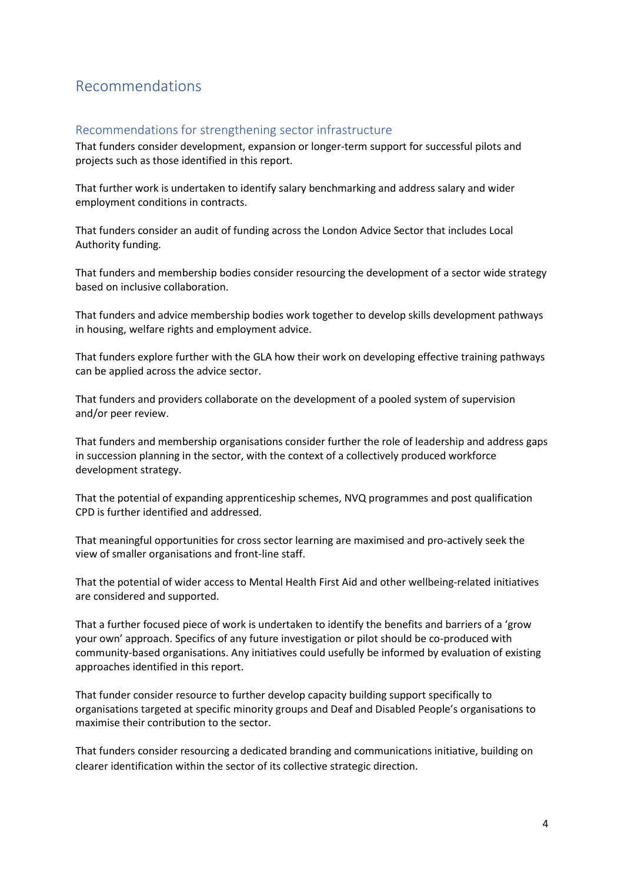# Recommendations

## Recommendations for strengthening sector infrastructure

That funders consider development, expansion or longer-term support for successful pilots and projects such as those identified in this report.

That further work is undertaken to identify salary benchmarking and address salary and wider employment conditions in contracts.

That funders consider an audit of funding across the London Advice Sector that includes Local Authority funding.

That funders and membership bodies consider resourcing the development of a sector wide strategy based on inclusive collaboration.

That funders and advice membership bodies work together to develop skills development pathways in housing, welfare rights and employment advice.

That funders explore further with the GLA how their work on developing effective training pathways can be applied across the advice sector.

That funders and providers collaborate on the development of a pooled system of supervision and/or peer review.

That funders and membership organisations consider further the role of leadership and address gaps in succession planning in the sector, with the context of a collectively produced workforce development strategy.

That the potential of expanding apprenticeship schemes, NVQ programmes and post qualification CPD is further identified and addressed.

That meaningful opportunities for cross sector learning are maximised and pro-actively seek the view of smaller organisations and front-line staff.

That the potential of wider access to Mental Health First Aid and other wellbeing-related initiatives are considered and supported.

That a further focused piece of work is undertaken to identify the benefits and barriers of a 'grow your own' approach. Specifics of any future investigation or pilot should be co-produced with community-based organisations. Any initiatives could usefully be informed by evaluation of existing approaches identified in this report.

That funder consider resource to further develop capacity building support specifically to organisations targeted at specific minority groups and Deaf and Disabled People's organisations to maximise their contribution to the sector.

That funders consider resourcing a dedicated branding and communications initiative, building on clearer identification within the sector of its collective strategic direction.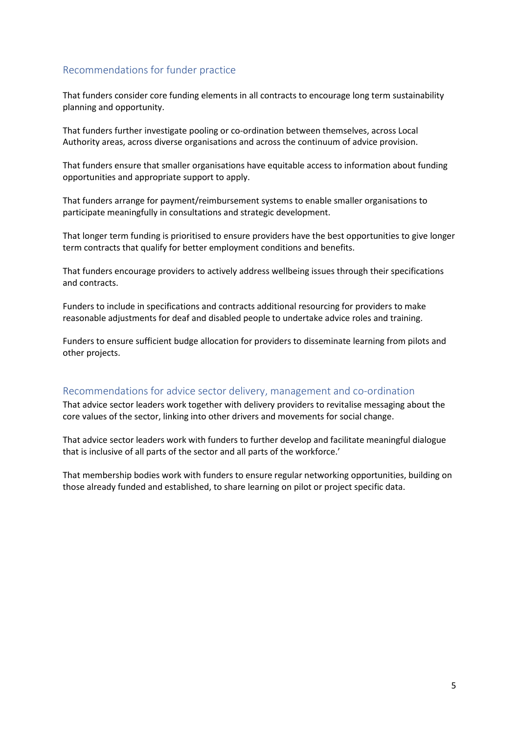## Recommendations for funder practice

That funders consider core funding elements in all contracts to encourage long term sustainability planning and opportunity.

That funders further investigate pooling or co-ordination between themselves, across Local Authority areas, across diverse organisations and across the continuum of advice provision.

That funders ensure that smaller organisations have equitable access to information about funding opportunities and appropriate support to apply.

That funders arrange for payment/reimbursement systems to enable smaller organisations to participate meaningfully in consultations and strategic development.

That longer term funding is prioritised to ensure providers have the best opportunities to give longer term contracts that qualify for better employment conditions and benefits.

That funders encourage providers to actively address wellbeing issues through their specifications and contracts.

Funders to include in specifications and contracts additional resourcing for providers to make reasonable adjustments for deaf and disabled people to undertake advice roles and training.

Funders to ensure sufficient budge allocation for providers to disseminate learning from pilots and other projects.

## Recommendations for advice sector delivery, management and co-ordination

That advice sector leaders work together with delivery providers to revitalise messaging about the core values of the sector, linking into other drivers and movements for social change.

That advice sector leaders work with funders to further develop and facilitate meaningful dialogue that is inclusive of all parts of the sector and all parts of the workforce.'

That membership bodies work with funders to ensure regular networking opportunities, building on those already funded and established, to share learning on pilot or project specific data.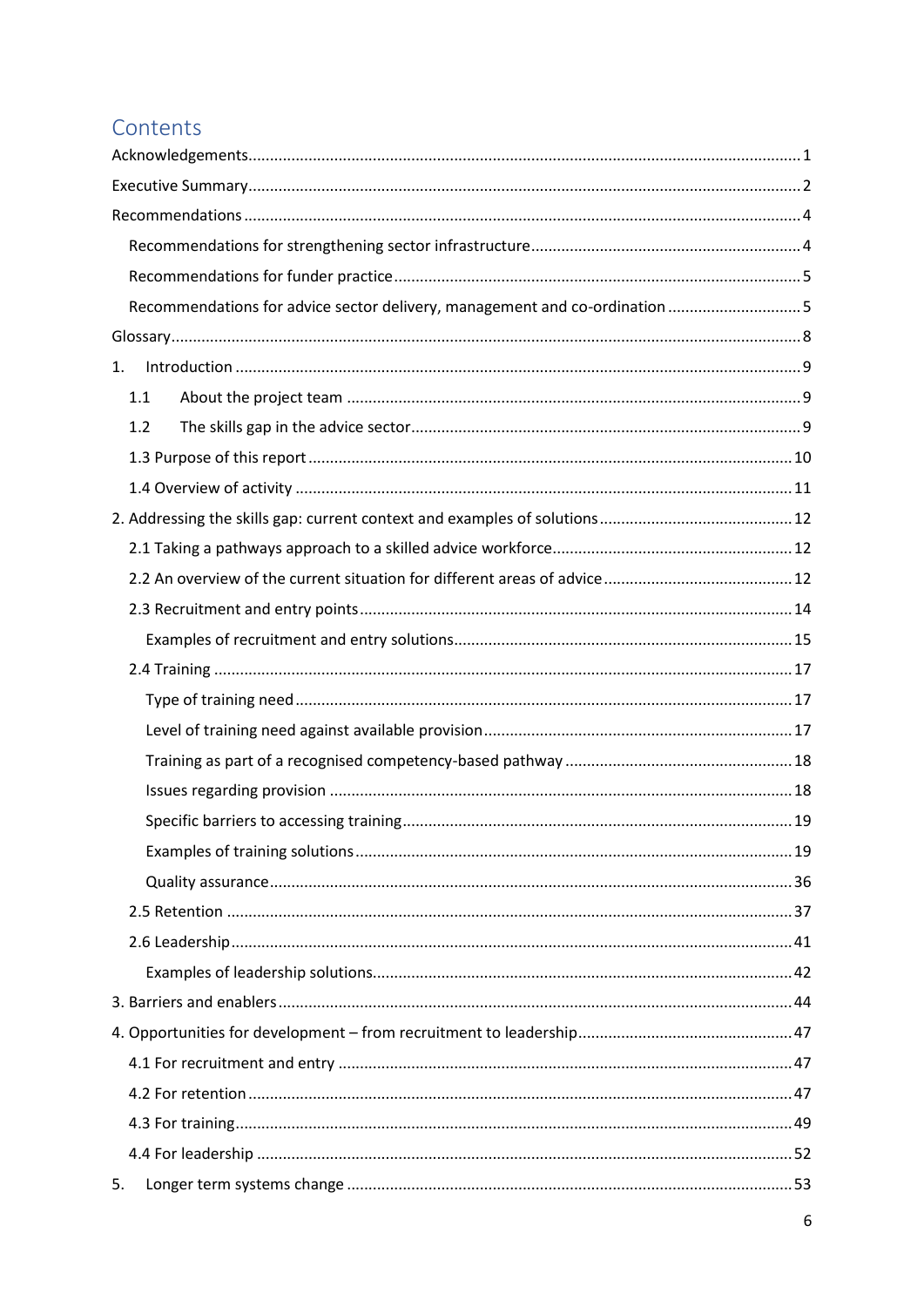# Contents

Acknowledgements ..... 1

Executive Summary ..... 2

Recommendations ..... 4

- Recommendations for strengthening sector infrastructure ..... 4
- Recommendations for funder practice ..... 5
- Recommendations for advice sector delivery, management and co-ordination ..... 5

Glossary ..... 8

1. Introduction ..... 9
   - 1.1 About the project team ..... 9
   - 1.2 The skills gap in the advice sector ..... 9
   - 1.3 Purpose of this report ..... 10
   - 1.4 Overview of activity ..... 11

2. Addressing the skills gap: current context and examples of solutions ..... 12
   - 2.1 Taking a pathways approach to a skilled advice workforce ..... 12
   - 2.2 An overview of the current situation for different areas of advice ..... 12
   - 2.3 Recruitment and entry points ..... 14
     - Examples of recruitment and entry solutions ..... 15
   - 2.4 Training ..... 17
     - Type of training need ..... 17
     - Level of training need against available provision ..... 17
     - Training as part of a recognised competency-based pathway ..... 18
     - Issues regarding provision ..... 18
     - Specific barriers to accessing training ..... 19
     - Examples of training solutions ..... 19
     - Quality assurance ..... 36
   - 2.5 Retention ..... 37
   - 2.6 Leadership ..... 41
     - Examples of leadership solutions ..... 42

3. Barriers and enablers ..... 44

4. Opportunities for development – from recruitment to leadership ..... 47
   - 4.1 For recruitment and entry ..... 47
   - 4.2 For retention ..... 47
   - 4.3 For training ..... 49
   - 4.4 For leadership ..... 52

5. Longer term systems change ..... 53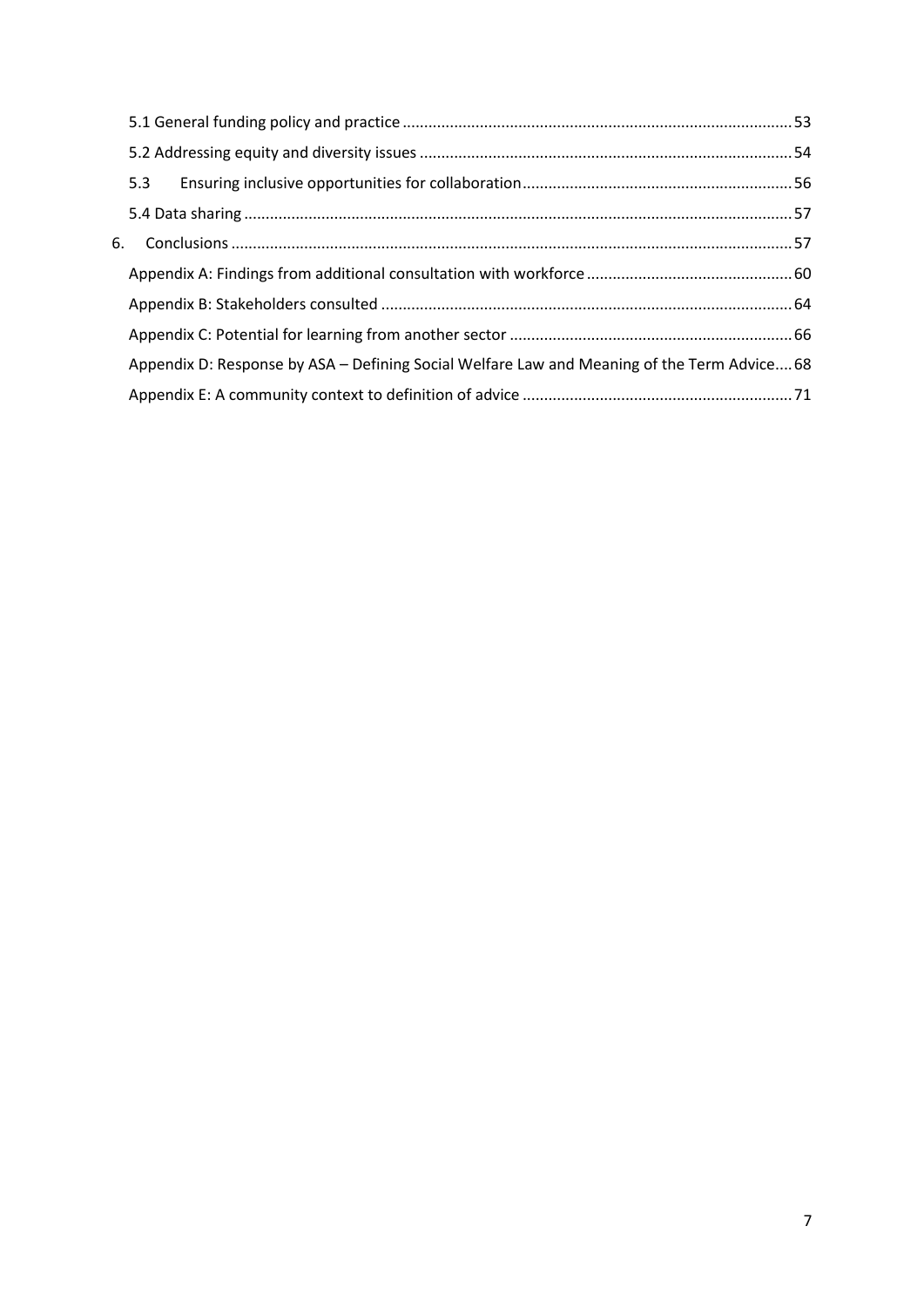- 5.1 General funding policy and practice .......... 53
- 5.2 Addressing equity and diversity issues .......... 54
- 5.3 Ensuring inclusive opportunities for collaboration .......... 56
- 5.4 Data sharing .......... 57

6. Conclusions .......... 57

- Appendix A: Findings from additional consultation with workforce .......... 60
- Appendix B: Stakeholders consulted .......... 64
- Appendix C: Potential for learning from another sector .......... 66
- Appendix D: Response by ASA – Defining Social Welfare Law and Meaning of the Term Advice .......... 68
- Appendix E: A community context to definition of advice .......... 71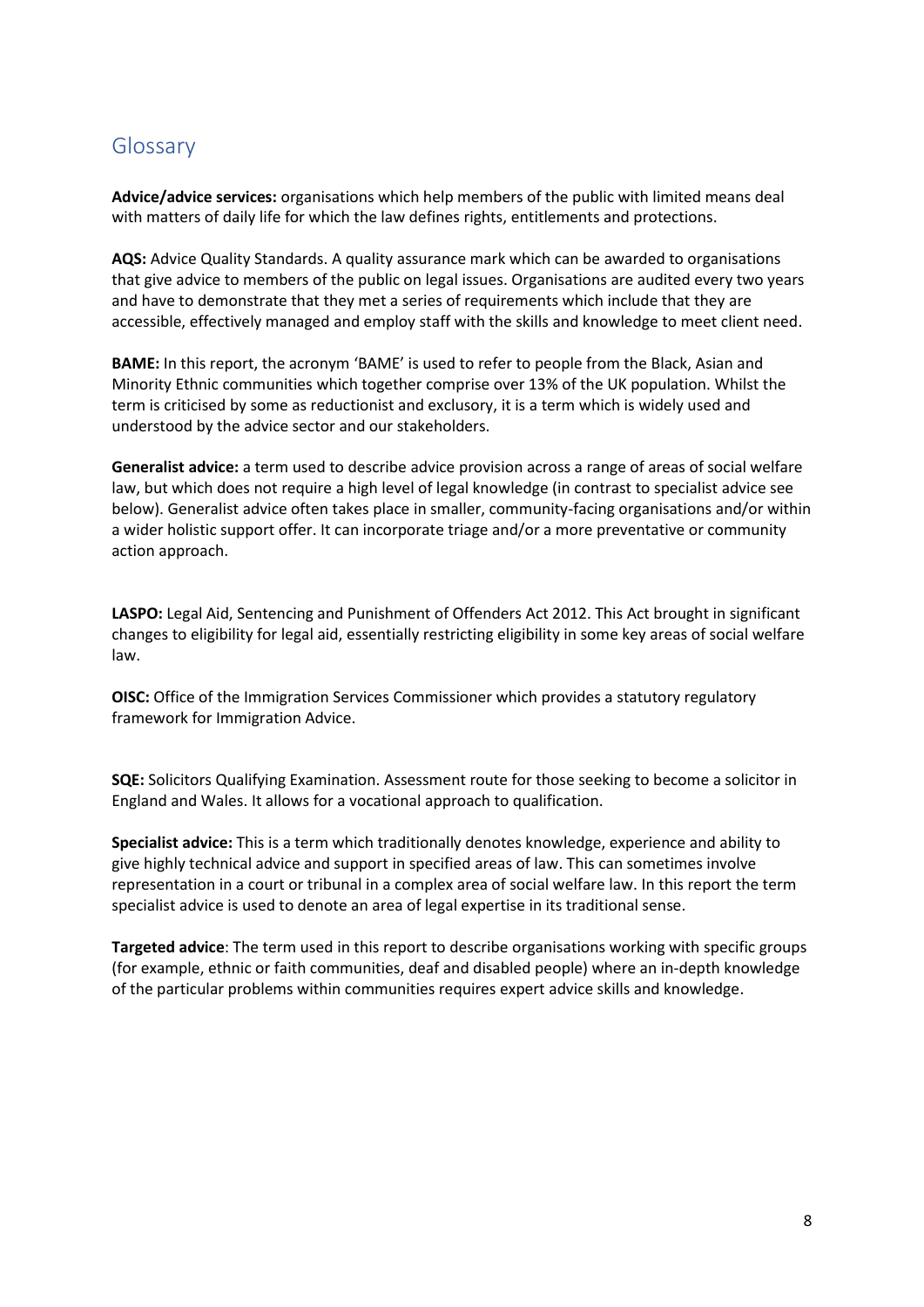## Glossary

**Advice/advice services:** organisations which help members of the public with limited means deal with matters of daily life for which the law defines rights, entitlements and protections.

**AQS:** Advice Quality Standards. A quality assurance mark which can be awarded to organisations that give advice to members of the public on legal issues. Organisations are audited every two years and have to demonstrate that they met a series of requirements which include that they are accessible, effectively managed and employ staff with the skills and knowledge to meet client need.

**BAME:** In this report, the acronym 'BAME' is used to refer to people from the Black, Asian and Minority Ethnic communities which together comprise over 13% of the UK population. Whilst the term is criticised by some as reductionist and exclusory, it is a term which is widely used and understood by the advice sector and our stakeholders.

**Generalist advice:** a term used to describe advice provision across a range of areas of social welfare law, but which does not require a high level of legal knowledge (in contrast to specialist advice see below). Generalist advice often takes place in smaller, community-facing organisations and/or within a wider holistic support offer. It can incorporate triage and/or a more preventative or community action approach.

**LASPO:** Legal Aid, Sentencing and Punishment of Offenders Act 2012. This Act brought in significant changes to eligibility for legal aid, essentially restricting eligibility in some key areas of social welfare law.

**OISC:** Office of the Immigration Services Commissioner which provides a statutory regulatory framework for Immigration Advice.

**SQE:** Solicitors Qualifying Examination. Assessment route for those seeking to become a solicitor in England and Wales. It allows for a vocational approach to qualification.

**Specialist advice:** This is a term which traditionally denotes knowledge, experience and ability to give highly technical advice and support in specified areas of law. This can sometimes involve representation in a court or tribunal in a complex area of social welfare law. In this report the term specialist advice is used to denote an area of legal expertise in its traditional sense.

**Targeted advice**: The term used in this report to describe organisations working with specific groups (for example, ethnic or faith communities, deaf and disabled people) where an in-depth knowledge of the particular problems within communities requires expert advice skills and knowledge.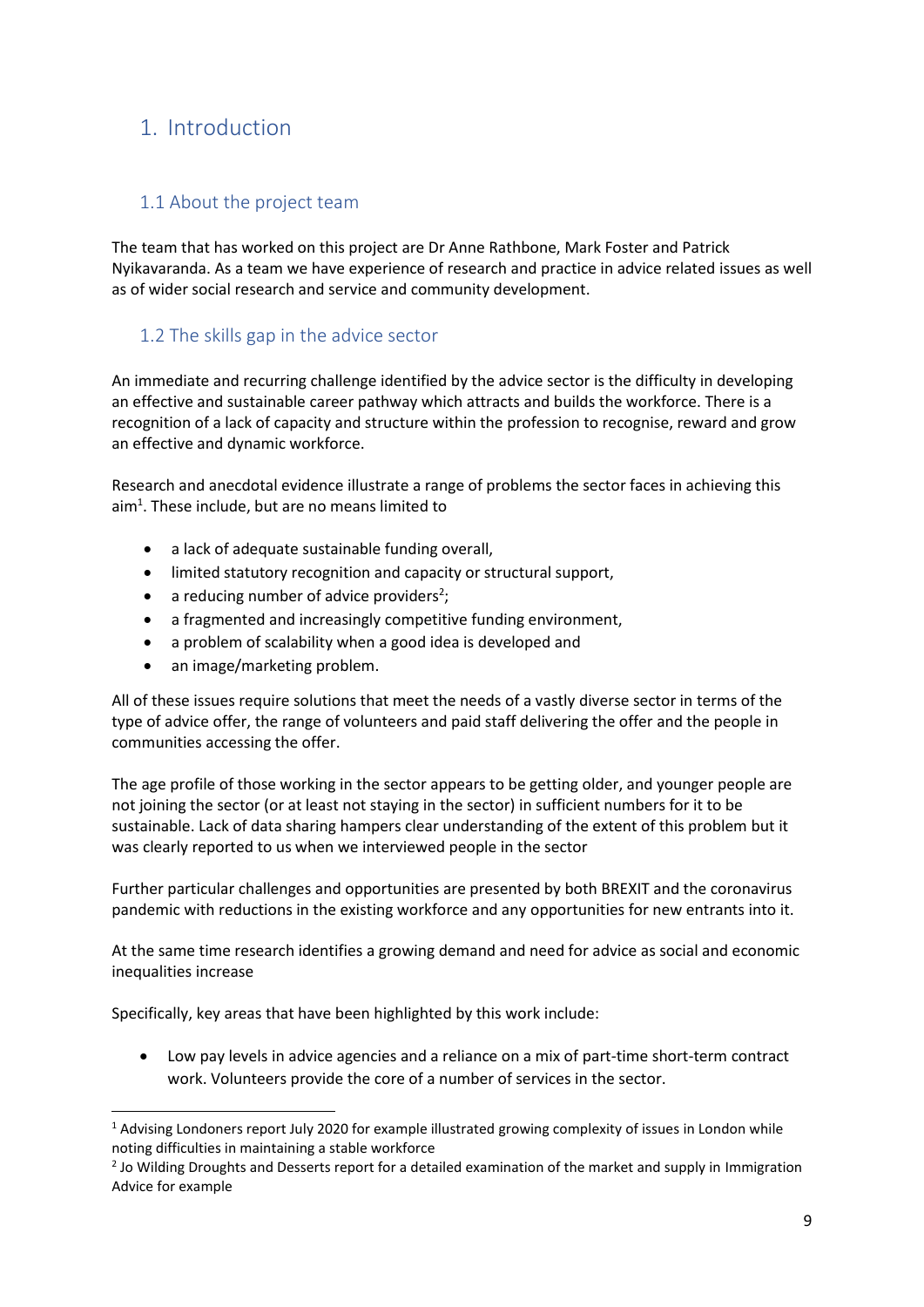# 1. Introduction

## 1.1 About the project team

The team that has worked on this project are Dr Anne Rathbone, Mark Foster and Patrick Nyikavaranda. As a team we have experience of research and practice in advice related issues as well as of wider social research and service and community development.

## 1.2 The skills gap in the advice sector

An immediate and recurring challenge identified by the advice sector is the difficulty in developing an effective and sustainable career pathway which attracts and builds the workforce. There is a recognition of a lack of capacity and structure within the profession to recognise, reward and grow an effective and dynamic workforce.

Research and anecdotal evidence illustrate a range of problems the sector faces in achieving this aim[1]. These include, but are no means limited to

- a lack of adequate sustainable funding overall,
- limited statutory recognition and capacity or structural support,
- a reducing number of advice providers[2];
- a fragmented and increasingly competitive funding environment,
- a problem of scalability when a good idea is developed and
- an image/marketing problem.

All of these issues require solutions that meet the needs of a vastly diverse sector in terms of the type of advice offer, the range of volunteers and paid staff delivering the offer and the people in communities accessing the offer.

The age profile of those working in the sector appears to be getting older, and younger people are not joining the sector (or at least not staying in the sector) in sufficient numbers for it to be sustainable. Lack of data sharing hampers clear understanding of the extent of this problem but it was clearly reported to us when we interviewed people in the sector

Further particular challenges and opportunities are presented by both BREXIT and the coronavirus pandemic with reductions in the existing workforce and any opportunities for new entrants into it.

At the same time research identifies a growing demand and need for advice as social and economic inequalities increase

Specifically, key areas that have been highlighted by this work include:

- Low pay levels in advice agencies and a reliance on a mix of part-time short-term contract work. Volunteers provide the core of a number of services in the sector.

[1] Advising Londoners report July 2020 for example illustrated growing complexity of issues in London while noting difficulties in maintaining a stable workforce

[2] Jo Wilding Droughts and Desserts report for a detailed examination of the market and supply in Immigration Advice for example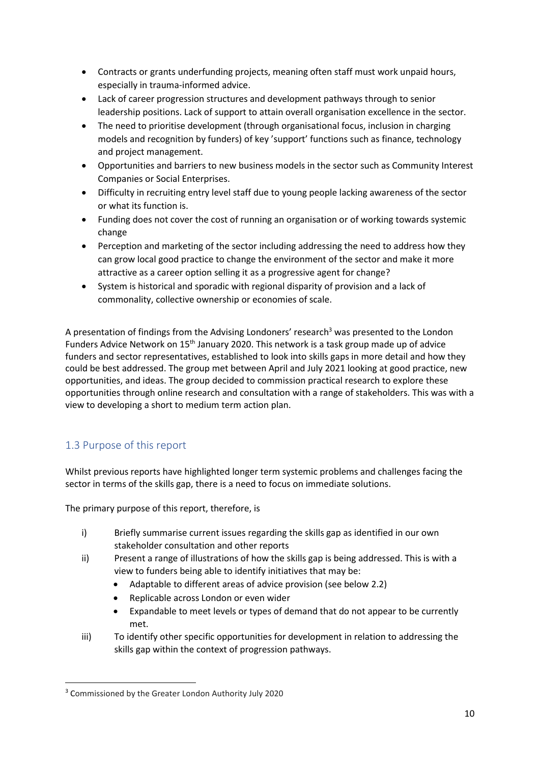- Contracts or grants underfunding projects, meaning often staff must work unpaid hours, especially in trauma-informed advice.
- Lack of career progression structures and development pathways through to senior leadership positions. Lack of support to attain overall organisation excellence in the sector.
- The need to prioritise development (through organisational focus, inclusion in charging models and recognition by funders) of key 'support' functions such as finance, technology and project management.
- Opportunities and barriers to new business models in the sector such as Community Interest Companies or Social Enterprises.
- Difficulty in recruiting entry level staff due to young people lacking awareness of the sector or what its function is.
- Funding does not cover the cost of running an organisation or of working towards systemic change
- Perception and marketing of the sector including addressing the need to address how they can grow local good practice to change the environment of the sector and make it more attractive as a career option selling it as a progressive agent for change?
- System is historical and sporadic with regional disparity of provision and a lack of commonality, collective ownership or economies of scale.

A presentation of findings from the Advising Londoners' research[3] was presented to the London Funders Advice Network on 15th January 2020. This network is a task group made up of advice funders and sector representatives, established to look into skills gaps in more detail and how they could be best addressed. The group met between April and July 2021 looking at good practice, new opportunities, and ideas. The group decided to commission practical research to explore these opportunities through online research and consultation with a range of stakeholders. This was with a view to developing a short to medium term action plan.

## 1.3 Purpose of this report

Whilst previous reports have highlighted longer term systemic problems and challenges facing the sector in terms of the skills gap, there is a need to focus on immediate solutions.

The primary purpose of this report, therefore, is

i) Briefly summarise current issues regarding the skills gap as identified in our own stakeholder consultation and other reports

ii) Present a range of illustrations of how the skills gap is being addressed. This is with a view to funders being able to identify initiatives that may be:
   - Adaptable to different areas of advice provision (see below 2.2)
   - Replicable across London or even wider
   - Expandable to meet levels or types of demand that do not appear to be currently met.

iii) To identify other specific opportunities for development in relation to addressing the skills gap within the context of progression pathways.

---

[3] Commissioned by the Greater London Authority July 2020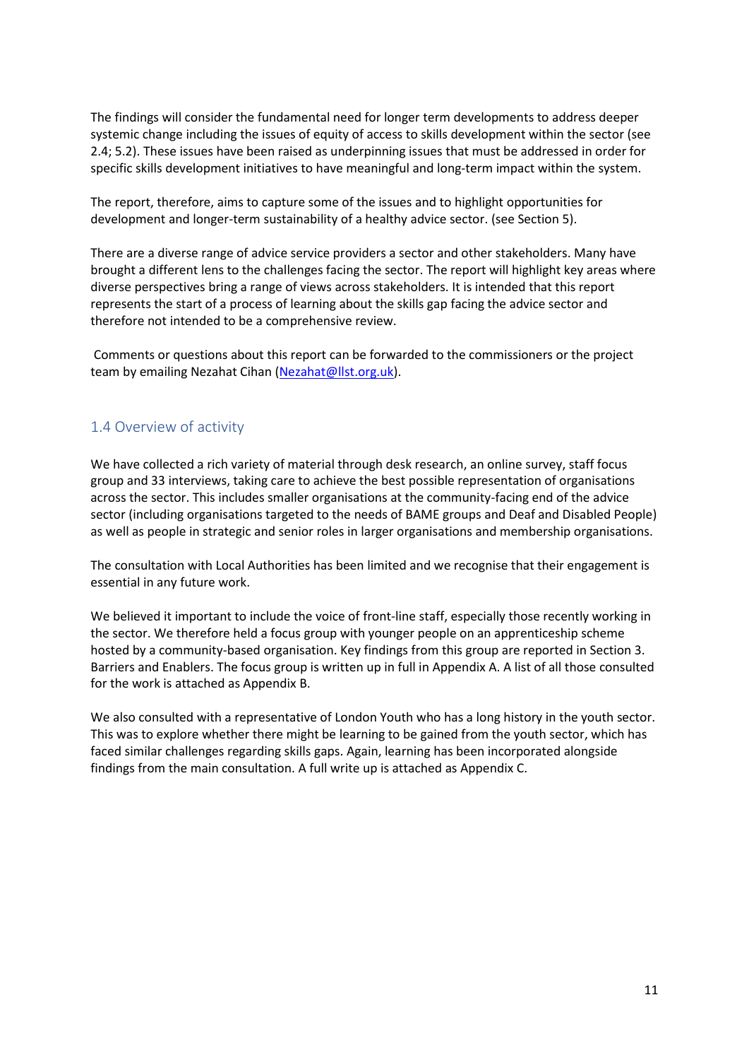The findings will consider the fundamental need for longer term developments to address deeper systemic change including the issues of equity of access to skills development within the sector (see 2.4; 5.2). These issues have been raised as underpinning issues that must be addressed in order for specific skills development initiatives to have meaningful and long-term impact within the system.

The report, therefore, aims to capture some of the issues and to highlight opportunities for development and longer-term sustainability of a healthy advice sector. (see Section 5).

There are a diverse range of advice service providers a sector and other stakeholders. Many have brought a different lens to the challenges facing the sector. The report will highlight key areas where diverse perspectives bring a range of views across stakeholders. It is intended that this report represents the start of a process of learning about the skills gap facing the advice sector and therefore not intended to be a comprehensive review.

Comments or questions about this report can be forwarded to the commissioners or the project team by emailing Nezahat Cihan (Nezahat@llst.org.uk).

## 1.4 Overview of activity

We have collected a rich variety of material through desk research, an online survey, staff focus group and 33 interviews, taking care to achieve the best possible representation of organisations across the sector. This includes smaller organisations at the community-facing end of the advice sector (including organisations targeted to the needs of BAME groups and Deaf and Disabled People) as well as people in strategic and senior roles in larger organisations and membership organisations.

The consultation with Local Authorities has been limited and we recognise that their engagement is essential in any future work.

We believed it important to include the voice of front-line staff, especially those recently working in the sector. We therefore held a focus group with younger people on an apprenticeship scheme hosted by a community-based organisation. Key findings from this group are reported in Section 3. Barriers and Enablers. The focus group is written up in full in Appendix A. A list of all those consulted for the work is attached as Appendix B.

We also consulted with a representative of London Youth who has a long history in the youth sector. This was to explore whether there might be learning to be gained from the youth sector, which has faced similar challenges regarding skills gaps. Again, learning has been incorporated alongside findings from the main consultation. A full write up is attached as Appendix C.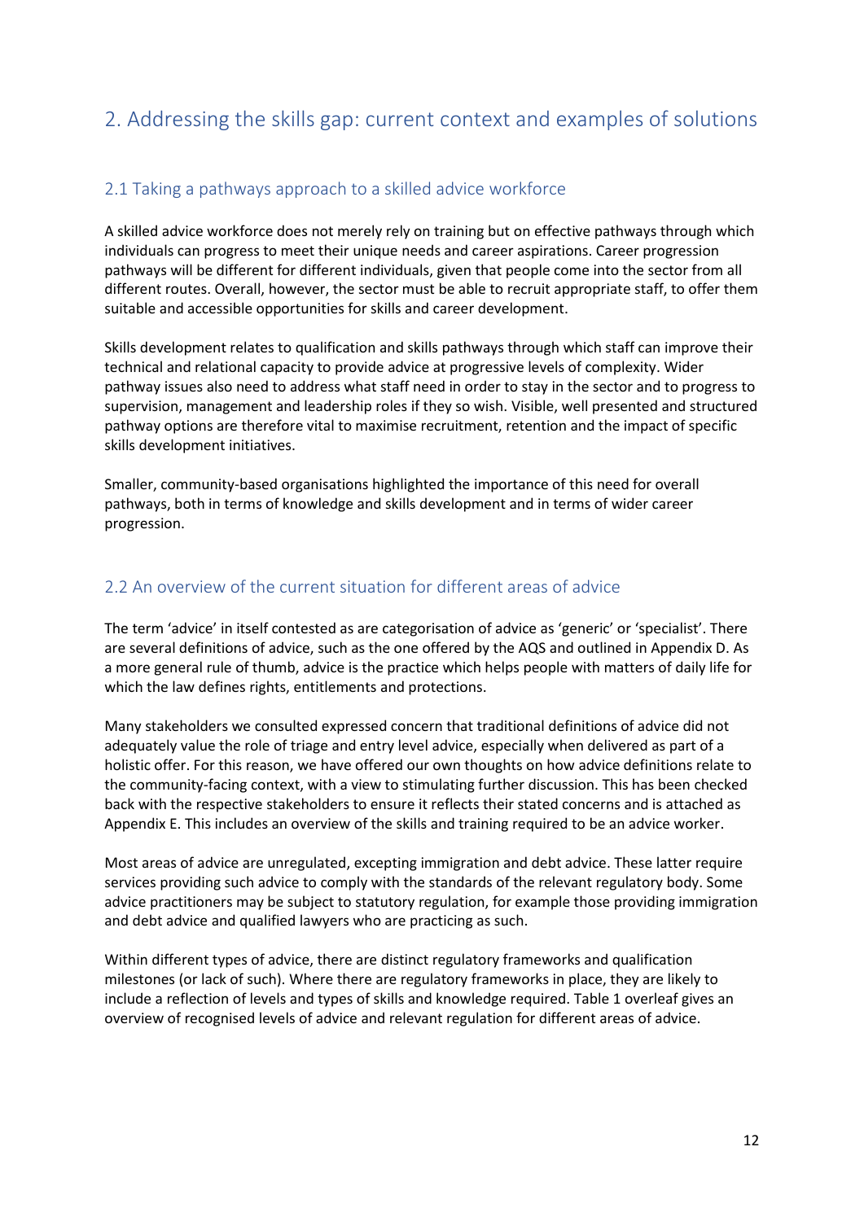## 2. Addressing the skills gap: current context and examples of solutions

### 2.1 Taking a pathways approach to a skilled advice workforce

A skilled advice workforce does not merely rely on training but on effective pathways through which individuals can progress to meet their unique needs and career aspirations. Career progression pathways will be different for different individuals, given that people come into the sector from all different routes. Overall, however, the sector must be able to recruit appropriate staff, to offer them suitable and accessible opportunities for skills and career development.

Skills development relates to qualification and skills pathways through which staff can improve their technical and relational capacity to provide advice at progressive levels of complexity. Wider pathway issues also need to address what staff need in order to stay in the sector and to progress to supervision, management and leadership roles if they so wish. Visible, well presented and structured pathway options are therefore vital to maximise recruitment, retention and the impact of specific skills development initiatives.

Smaller, community-based organisations highlighted the importance of this need for overall pathways, both in terms of knowledge and skills development and in terms of wider career progression.

### 2.2 An overview of the current situation for different areas of advice

The term 'advice' in itself contested as are categorisation of advice as 'generic' or 'specialist'. There are several definitions of advice, such as the one offered by the AQS and outlined in Appendix D. As a more general rule of thumb, advice is the practice which helps people with matters of daily life for which the law defines rights, entitlements and protections.

Many stakeholders we consulted expressed concern that traditional definitions of advice did not adequately value the role of triage and entry level advice, especially when delivered as part of a holistic offer. For this reason, we have offered our own thoughts on how advice definitions relate to the community-facing context, with a view to stimulating further discussion. This has been checked back with the respective stakeholders to ensure it reflects their stated concerns and is attached as Appendix E. This includes an overview of the skills and training required to be an advice worker.

Most areas of advice are unregulated, excepting immigration and debt advice. These latter require services providing such advice to comply with the standards of the relevant regulatory body. Some advice practitioners may be subject to statutory regulation, for example those providing immigration and debt advice and qualified lawyers who are practicing as such.

Within different types of advice, there are distinct regulatory frameworks and qualification milestones (or lack of such). Where there are regulatory frameworks in place, they are likely to include a reflection of levels and types of skills and knowledge required. Table 1 overleaf gives an overview of recognised levels of advice and relevant regulation for different areas of advice.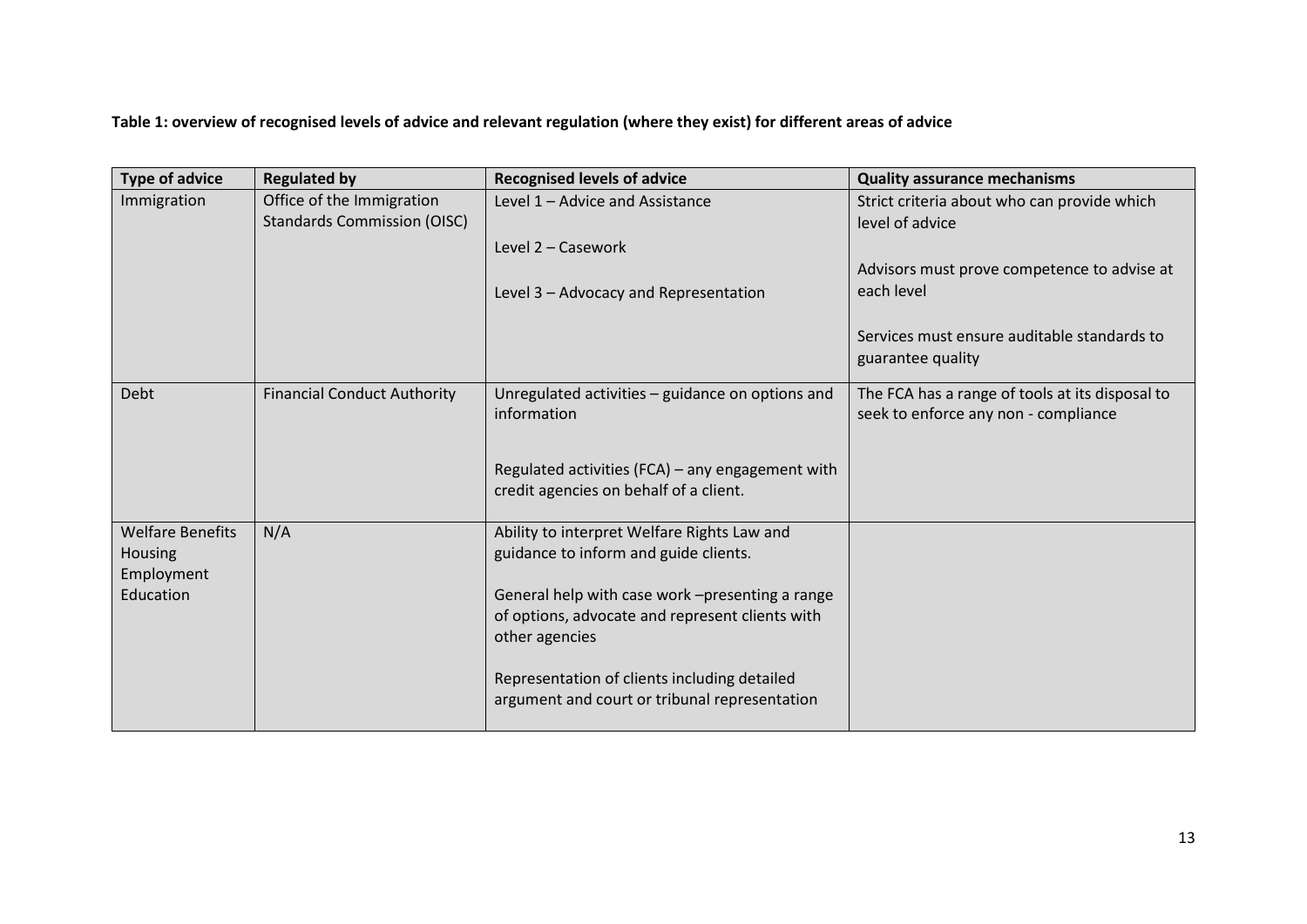**Table 1: overview of recognised levels of advice and relevant regulation (where they exist) for different areas of advice**

| Type of advice | Regulated by | Recognised levels of advice | Quality assurance mechanisms |
|---|---|---|---|
| Immigration | Office of the Immigration Standards Commission (OISC) | Level 1 – Advice and Assistance<br><br>Level 2 – Casework<br><br>Level 3 – Advocacy and Representation | Strict criteria about who can provide which level of advice<br><br>Advisors must prove competence to advise at each level<br><br>Services must ensure auditable standards to guarantee quality |
| Debt | Financial Conduct Authority | Unregulated activities – guidance on options and information<br><br>Regulated activities (FCA) – any engagement with credit agencies on behalf of a client. | The FCA has a range of tools at its disposal to seek to enforce any non - compliance |
| Welfare Benefits<br>Housing<br>Employment<br>Education | N/A | Ability to interpret Welfare Rights Law and guidance to inform and guide clients.<br><br>General help with case work –presenting a range of options, advocate and represent clients with other agencies<br><br>Representation of clients including detailed argument and court or tribunal representation | |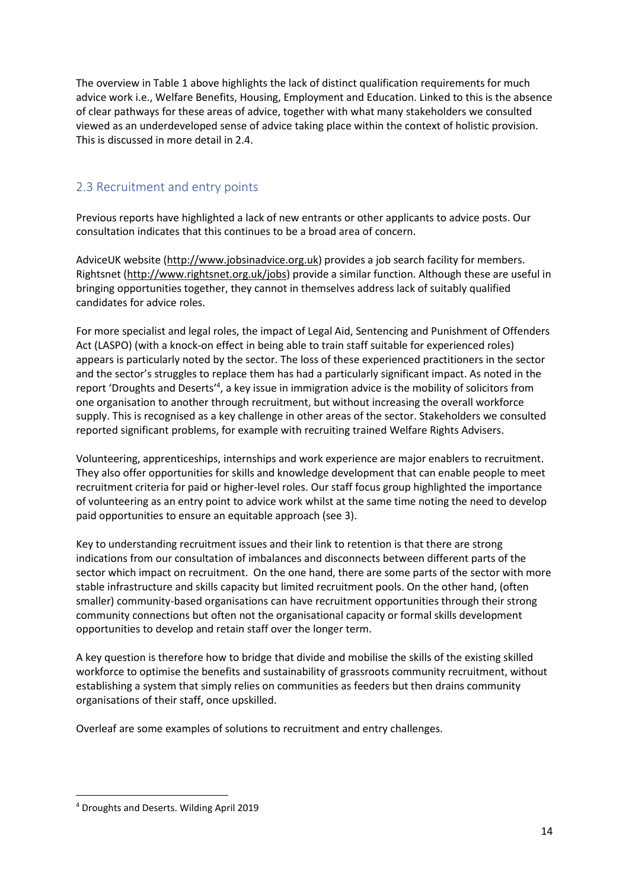The overview in Table 1 above highlights the lack of distinct qualification requirements for much advice work i.e., Welfare Benefits, Housing, Employment and Education. Linked to this is the absence of clear pathways for these areas of advice, together with what many stakeholders we consulted viewed as an underdeveloped sense of advice taking place within the context of holistic provision. This is discussed in more detail in 2.4.

## 2.3 Recruitment and entry points

Previous reports have highlighted a lack of new entrants or other applicants to advice posts. Our consultation indicates that this continues to be a broad area of concern.

AdviceUK website (http://www.jobsinadvice.org.uk) provides a job search facility for members. Rightsnet (http://www.rightsnet.org.uk/jobs) provide a similar function. Although these are useful in bringing opportunities together, they cannot in themselves address lack of suitably qualified candidates for advice roles.

For more specialist and legal roles, the impact of Legal Aid, Sentencing and Punishment of Offenders Act (LASPO) (with a knock-on effect in being able to train staff suitable for experienced roles) appears is particularly noted by the sector. The loss of these experienced practitioners in the sector and the sector's struggles to replace them has had a particularly significant impact. As noted in the report 'Droughts and Deserts'[4], a key issue in immigration advice is the mobility of solicitors from one organisation to another through recruitment, but without increasing the overall workforce supply. This is recognised as a key challenge in other areas of the sector. Stakeholders we consulted reported significant problems, for example with recruiting trained Welfare Rights Advisers.

Volunteering, apprenticeships, internships and work experience are major enablers to recruitment. They also offer opportunities for skills and knowledge development that can enable people to meet recruitment criteria for paid or higher-level roles. Our staff focus group highlighted the importance of volunteering as an entry point to advice work whilst at the same time noting the need to develop paid opportunities to ensure an equitable approach (see 3).

Key to understanding recruitment issues and their link to retention is that there are strong indications from our consultation of imbalances and disconnects between different parts of the sector which impact on recruitment. On the one hand, there are some parts of the sector with more stable infrastructure and skills capacity but limited recruitment pools. On the other hand, (often smaller) community-based organisations can have recruitment opportunities through their strong community connections but often not the organisational capacity or formal skills development opportunities to develop and retain staff over the longer term.

A key question is therefore how to bridge that divide and mobilise the skills of the existing skilled workforce to optimise the benefits and sustainability of grassroots community recruitment, without establishing a system that simply relies on communities as feeders but then drains community organisations of their staff, once upskilled.

Overleaf are some examples of solutions to recruitment and entry challenges.

---

[4] Droughts and Deserts. Wilding April 2019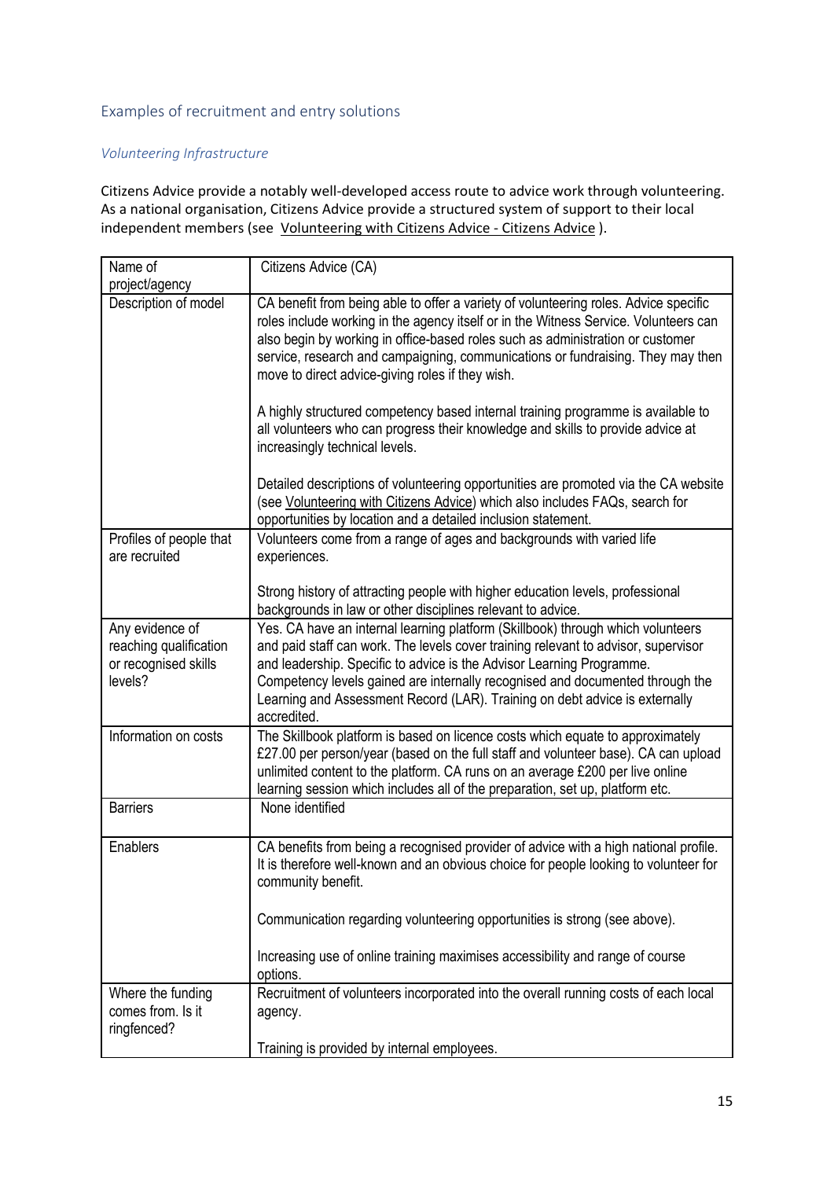## Examples of recruitment and entry solutions

### *Volunteering Infrastructure*

Citizens Advice provide a notably well-developed access route to advice work through volunteering. As a national organisation, Citizens Advice provide a structured system of support to their local independent members (see Volunteering with Citizens Advice - Citizens Advice ).

| Name of project/agency | Citizens Advice (CA) |
|---|---|
| Description of model | CA benefit from being able to offer a variety of volunteering roles. Advice specific roles include working in the agency itself or in the Witness Service. Volunteers can also begin by working in office-based roles such as administration or customer service, research and campaigning, communications or fundraising. They may then move to direct advice-giving roles if they wish.<br><br>A highly structured competency based internal training programme is available to all volunteers who can progress their knowledge and skills to provide advice at increasingly technical levels.<br><br>Detailed descriptions of volunteering opportunities are promoted via the CA website (see Volunteering with Citizens Advice) which also includes FAQs, search for opportunities by location and a detailed inclusion statement. |
| Profiles of people that are recruited | Volunteers come from a range of ages and backgrounds with varied life experiences.<br><br>Strong history of attracting people with higher education levels, professional backgrounds in law or other disciplines relevant to advice. |
| Any evidence of reaching qualification or recognised skills levels? | Yes. CA have an internal learning platform (Skillbook) through which volunteers and paid staff can work. The levels cover training relevant to advisor, supervisor and leadership. Specific to advice is the Advisor Learning Programme. Competency levels gained are internally recognised and documented through the Learning and Assessment Record (LAR). Training on debt advice is externally accredited. |
| Information on costs | The Skillbook platform is based on licence costs which equate to approximately £27.00 per person/year (based on the full staff and volunteer base). CA can upload unlimited content to the platform. CA runs on an average £200 per live online learning session which includes all of the preparation, set up, platform etc. |
| Barriers | None identified |
| Enablers | CA benefits from being a recognised provider of advice with a high national profile. It is therefore well-known and an obvious choice for people looking to volunteer for community benefit.<br><br>Communication regarding volunteering opportunities is strong (see above).<br><br>Increasing use of online training maximises accessibility and range of course options. |
| Where the funding comes from. Is it ringfenced? | Recruitment of volunteers incorporated into the overall running costs of each local agency.<br><br>Training is provided by internal employees. |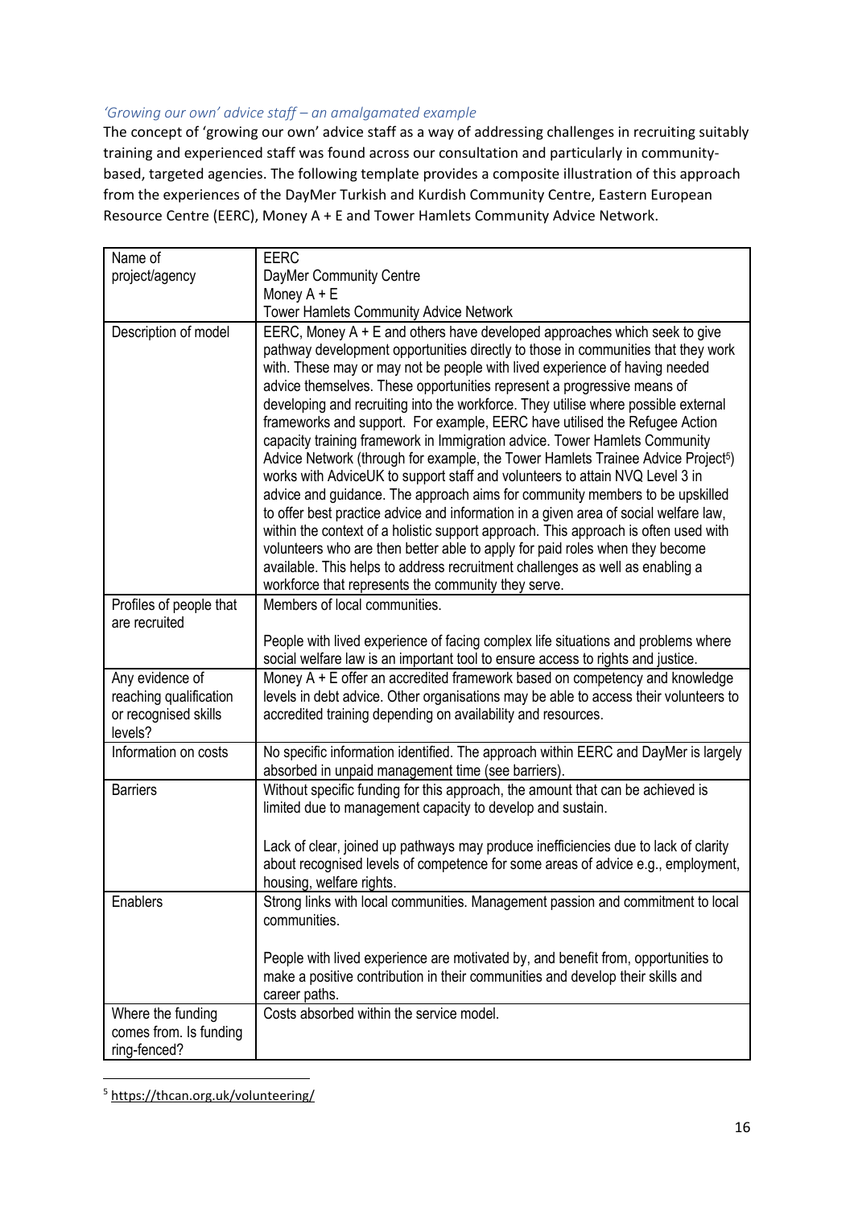*'Growing our own' advice staff – an amalgamated example*

The concept of 'growing our own' advice staff as a way of addressing challenges in recruiting suitably training and experienced staff was found across our consultation and particularly in community-based, targeted agencies. The following template provides a composite illustration of this approach from the experiences of the DayMer Turkish and Kurdish Community Centre, Eastern European Resource Centre (EERC), Money A + E and Tower Hamlets Community Advice Network.

| Name of project/agency | EERC<br>DayMer Community Centre<br>Money A + E<br>Tower Hamlets Community Advice Network |
|---|---|
| Description of model | EERC, Money A + E and others have developed approaches which seek to give pathway development opportunities directly to those in communities that they work with. These may or may not be people with lived experience of having needed advice themselves. These opportunities represent a progressive means of developing and recruiting into the workforce. They utilise where possible external frameworks and support. For example, EERC have utilised the Refugee Action capacity training framework in Immigration advice. Tower Hamlets Community Advice Network (through for example, the Tower Hamlets Trainee Advice Project[5]) works with AdviceUK to support staff and volunteers to attain NVQ Level 3 in advice and guidance. The approach aims for community members to be upskilled to offer best practice advice and information in a given area of social welfare law, within the context of a holistic support approach. This approach is often used with volunteers who are then better able to apply for paid roles when they become available. This helps to address recruitment challenges as well as enabling a workforce that represents the community they serve. |
| Profiles of people that are recruited | Members of local communities.<br><br>People with lived experience of facing complex life situations and problems where social welfare law is an important tool to ensure access to rights and justice. |
| Any evidence of reaching qualification or recognised skills levels? | Money A + E offer an accredited framework based on competency and knowledge levels in debt advice. Other organisations may be able to access their volunteers to accredited training depending on availability and resources. |
| Information on costs | No specific information identified. The approach within EERC and DayMer is largely absorbed in unpaid management time (see barriers). |
| Barriers | Without specific funding for this approach, the amount that can be achieved is limited due to management capacity to develop and sustain.<br><br>Lack of clear, joined up pathways may produce inefficiencies due to lack of clarity about recognised levels of competence for some areas of advice e.g., employment, housing, welfare rights. |
| Enablers | Strong links with local communities. Management passion and commitment to local communities.<br><br>People with lived experience are motivated by, and benefit from, opportunities to make a positive contribution in their communities and develop their skills and career paths. |
| Where the funding comes from. Is funding ring-fenced? | Costs absorbed within the service model. |

[5] https://thcan.org.uk/volunteering/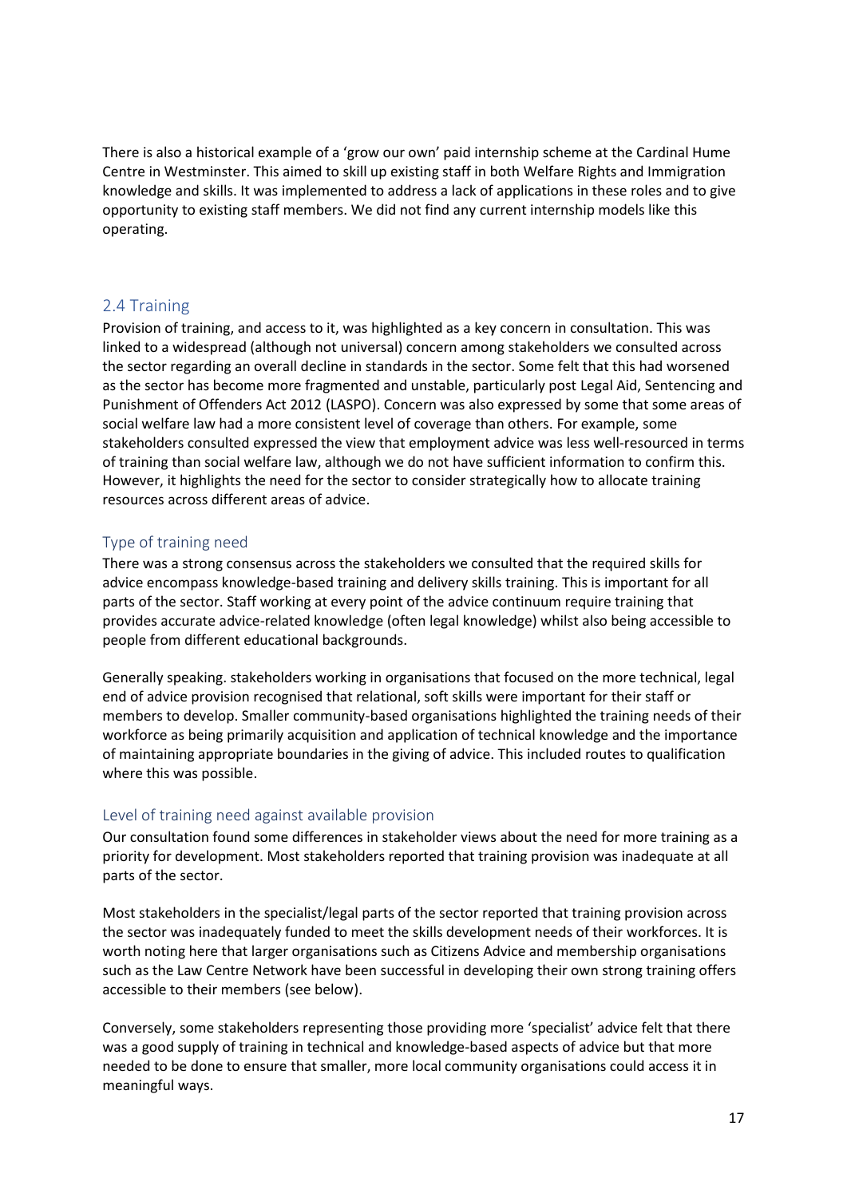There is also a historical example of a 'grow our own' paid internship scheme at the Cardinal Hume Centre in Westminster. This aimed to skill up existing staff in both Welfare Rights and Immigration knowledge and skills. It was implemented to address a lack of applications in these roles and to give opportunity to existing staff members. We did not find any current internship models like this operating.

## 2.4 Training

Provision of training, and access to it, was highlighted as a key concern in consultation. This was linked to a widespread (although not universal) concern among stakeholders we consulted across the sector regarding an overall decline in standards in the sector. Some felt that this had worsened as the sector has become more fragmented and unstable, particularly post Legal Aid, Sentencing and Punishment of Offenders Act 2012 (LASPO). Concern was also expressed by some that some areas of social welfare law had a more consistent level of coverage than others. For example, some stakeholders consulted expressed the view that employment advice was less well-resourced in terms of training than social welfare law, although we do not have sufficient information to confirm this. However, it highlights the need for the sector to consider strategically how to allocate training resources across different areas of advice.

### Type of training need

There was a strong consensus across the stakeholders we consulted that the required skills for advice encompass knowledge-based training and delivery skills training. This is important for all parts of the sector. Staff working at every point of the advice continuum require training that provides accurate advice-related knowledge (often legal knowledge) whilst also being accessible to people from different educational backgrounds.

Generally speaking. stakeholders working in organisations that focused on the more technical, legal end of advice provision recognised that relational, soft skills were important for their staff or members to develop. Smaller community-based organisations highlighted the training needs of their workforce as being primarily acquisition and application of technical knowledge and the importance of maintaining appropriate boundaries in the giving of advice. This included routes to qualification where this was possible.

### Level of training need against available provision

Our consultation found some differences in stakeholder views about the need for more training as a priority for development. Most stakeholders reported that training provision was inadequate at all parts of the sector.

Most stakeholders in the specialist/legal parts of the sector reported that training provision across the sector was inadequately funded to meet the skills development needs of their workforces. It is worth noting here that larger organisations such as Citizens Advice and membership organisations such as the Law Centre Network have been successful in developing their own strong training offers accessible to their members (see below).

Conversely, some stakeholders representing those providing more 'specialist' advice felt that there was a good supply of training in technical and knowledge-based aspects of advice but that more needed to be done to ensure that smaller, more local community organisations could access it in meaningful ways.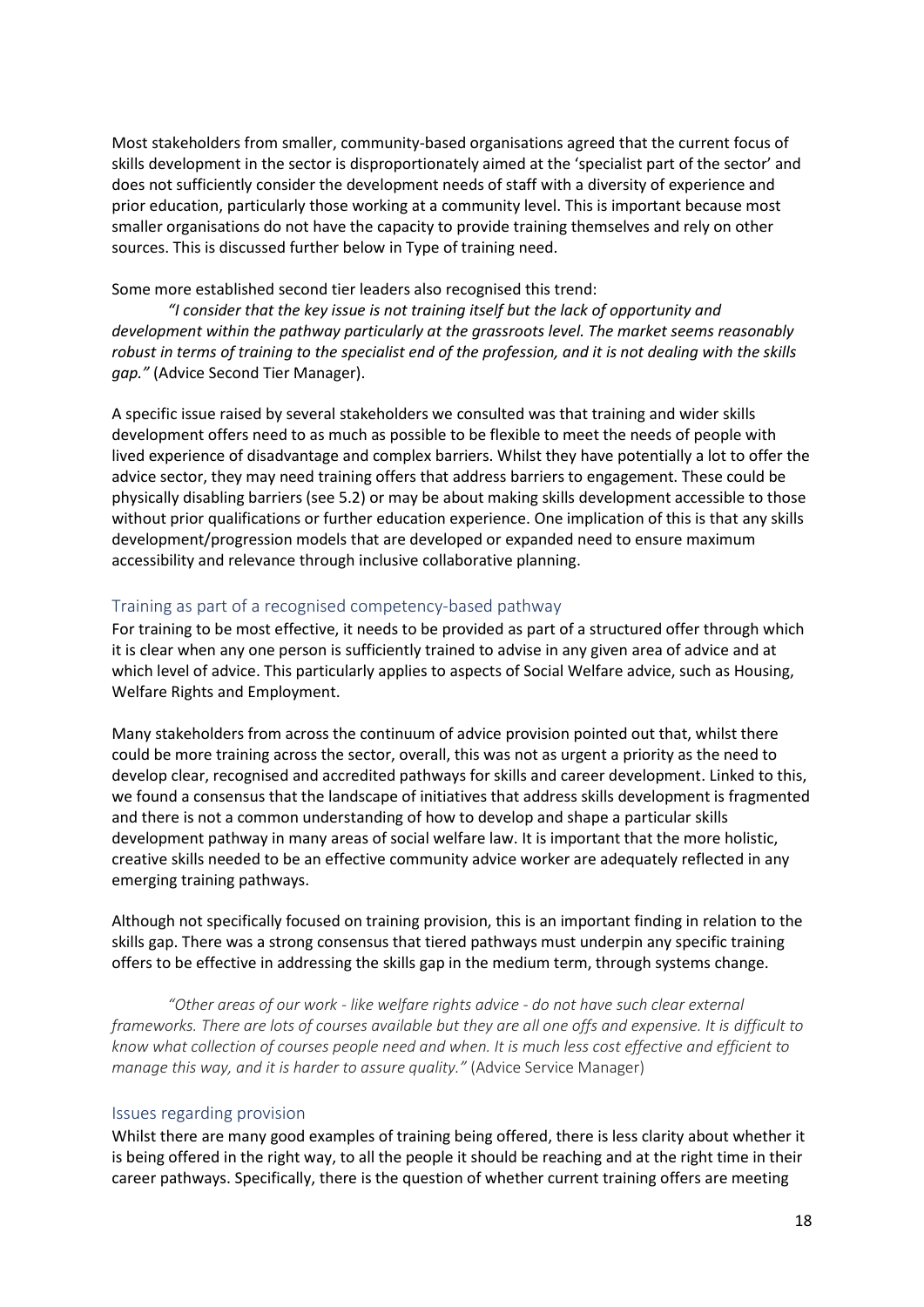Most stakeholders from smaller, community-based organisations agreed that the current focus of skills development in the sector is disproportionately aimed at the 'specialist part of the sector' and does not sufficiently consider the development needs of staff with a diversity of experience and prior education, particularly those working at a community level. This is important because most smaller organisations do not have the capacity to provide training themselves and rely on other sources. This is discussed further below in Type of training need.

Some more established second tier leaders also recognised this trend:

> *"I consider that the key issue is not training itself but the lack of opportunity and development within the pathway particularly at the grassroots level. The market seems reasonably robust in terms of training to the specialist end of the profession, and it is not dealing with the skills gap."* (Advice Second Tier Manager).

A specific issue raised by several stakeholders we consulted was that training and wider skills development offers need to as much as possible to be flexible to meet the needs of people with lived experience of disadvantage and complex barriers. Whilst they have potentially a lot to offer the advice sector, they may need training offers that address barriers to engagement. These could be physically disabling barriers (see 5.2) or may be about making skills development accessible to those without prior qualifications or further education experience. One implication of this is that any skills development/progression models that are developed or expanded need to ensure maximum accessibility and relevance through inclusive collaborative planning.

### Training as part of a recognised competency-based pathway

For training to be most effective, it needs to be provided as part of a structured offer through which it is clear when any one person is sufficiently trained to advise in any given area of advice and at which level of advice. This particularly applies to aspects of Social Welfare advice, such as Housing, Welfare Rights and Employment.

Many stakeholders from across the continuum of advice provision pointed out that, whilst there could be more training across the sector, overall, this was not as urgent a priority as the need to develop clear, recognised and accredited pathways for skills and career development. Linked to this, we found a consensus that the landscape of initiatives that address skills development is fragmented and there is not a common understanding of how to develop and shape a particular skills development pathway in many areas of social welfare law. It is important that the more holistic, creative skills needed to be an effective community advice worker are adequately reflected in any emerging training pathways.

Although not specifically focused on training provision, this is an important finding in relation to the skills gap. There was a strong consensus that tiered pathways must underpin any specific training offers to be effective in addressing the skills gap in the medium term, through systems change.

> *"Other areas of our work - like welfare rights advice - do not have such clear external frameworks. There are lots of courses available but they are all one offs and expensive. It is difficult to know what collection of courses people need and when. It is much less cost effective and efficient to manage this way, and it is harder to assure quality."* (Advice Service Manager)

### Issues regarding provision

Whilst there are many good examples of training being offered, there is less clarity about whether it is being offered in the right way, to all the people it should be reaching and at the right time in their career pathways. Specifically, there is the question of whether current training offers are meeting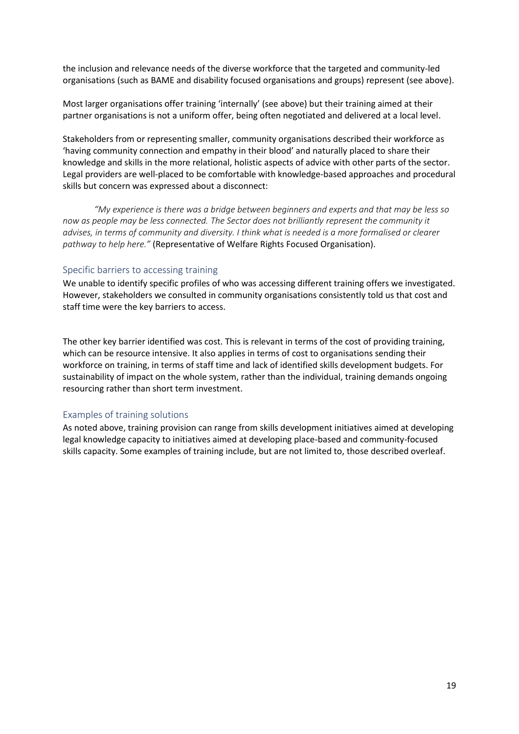the inclusion and relevance needs of the diverse workforce that the targeted and community-led organisations (such as BAME and disability focused organisations and groups) represent (see above).

Most larger organisations offer training 'internally' (see above) but their training aimed at their partner organisations is not a uniform offer, being often negotiated and delivered at a local level.

Stakeholders from or representing smaller, community organisations described their workforce as 'having community connection and empathy in their blood' and naturally placed to share their knowledge and skills in the more relational, holistic aspects of advice with other parts of the sector. Legal providers are well-placed to be comfortable with knowledge-based approaches and procedural skills but concern was expressed about a disconnect:

> *"My experience is there was a bridge between beginners and experts and that may be less so now as people may be less connected. The Sector does not brilliantly represent the community it advises, in terms of community and diversity. I think what is needed is a more formalised or clearer pathway to help here."* (Representative of Welfare Rights Focused Organisation).

## Specific barriers to accessing training

We unable to identify specific profiles of who was accessing different training offers we investigated. However, stakeholders we consulted in community organisations consistently told us that cost and staff time were the key barriers to access.

The other key barrier identified was cost. This is relevant in terms of the cost of providing training, which can be resource intensive. It also applies in terms of cost to organisations sending their workforce on training, in terms of staff time and lack of identified skills development budgets. For sustainability of impact on the whole system, rather than the individual, training demands ongoing resourcing rather than short term investment.

## Examples of training solutions

As noted above, training provision can range from skills development initiatives aimed at developing legal knowledge capacity to initiatives aimed at developing place-based and community-focused skills capacity. Some examples of training include, but are not limited to, those described overleaf.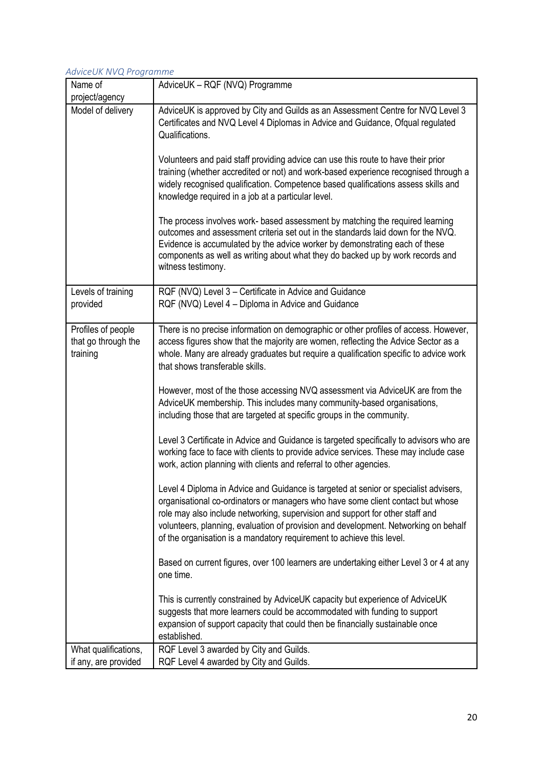*AdviceUK NVQ Programme*

| Name of project/agency | AdviceUK – RQF (NVQ) Programme |
|---|---|
| Model of delivery | AdviceUK is approved by City and Guilds as an Assessment Centre for NVQ Level 3 Certificates and NVQ Level 4 Diplomas in Advice and Guidance, Ofqual regulated Qualifications.<br><br>Volunteers and paid staff providing advice can use this route to have their prior training (whether accredited or not) and work-based experience recognised through a widely recognised qualification. Competence based qualifications assess skills and knowledge required in a job at a particular level.<br><br>The process involves work- based assessment by matching the required learning outcomes and assessment criteria set out in the standards laid down for the NVQ. Evidence is accumulated by the advice worker by demonstrating each of these components as well as writing about what they do backed up by work records and witness testimony. |
| Levels of training provided | RQF (NVQ) Level 3 – Certificate in Advice and Guidance<br>RQF (NVQ) Level 4 – Diploma in Advice and Guidance |
| Profiles of people that go through the training | There is no precise information on demographic or other profiles of access. However, access figures show that the majority are women, reflecting the Advice Sector as a whole. Many are already graduates but require a qualification specific to advice work that shows transferable skills.<br><br>However, most of the those accessing NVQ assessment via AdviceUK are from the AdviceUK membership. This includes many community-based organisations, including those that are targeted at specific groups in the community.<br><br>Level 3 Certificate in Advice and Guidance is targeted specifically to advisors who are working face to face with clients to provide advice services. These may include case work, action planning with clients and referral to other agencies.<br><br>Level 4 Diploma in Advice and Guidance is targeted at senior or specialist advisers, organisational co-ordinators or managers who have some client contact but whose role may also include networking, supervision and support for other staff and volunteers, planning, evaluation of provision and development. Networking on behalf of the organisation is a mandatory requirement to achieve this level.<br><br>Based on current figures, over 100 learners are undertaking either Level 3 or 4 at any one time.<br><br>This is currently constrained by AdviceUK capacity but experience of AdviceUK suggests that more learners could be accommodated with funding to support expansion of support capacity that could then be financially sustainable once established. |
| What qualifications, if any, are provided | RQF Level 3 awarded by City and Guilds.<br>RQF Level 4 awarded by City and Guilds. |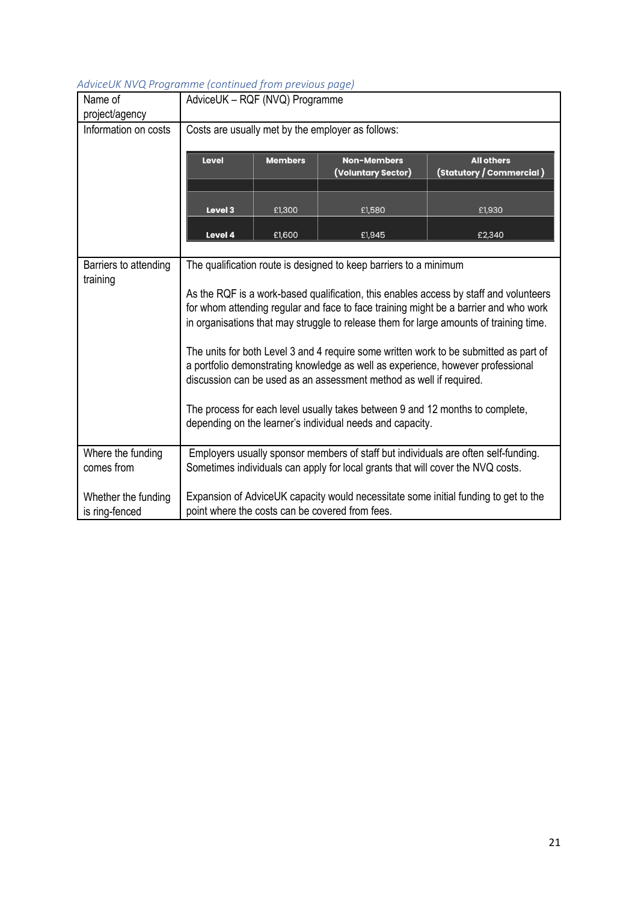*AdviceUK NVQ Programme (continued from previous page)*

| Name of project/agency | AdviceUK – RQF (NVQ) Programme |
|---|---|
| Information on costs | Costs are usually met by the employer as follows:<br><br>**Level** / **Members** / **Non-Members (Voluntary Sector)** / **All others (Statutory / Commercial )**<br>Level 3: £1,300 / £1,580 / £1,930<br>Level 4: £1,600 / £1,945 / £2,340 |
| Barriers to attending training | The qualification route is designed to keep barriers to a minimum<br><br>As the RQF is a work-based qualification, this enables access by staff and volunteers for whom attending regular and face to face training might be a barrier and who work in organisations that may struggle to release them for large amounts of training time.<br><br>The units for both Level 3 and 4 require some written work to be submitted as part of a portfolio demonstrating knowledge as well as experience, however professional discussion can be used as an assessment method as well if required.<br><br>The process for each level usually takes between 9 and 12 months to complete, depending on the learner's individual needs and capacity. |
| Where the funding comes from | Employers usually sponsor members of staff but individuals are often self-funding. Sometimes individuals can apply for local grants that will cover the NVQ costs. |
| Whether the funding is ring-fenced | Expansion of AdviceUK capacity would necessitate some initial funding to get to the point where the costs can be covered from fees. |

| Level | Members | Non-Members (Voluntary Sector) | All others (Statutory / Commercial ) |
|---|---|---|---|
| Level 3 | £1,300 | £1,580 | £1,930 |
| Level 4 | £1,600 | £1,945 | £2,340 |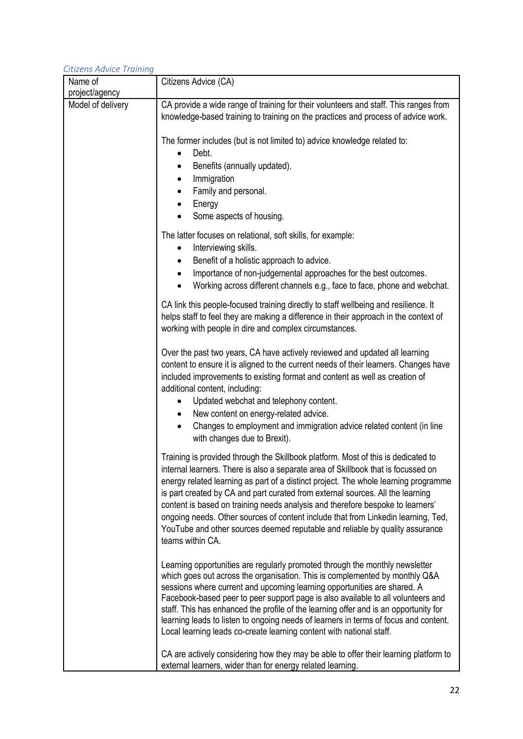*Citizens Advice Training*

| Name of project/agency | Citizens Advice (CA) |
|---|---|
| Model of delivery | CA provide a wide range of training for their volunteers and staff. This ranges from knowledge-based training to training on the practices and process of advice work.<br><br>The former includes (but is not limited to) advice knowledge related to:<br>• Debt.<br>• Benefits (annually updated).<br>• Immigration<br>• Family and personal.<br>• Energy<br>• Some aspects of housing.<br><br>The latter focuses on relational, soft skills, for example:<br>• Interviewing skills.<br>• Benefit of a holistic approach to advice.<br>• Importance of non-judgemental approaches for the best outcomes.<br>• Working across different channels e.g., face to face, phone and webchat.<br><br>CA link this people-focused training directly to staff wellbeing and resilience. It helps staff to feel they are making a difference in their approach in the context of working with people in dire and complex circumstances.<br><br>Over the past two years, CA have actively reviewed and updated all learning content to ensure it is aligned to the current needs of their learners. Changes have included improvements to existing format and content as well as creation of additional content, including:<br>• Updated webchat and telephony content.<br>• New content on energy-related advice.<br>• Changes to employment and immigration advice related content (in line with changes due to Brexit).<br><br>Training is provided through the Skillbook platform. Most of this is dedicated to internal learners. There is also a separate area of Skillbook that is focussed on energy related learning as part of a distinct project. The whole learning programme is part created by CA and part curated from external sources. All the learning content is based on training needs analysis and therefore bespoke to learners' ongoing needs. Other sources of content include that from Linkedin learning, Ted, YouTube and other sources deemed reputable and reliable by quality assurance teams within CA.<br><br>Learning opportunities are regularly promoted through the monthly newsletter which goes out across the organisation. This is complemented by monthly Q&A sessions where current and upcoming learning opportunities are shared. A Facebook-based peer to peer support page is also available to all volunteers and staff. This has enhanced the profile of the learning offer and is an opportunity for learning leads to listen to ongoing needs of learners in terms of focus and content. Local learning leads co-create learning content with national staff.<br><br>CA are actively considering how they may be able to offer their learning platform to external learners, wider than for energy related learning. |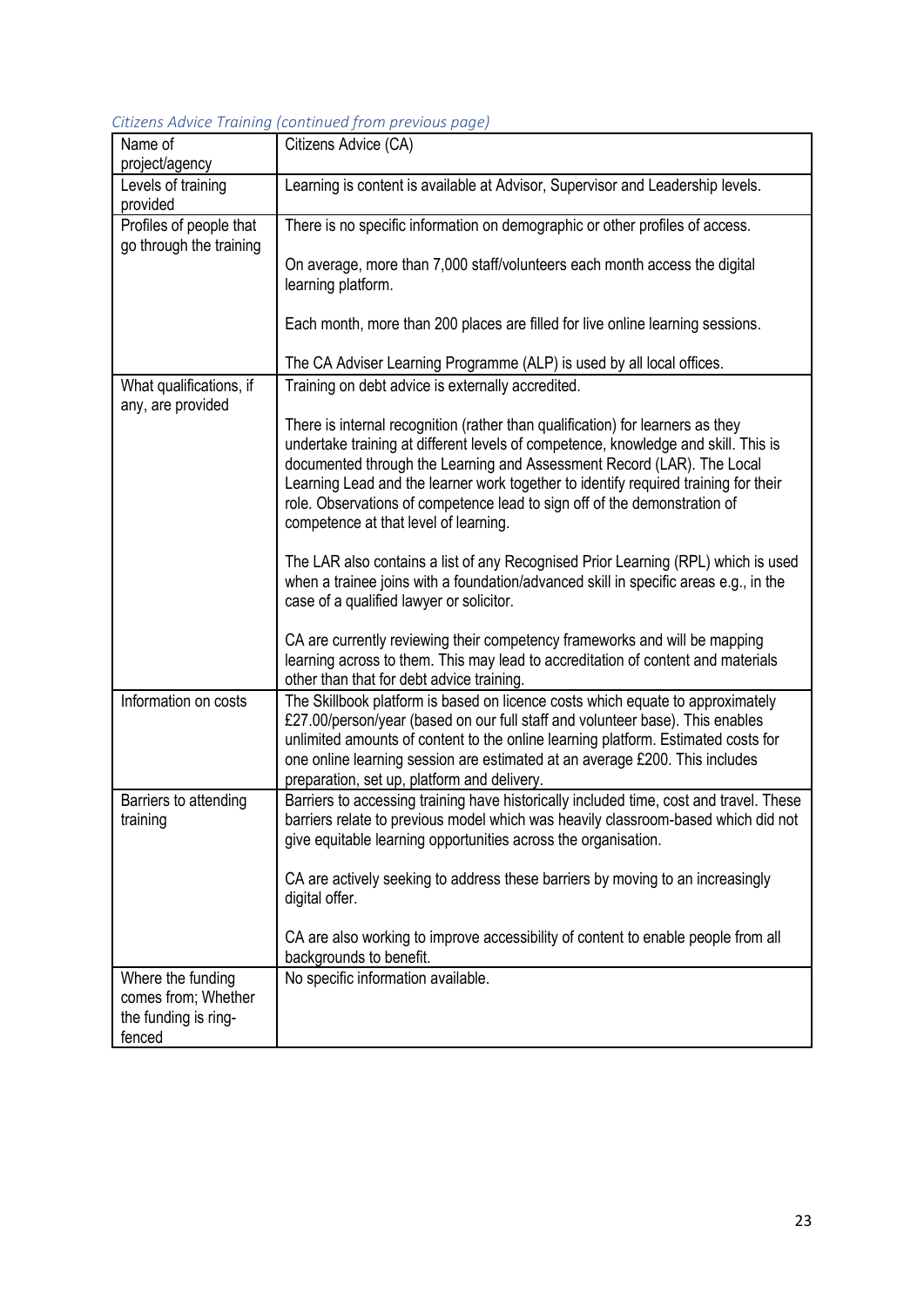*Citizens Advice Training (continued from previous page)*

| Name of project/agency | Citizens Advice (CA) |
|---|---|
| Levels of training provided | Learning is content is available at Advisor, Supervisor and Leadership levels. |
| Profiles of people that go through the training | There is no specific information on demographic or other profiles of access.<br><br>On average, more than 7,000 staff/volunteers each month access the digital learning platform.<br><br>Each month, more than 200 places are filled for live online learning sessions.<br><br>The CA Adviser Learning Programme (ALP) is used by all local offices. |
| What qualifications, if any, are provided | Training on debt advice is externally accredited.<br><br>There is internal recognition (rather than qualification) for learners as they undertake training at different levels of competence, knowledge and skill. This is documented through the Learning and Assessment Record (LAR). The Local Learning Lead and the learner work together to identify required training for their role. Observations of competence lead to sign off of the demonstration of competence at that level of learning.<br><br>The LAR also contains a list of any Recognised Prior Learning (RPL) which is used when a trainee joins with a foundation/advanced skill in specific areas e.g., in the case of a qualified lawyer or solicitor.<br><br>CA are currently reviewing their competency frameworks and will be mapping learning across to them. This may lead to accreditation of content and materials other than that for debt advice training. |
| Information on costs | The Skillbook platform is based on licence costs which equate to approximately £27.00/person/year (based on our full staff and volunteer base). This enables unlimited amounts of content to the online learning platform. Estimated costs for one online learning session are estimated at an average £200. This includes preparation, set up, platform and delivery. |
| Barriers to attending training | Barriers to accessing training have historically included time, cost and travel. These barriers relate to previous model which was heavily classroom-based which did not give equitable learning opportunities across the organisation.<br><br>CA are actively seeking to address these barriers by moving to an increasingly digital offer.<br><br>CA are also working to improve accessibility of content to enable people from all backgrounds to benefit. |
| Where the funding comes from; Whether the funding is ring-fenced | No specific information available. |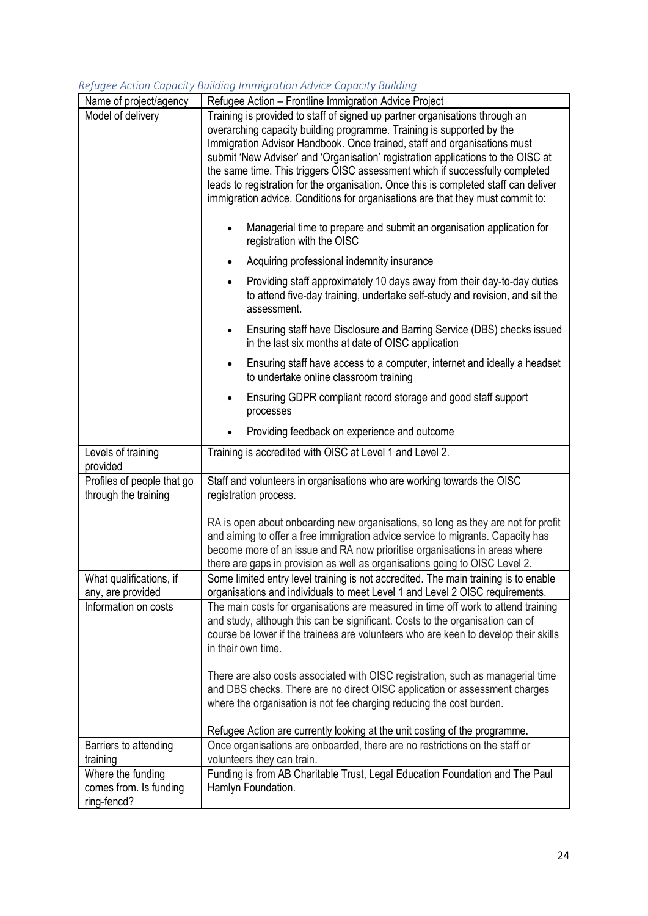*Refugee Action Capacity Building Immigration Advice Capacity Building*

| Name of project/agency | Refugee Action – Frontline Immigration Advice Project |
|---|---|
| Model of delivery | Training is provided to staff of signed up partner organisations through an overarching capacity building programme. Training is supported by the Immigration Advisor Handbook. Once trained, staff and organisations must submit 'New Adviser' and 'Organisation' registration applications to the OISC at the same time. This triggers OISC assessment which if successfully completed leads to registration for the organisation. Once this is completed staff can deliver immigration advice. Conditions for organisations are that they must commit to:<br><br>• Managerial time to prepare and submit an organisation application for registration with the OISC<br>• Acquiring professional indemnity insurance<br>• Providing staff approximately 10 days away from their day-to-day duties to attend five-day training, undertake self-study and revision, and sit the assessment.<br>• Ensuring staff have Disclosure and Barring Service (DBS) checks issued in the last six months at date of OISC application<br>• Ensuring staff have access to a computer, internet and ideally a headset to undertake online classroom training<br>• Ensuring GDPR compliant record storage and good staff support processes<br>• Providing feedback on experience and outcome |
| Levels of training provided | Training is accredited with OISC at Level 1 and Level 2. |
| Profiles of people that go through the training | Staff and volunteers in organisations who are working towards the OISC registration process.<br><br>RA is open about onboarding new organisations, so long as they are not for profit and aiming to offer a free immigration advice service to migrants. Capacity has become more of an issue and RA now prioritise organisations in areas where there are gaps in provision as well as organisations going to OISC Level 2. |
| What qualifications, if any, are provided | Some limited entry level training is not accredited. The main training is to enable organisations and individuals to meet Level 1 and Level 2 OISC requirements. |
| Information on costs | The main costs for organisations are measured in time off work to attend training and study, although this can be significant. Costs to the organisation can of course be lower if the trainees are volunteers who are keen to develop their skills in their own time.<br><br>There are also costs associated with OISC registration, such as managerial time and DBS checks. There are no direct OISC application or assessment charges where the organisation is not fee charging reducing the cost burden.<br><br>Refugee Action are currently looking at the unit costing of the programme. |
| Barriers to attending training | Once organisations are onboarded, there are no restrictions on the staff or volunteers they can train. |
| Where the funding comes from. Is funding ring-fencd? | Funding is from AB Charitable Trust, Legal Education Foundation and The Paul Hamlyn Foundation. |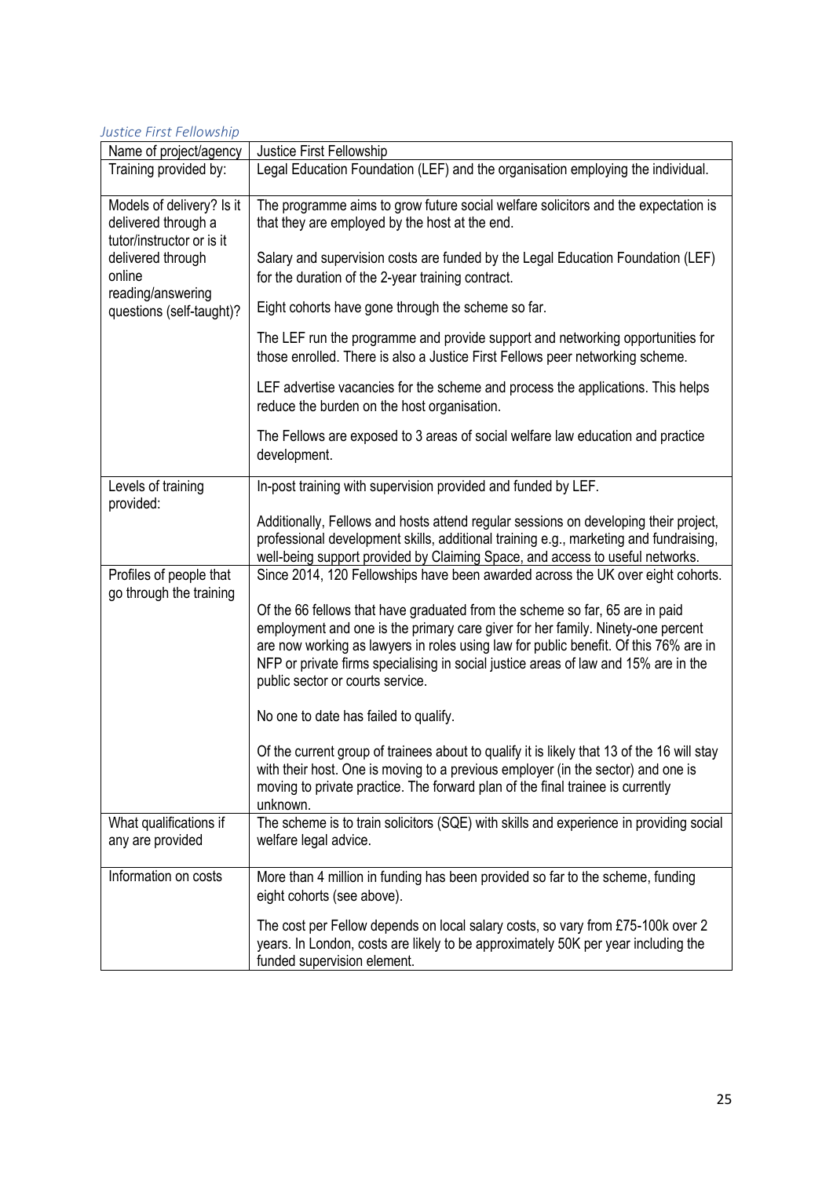*Justice First Fellowship*

| Name of project/agency | Justice First Fellowship |
|---|---|
| Training provided by: | Legal Education Foundation (LEF) and the organisation employing the individual. |
| Models of delivery? Is it delivered through a tutor/instructor or is it delivered through online reading/answering questions (self-taught)? | The programme aims to grow future social welfare solicitors and the expectation is that they are employed by the host at the end.<br><br>Salary and supervision costs are funded by the Legal Education Foundation (LEF) for the duration of the 2-year training contract.<br><br>Eight cohorts have gone through the scheme so far.<br><br>The LEF run the programme and provide support and networking opportunities for those enrolled. There is also a Justice First Fellows peer networking scheme.<br><br>LEF advertise vacancies for the scheme and process the applications. This helps reduce the burden on the host organisation.<br><br>The Fellows are exposed to 3 areas of social welfare law education and practice development. |
| Levels of training provided: | In-post training with supervision provided and funded by LEF.<br><br>Additionally, Fellows and hosts attend regular sessions on developing their project, professional development skills, additional training e.g., marketing and fundraising, well-being support provided by Claiming Space, and access to useful networks. |
| Profiles of people that go through the training | Since 2014, 120 Fellowships have been awarded across the UK over eight cohorts.<br><br>Of the 66 fellows that have graduated from the scheme so far, 65 are in paid employment and one is the primary care giver for her family. Ninety-one percent are now working as lawyers in roles using law for public benefit. Of this 76% are in NFP or private firms specialising in social justice areas of law and 15% are in the public sector or courts service.<br><br>No one to date has failed to qualify.<br><br>Of the current group of trainees about to qualify it is likely that 13 of the 16 will stay with their host. One is moving to a previous employer (in the sector) and one is moving to private practice. The forward plan of the final trainee is currently unknown. |
| What qualifications if any are provided | The scheme is to train solicitors (SQE) with skills and experience in providing social welfare legal advice. |
| Information on costs | More than 4 million in funding has been provided so far to the scheme, funding eight cohorts (see above).<br><br>The cost per Fellow depends on local salary costs, so vary from £75-100k over 2 years. In London, costs are likely to be approximately 50K per year including the funded supervision element. |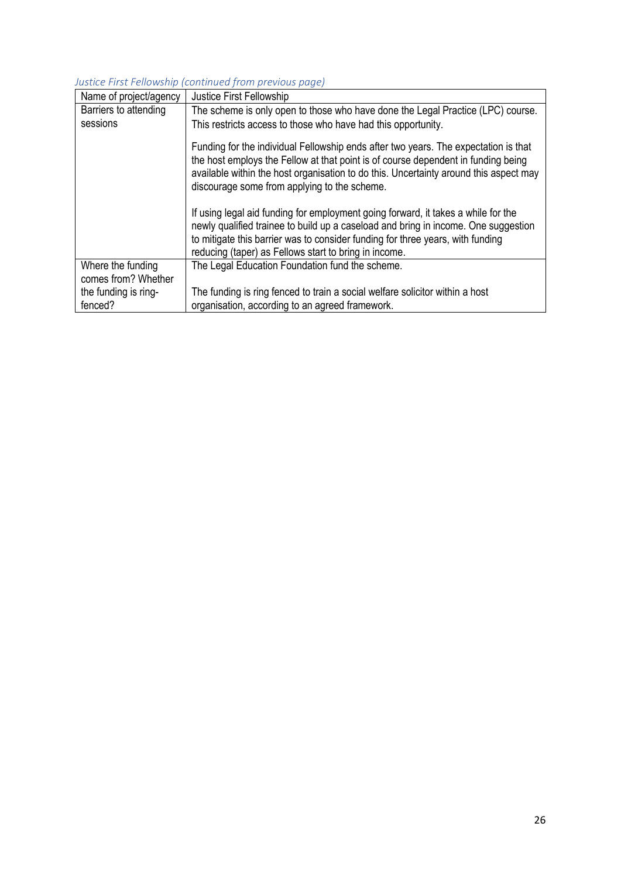*Justice First Fellowship (continued from previous page)*

| Name of project/agency | Justice First Fellowship |
|---|---|
| Barriers to attending sessions | The scheme is only open to those who have done the Legal Practice (LPC) course. This restricts access to those who have had this opportunity.<br><br>Funding for the individual Fellowship ends after two years. The expectation is that the host employs the Fellow at that point is of course dependent in funding being available within the host organisation to do this. Uncertainty around this aspect may discourage some from applying to the scheme.<br><br>If using legal aid funding for employment going forward, it takes a while for the newly qualified trainee to build up a caseload and bring in income. One suggestion to mitigate this barrier was to consider funding for three years, with funding reducing (taper) as Fellows start to bring in income. |
| Where the funding comes from? Whether the funding is ring-fenced? | The Legal Education Foundation fund the scheme.<br><br>The funding is ring fenced to train a social welfare solicitor within a host organisation, according to an agreed framework. |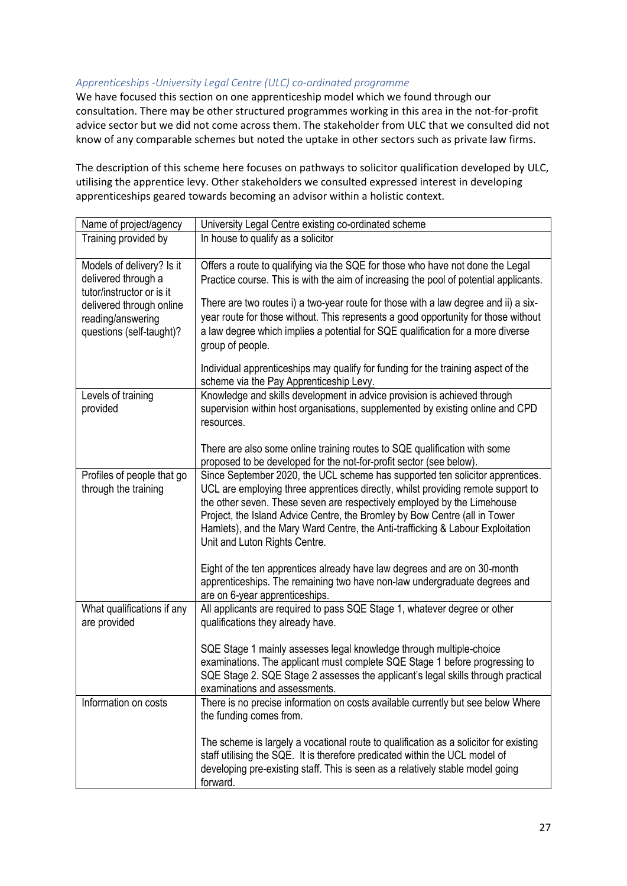*Apprenticeships -University Legal Centre (ULC) co-ordinated programme*

We have focused this section on one apprenticeship model which we found through our consultation. There may be other structured programmes working in this area in the not-for-profit advice sector but we did not come across them. The stakeholder from ULC that we consulted did not know of any comparable schemes but noted the uptake in other sectors such as private law firms.

The description of this scheme here focuses on pathways to solicitor qualification developed by ULC, utilising the apprentice levy. Other stakeholders we consulted expressed interest in developing apprenticeships geared towards becoming an advisor within a holistic context.

| Name of project/agency | University Legal Centre existing co-ordinated scheme |
|---|---|
| Training provided by | In house to qualify as a solicitor |
| Models of delivery? Is it delivered through a tutor/instructor or is it delivered through online reading/answering questions (self-taught)? | Offers a route to qualifying via the SQE for those who have not done the Legal Practice course. This is with the aim of increasing the pool of potential applicants.<br><br>There are two routes i) a two-year route for those with a law degree and ii) a six-year route for those without. This represents a good opportunity for those without a law degree which implies a potential for SQE qualification for a more diverse group of people.<br><br>Individual apprenticeships may qualify for funding for the training aspect of the scheme via the Pay Apprenticeship Levy. |
| Levels of training provided | Knowledge and skills development in advice provision is achieved through supervision within host organisations, supplemented by existing online and CPD resources.<br><br>There are also some online training routes to SQE qualification with some proposed to be developed for the not-for-profit sector (see below). |
| Profiles of people that go through the training | Since September 2020, the UCL scheme has supported ten solicitor apprentices. UCL are employing three apprentices directly, whilst providing remote support to the other seven. These seven are respectively employed by the Limehouse Project, the Island Advice Centre, the Bromley by Bow Centre (all in Tower Hamlets), and the Mary Ward Centre, the Anti-trafficking & Labour Exploitation Unit and Luton Rights Centre.<br><br>Eight of the ten apprentices already have law degrees and are on 30-month apprenticeships. The remaining two have non-law undergraduate degrees and are on 6-year apprenticeships. |
| What qualifications if any are provided | All applicants are required to pass SQE Stage 1, whatever degree or other qualifications they already have.<br><br>SQE Stage 1 mainly assesses legal knowledge through multiple-choice examinations. The applicant must complete SQE Stage 1 before progressing to SQE Stage 2. SQE Stage 2 assesses the applicant's legal skills through practical examinations and assessments. |
| Information on costs | There is no precise information on costs available currently but see below Where the funding comes from.<br><br>The scheme is largely a vocational route to qualification as a solicitor for existing staff utilising the SQE. It is therefore predicated within the UCL model of developing pre-existing staff. This is seen as a relatively stable model going forward. |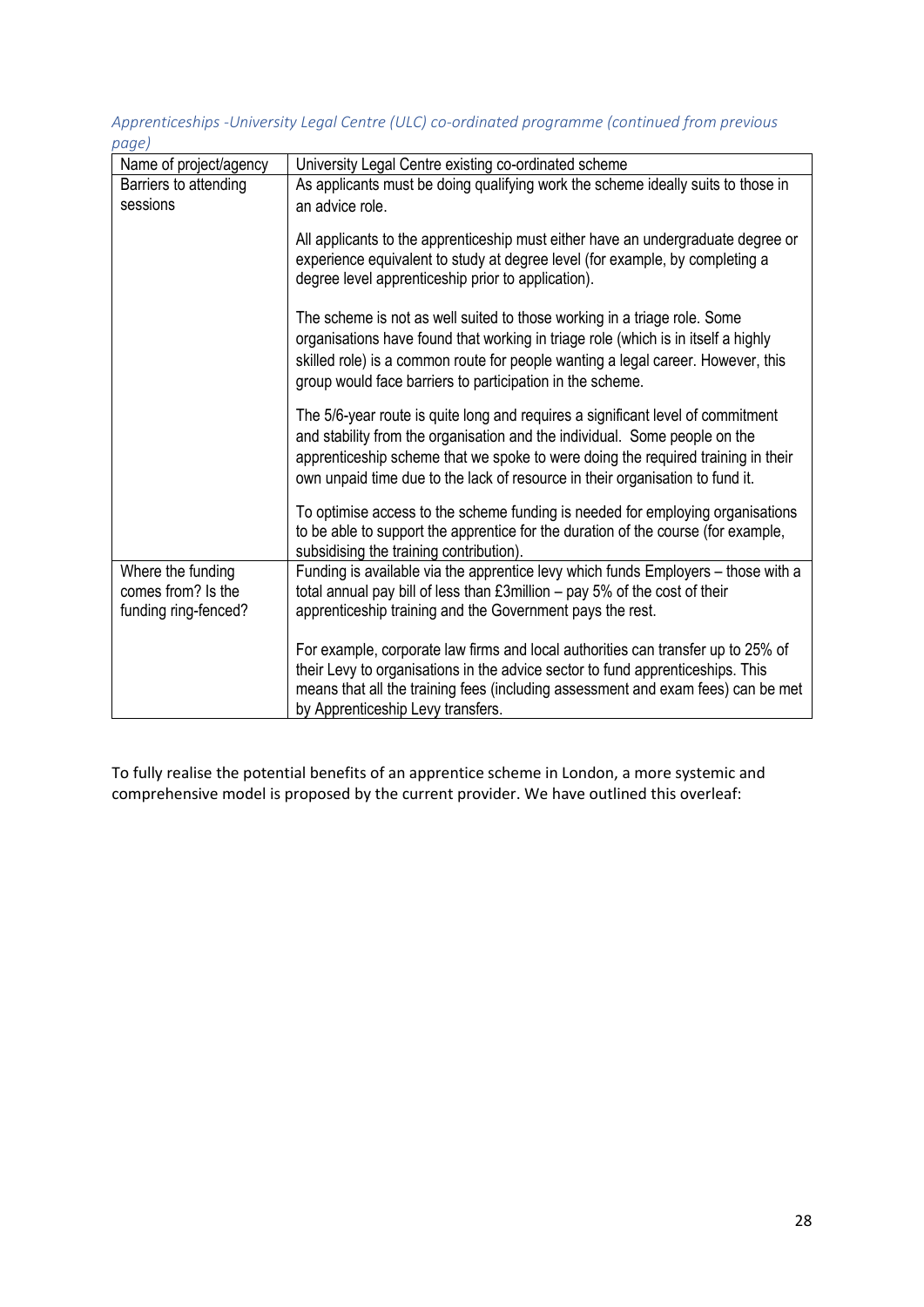*Apprenticeships -University Legal Centre (ULC) co-ordinated programme (continued from previous page)*

| Name of project/agency | University Legal Centre existing co-ordinated scheme |
|---|---|
| Barriers to attending sessions | As applicants must be doing qualifying work the scheme ideally suits to those in an advice role.<br><br>All applicants to the apprenticeship must either have an undergraduate degree or experience equivalent to study at degree level (for example, by completing a degree level apprenticeship prior to application).<br><br>The scheme is not as well suited to those working in a triage role. Some organisations have found that working in triage role (which is in itself a highly skilled role) is a common route for people wanting a legal career. However, this group would face barriers to participation in the scheme.<br><br>The 5/6-year route is quite long and requires a significant level of commitment and stability from the organisation and the individual. Some people on the apprenticeship scheme that we spoke to were doing the required training in their own unpaid time due to the lack of resource in their organisation to fund it.<br><br>To optimise access to the scheme funding is needed for employing organisations to be able to support the apprentice for the duration of the course (for example, subsidising the training contribution). |
| Where the funding comes from? Is the funding ring-fenced? | Funding is available via the apprentice levy which funds Employers – those with a total annual pay bill of less than £3million – pay 5% of the cost of their apprenticeship training and the Government pays the rest.<br><br>For example, corporate law firms and local authorities can transfer up to 25% of their Levy to organisations in the advice sector to fund apprenticeships. This means that all the training fees (including assessment and exam fees) can be met by Apprenticeship Levy transfers. |

To fully realise the potential benefits of an apprentice scheme in London, a more systemic and comprehensive model is proposed by the current provider. We have outlined this overleaf: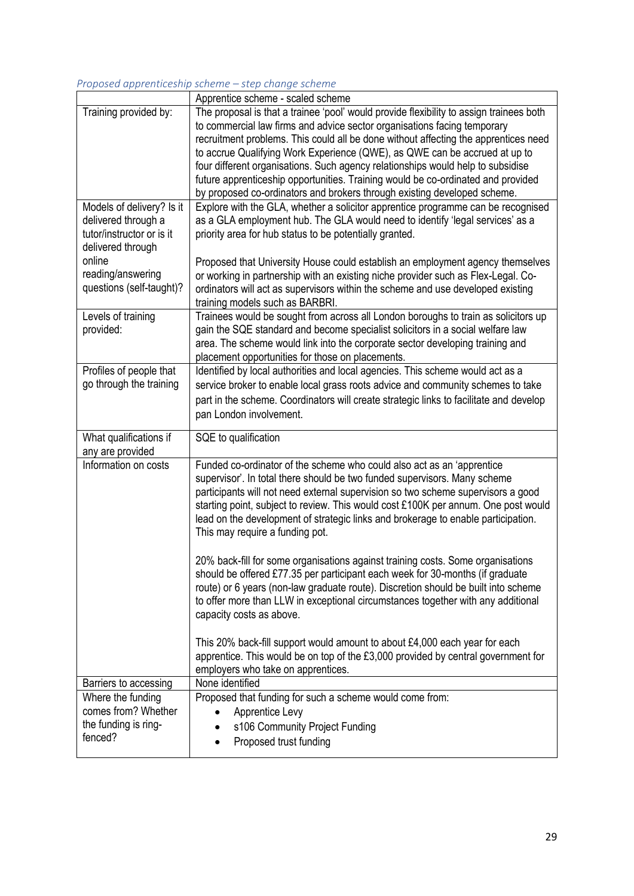*Proposed apprenticeship scheme – step change scheme*

| | Apprentice scheme - scaled scheme |
|---|---|
| Training provided by: | The proposal is that a trainee 'pool' would provide flexibility to assign trainees both to commercial law firms and advice sector organisations facing temporary recruitment problems. This could all be done without affecting the apprentices need to accrue Qualifying Work Experience (QWE), as QWE can be accrued at up to four different organisations. Such agency relationships would help to subsidise future apprenticeship opportunities. Training would be co-ordinated and provided by proposed co-ordinators and brokers through existing developed scheme. |
| Models of delivery? Is it delivered through a tutor/instructor or is it delivered through online reading/answering questions (self-taught)? | Explore with the GLA, whether a solicitor apprentice programme can be recognised as a GLA employment hub. The GLA would need to identify 'legal services' as a priority area for hub status to be potentially granted.<br><br>Proposed that University House could establish an employment agency themselves or working in partnership with an existing niche provider such as Flex-Legal. Co-ordinators will act as supervisors within the scheme and use developed existing training models such as BARBRI. |
| Levels of training provided: | Trainees would be sought from across all London boroughs to train as solicitors up gain the SQE standard and become specialist solicitors in a social welfare law area. The scheme would link into the corporate sector developing training and placement opportunities for those on placements. |
| Profiles of people that go through the training | Identified by local authorities and local agencies. This scheme would act as a service broker to enable local grass roots advice and community schemes to take part in the scheme. Coordinators will create strategic links to facilitate and develop pan London involvement. |
| What qualifications if any are provided | SQE to qualification |
| Information on costs | Funded co-ordinator of the scheme who could also act as an 'apprentice supervisor'. In total there should be two funded supervisors. Many scheme participants will not need external supervision so two scheme supervisors a good starting point, subject to review. This would cost £100K per annum. One post would lead on the development of strategic links and brokerage to enable participation. This may require a funding pot.<br><br>20% back-fill for some organisations against training costs. Some organisations should be offered £77.35 per participant each week for 30-months (if graduate route) or 6 years (non-law graduate route). Discretion should be built into scheme to offer more than LLW in exceptional circumstances together with any additional capacity costs as above.<br><br>This 20% back-fill support would amount to about £4,000 each year for each apprentice. This would be on top of the £3,000 provided by central government for employers who take on apprentices. |
| Barriers to accessing | None identified |
| Where the funding comes from? Whether the funding is ring-fenced? | Proposed that funding for such a scheme would come from:<br>• Apprentice Levy<br>• s106 Community Project Funding<br>• Proposed trust funding |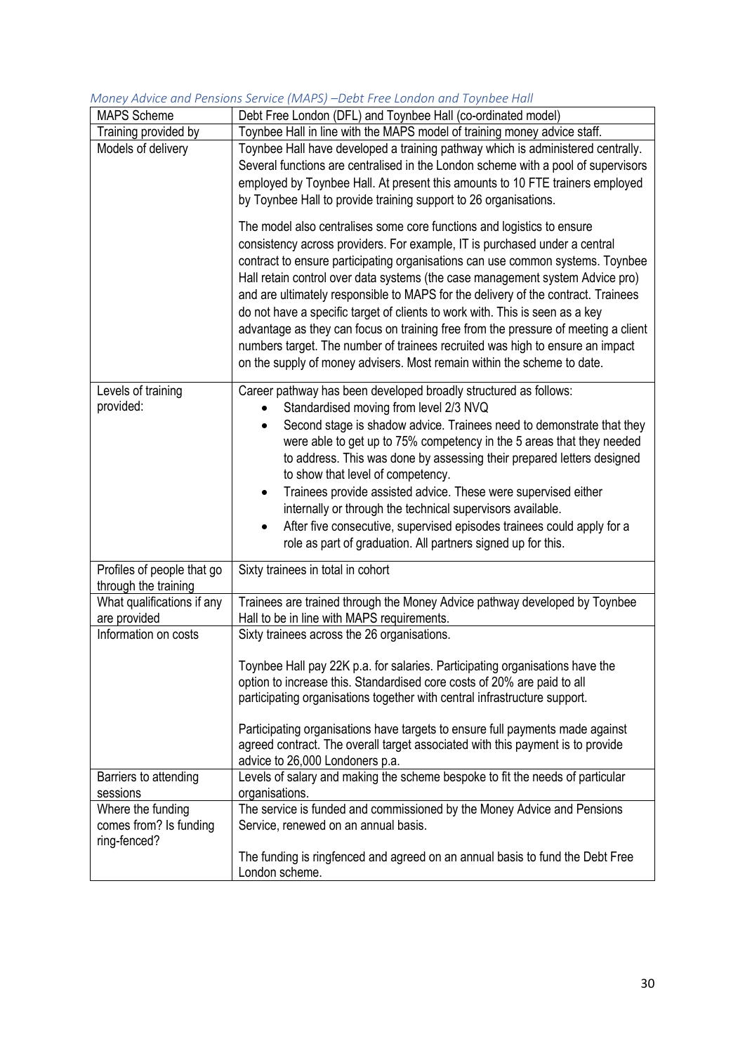*Money Advice and Pensions Service (MAPS) –Debt Free London and Toynbee Hall*

| MAPS Scheme | Debt Free London (DFL) and Toynbee Hall (co-ordinated model) |
|---|---|
| Training provided by | Toynbee Hall in line with the MAPS model of training money advice staff. |
| Models of delivery | Toynbee Hall have developed a training pathway which is administered centrally. Several functions are centralised in the London scheme with a pool of supervisors employed by Toynbee Hall. At present this amounts to 10 FTE trainers employed by Toynbee Hall to provide training support to 26 organisations.<br><br>The model also centralises some core functions and logistics to ensure consistency across providers. For example, IT is purchased under a central contract to ensure participating organisations can use common systems. Toynbee Hall retain control over data systems (the case management system Advice pro) and are ultimately responsible to MAPS for the delivery of the contract. Trainees do not have a specific target of clients to work with. This is seen as a key advantage as they can focus on training free from the pressure of meeting a client numbers target. The number of trainees recruited was high to ensure an impact on the supply of money advisers. Most remain within the scheme to date. |
| Levels of training provided: | Career pathway has been developed broadly structured as follows:<br>• Standardised moving from level 2/3 NVQ<br>• Second stage is shadow advice. Trainees need to demonstrate that they were able to get up to 75% competency in the 5 areas that they needed to address. This was done by assessing their prepared letters designed to show that level of competency.<br>• Trainees provide assisted advice. These were supervised either internally or through the technical supervisors available.<br>• After five consecutive, supervised episodes trainees could apply for a role as part of graduation. All partners signed up for this. |
| Profiles of people that go through the training | Sixty trainees in total in cohort |
| What qualifications if any are provided | Trainees are trained through the Money Advice pathway developed by Toynbee Hall to be in line with MAPS requirements. |
| Information on costs | Sixty trainees across the 26 organisations.<br><br>Toynbee Hall pay 22K p.a. for salaries. Participating organisations have the option to increase this. Standardised core costs of 20% are paid to all participating organisations together with central infrastructure support.<br><br>Participating organisations have targets to ensure full payments made against agreed contract. The overall target associated with this payment is to provide advice to 26,000 Londoners p.a. |
| Barriers to attending sessions | Levels of salary and making the scheme bespoke to fit the needs of particular organisations. |
| Where the funding comes from? Is funding ring-fenced? | The service is funded and commissioned by the Money Advice and Pensions Service, renewed on an annual basis.<br><br>The funding is ringfenced and agreed on an annual basis to fund the Debt Free London scheme. |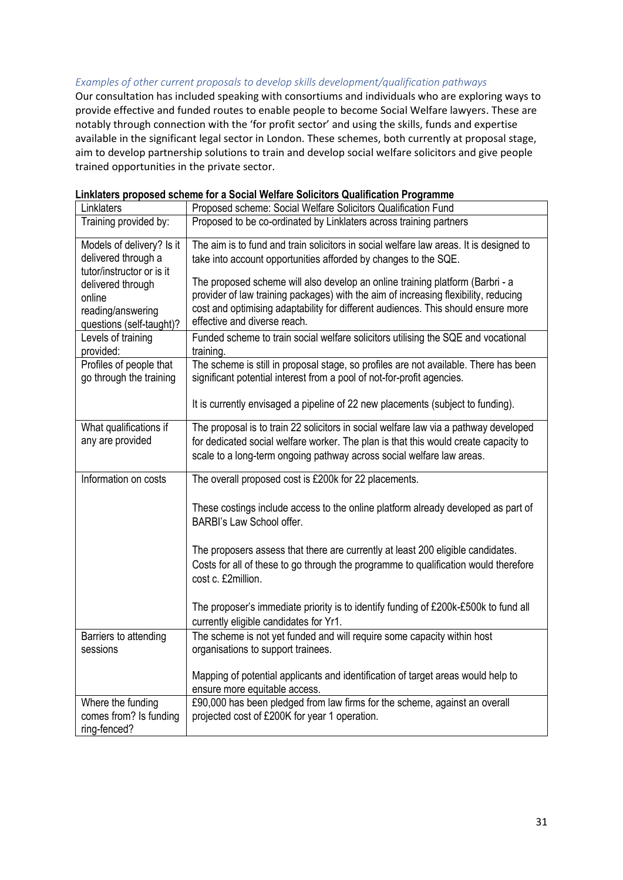*Examples of other current proposals to develop skills development/qualification pathways*

Our consultation has included speaking with consortiums and individuals who are exploring ways to provide effective and funded routes to enable people to become Social Welfare lawyers. These are notably through connection with the 'for profit sector' and using the skills, funds and expertise available in the significant legal sector in London. These schemes, both currently at proposal stage, aim to develop partnership solutions to train and develop social welfare solicitors and give people trained opportunities in the private sector.

**Linklaters proposed scheme for a Social Welfare Solicitors Qualification Programme**

| Linklaters | Proposed scheme: Social Welfare Solicitors Qualification Fund |
|---|---|
| Training provided by: | Proposed to be co-ordinated by Linklaters across training partners |
| Models of delivery? Is it delivered through a tutor/instructor or is it delivered through online reading/answering questions (self-taught)? | The aim is to fund and train solicitors in social welfare law areas. It is designed to take into account opportunities afforded by changes to the SQE.<br><br>The proposed scheme will also develop an online training platform (Barbri - a provider of law training packages) with the aim of increasing flexibility, reducing cost and optimising adaptability for different audiences. This should ensure more effective and diverse reach. |
| Levels of training provided: | Funded scheme to train social welfare solicitors utilising the SQE and vocational training. |
| Profiles of people that go through the training | The scheme is still in proposal stage, so profiles are not available. There has been significant potential interest from a pool of not-for-profit agencies.<br><br>It is currently envisaged a pipeline of 22 new placements (subject to funding). |
| What qualifications if any are provided | The proposal is to train 22 solicitors in social welfare law via a pathway developed for dedicated social welfare worker. The plan is that this would create capacity to scale to a long-term ongoing pathway across social welfare law areas. |
| Information on costs | The overall proposed cost is £200k for 22 placements.<br><br>These costings include access to the online platform already developed as part of BARBI's Law School offer.<br><br>The proposers assess that there are currently at least 200 eligible candidates. Costs for all of these to go through the programme to qualification would therefore cost c. £2million.<br><br>The proposer's immediate priority is to identify funding of £200k-£500k to fund all currently eligible candidates for Yr1. |
| Barriers to attending sessions | The scheme is not yet funded and will require some capacity within host organisations to support trainees.<br><br>Mapping of potential applicants and identification of target areas would help to ensure more equitable access. |
| Where the funding comes from? Is funding ring-fenced? | £90,000 has been pledged from law firms for the scheme, against an overall projected cost of £200K for year 1 operation. |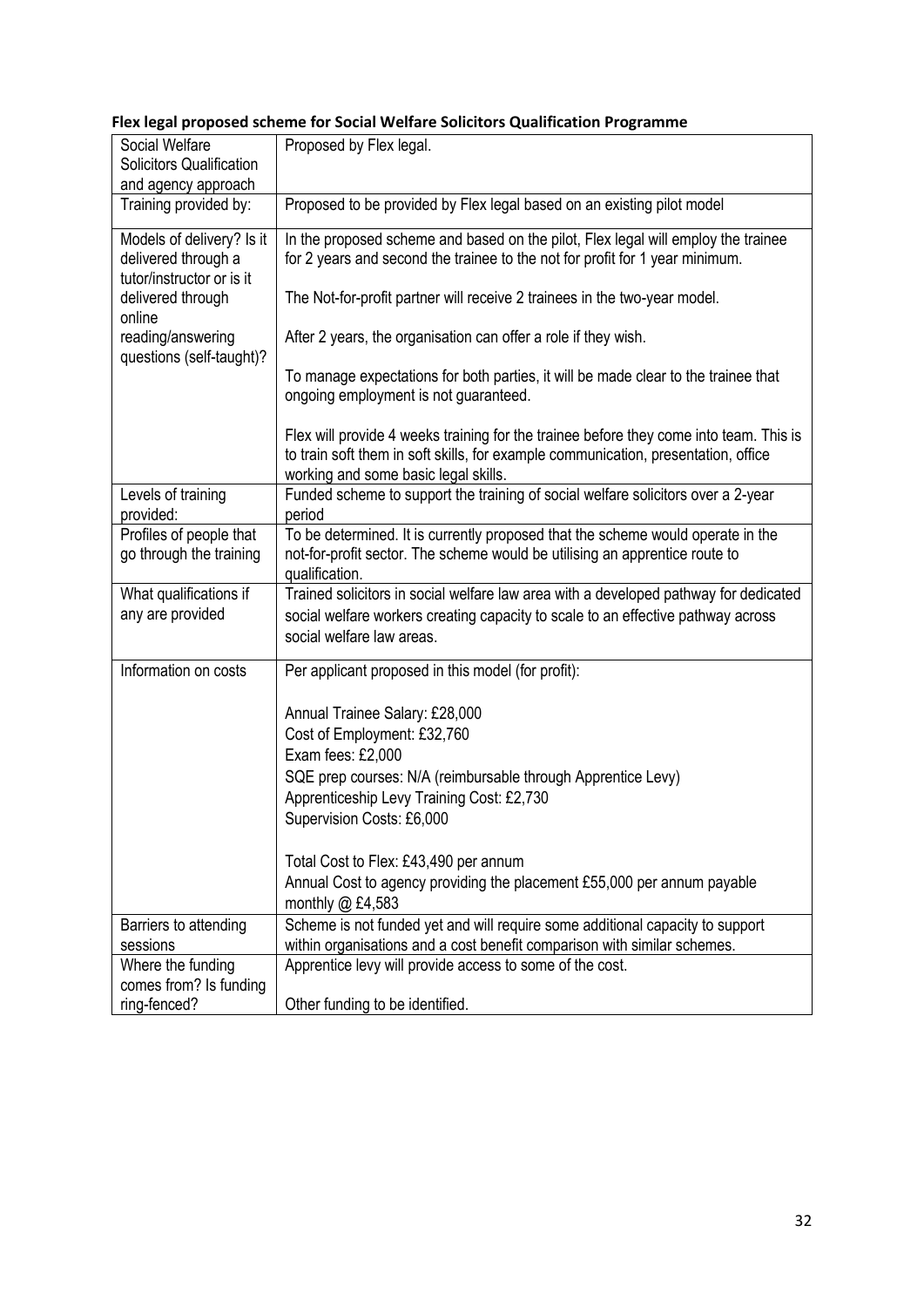**Flex legal proposed scheme for Social Welfare Solicitors Qualification Programme**

| Social Welfare Solicitors Qualification and agency approach | Proposed by Flex legal. |
|---|---|
| Training provided by: | Proposed to be provided by Flex legal based on an existing pilot model |
| Models of delivery? Is it delivered through a tutor/instructor or is it delivered through online reading/answering questions (self-taught)? | In the proposed scheme and based on the pilot, Flex legal will employ the trainee for 2 years and second the trainee to the not for profit for 1 year minimum.<br><br>The Not-for-profit partner will receive 2 trainees in the two-year model.<br><br>After 2 years, the organisation can offer a role if they wish.<br><br>To manage expectations for both parties, it will be made clear to the trainee that ongoing employment is not guaranteed.<br><br>Flex will provide 4 weeks training for the trainee before they come into team. This is to train soft them in soft skills, for example communication, presentation, office working and some basic legal skills. |
| Levels of training provided: | Funded scheme to support the training of social welfare solicitors over a 2-year period |
| Profiles of people that go through the training | To be determined. It is currently proposed that the scheme would operate in the not-for-profit sector. The scheme would be utilising an apprentice route to qualification. |
| What qualifications if any are provided | Trained solicitors in social welfare law area with a developed pathway for dedicated social welfare workers creating capacity to scale to an effective pathway across social welfare law areas. |
| Information on costs | Per applicant proposed in this model (for profit):<br><br>Annual Trainee Salary: £28,000<br>Cost of Employment: £32,760<br>Exam fees: £2,000<br>SQE prep courses: N/A (reimbursable through Apprentice Levy)<br>Apprenticeship Levy Training Cost: £2,730<br>Supervision Costs: £6,000<br><br>Total Cost to Flex: £43,490 per annum<br>Annual Cost to agency providing the placement £55,000 per annum payable monthly @ £4,583 |
| Barriers to attending sessions | Scheme is not funded yet and will require some additional capacity to support within organisations and a cost benefit comparison with similar schemes. |
| Where the funding comes from? Is funding ring-fenced? | Apprentice levy will provide access to some of the cost.<br><br>Other funding to be identified. |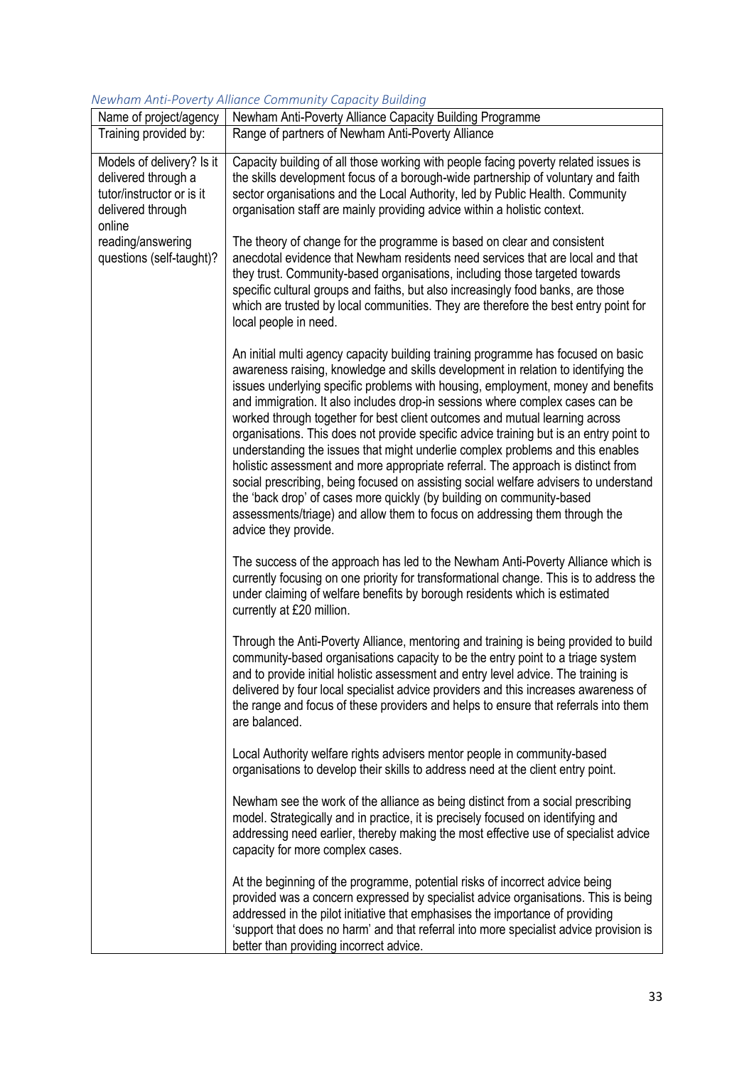*Newham Anti-Poverty Alliance Community Capacity Building*

| Name of project/agency | Newham Anti-Poverty Alliance Capacity Building Programme |
|---|---|
| Training provided by: | Range of partners of Newham Anti-Poverty Alliance |
| Models of delivery? Is it delivered through a tutor/instructor or is it delivered through online reading/answering questions (self-taught)? | Capacity building of all those working with people facing poverty related issues is the skills development focus of a borough-wide partnership of voluntary and faith sector organisations and the Local Authority, led by Public Health. Community organisation staff are mainly providing advice within a holistic context.<br><br>The theory of change for the programme is based on clear and consistent anecdotal evidence that Newham residents need services that are local and that they trust. Community-based organisations, including those targeted towards specific cultural groups and faiths, but also increasingly food banks, are those which are trusted by local communities. They are therefore the best entry point for local people in need.<br><br>An initial multi agency capacity building training programme has focused on basic awareness raising, knowledge and skills development in relation to identifying the issues underlying specific problems with housing, employment, money and benefits and immigration. It also includes drop-in sessions where complex cases can be worked through together for best client outcomes and mutual learning across organisations. This does not provide specific advice training but is an entry point to understanding the issues that might underlie complex problems and this enables holistic assessment and more appropriate referral. The approach is distinct from social prescribing, being focused on assisting social welfare advisers to understand the 'back drop' of cases more quickly (by building on community-based assessments/triage) and allow them to focus on addressing them through the advice they provide.<br><br>The success of the approach has led to the Newham Anti-Poverty Alliance which is currently focusing on one priority for transformational change. This is to address the under claiming of welfare benefits by borough residents which is estimated currently at £20 million.<br><br>Through the Anti-Poverty Alliance, mentoring and training is being provided to build community-based organisations capacity to be the entry point to a triage system and to provide initial holistic assessment and entry level advice. The training is delivered by four local specialist advice providers and this increases awareness of the range and focus of these providers and helps to ensure that referrals into them are balanced.<br><br>Local Authority welfare rights advisers mentor people in community-based organisations to develop their skills to address need at the client entry point.<br><br>Newham see the work of the alliance as being distinct from a social prescribing model. Strategically and in practice, it is precisely focused on identifying and addressing need earlier, thereby making the most effective use of specialist advice capacity for more complex cases.<br><br>At the beginning of the programme, potential risks of incorrect advice being provided was a concern expressed by specialist advice organisations. This is being addressed in the pilot initiative that emphasises the importance of providing 'support that does no harm' and that referral into more specialist advice provision is better than providing incorrect advice. |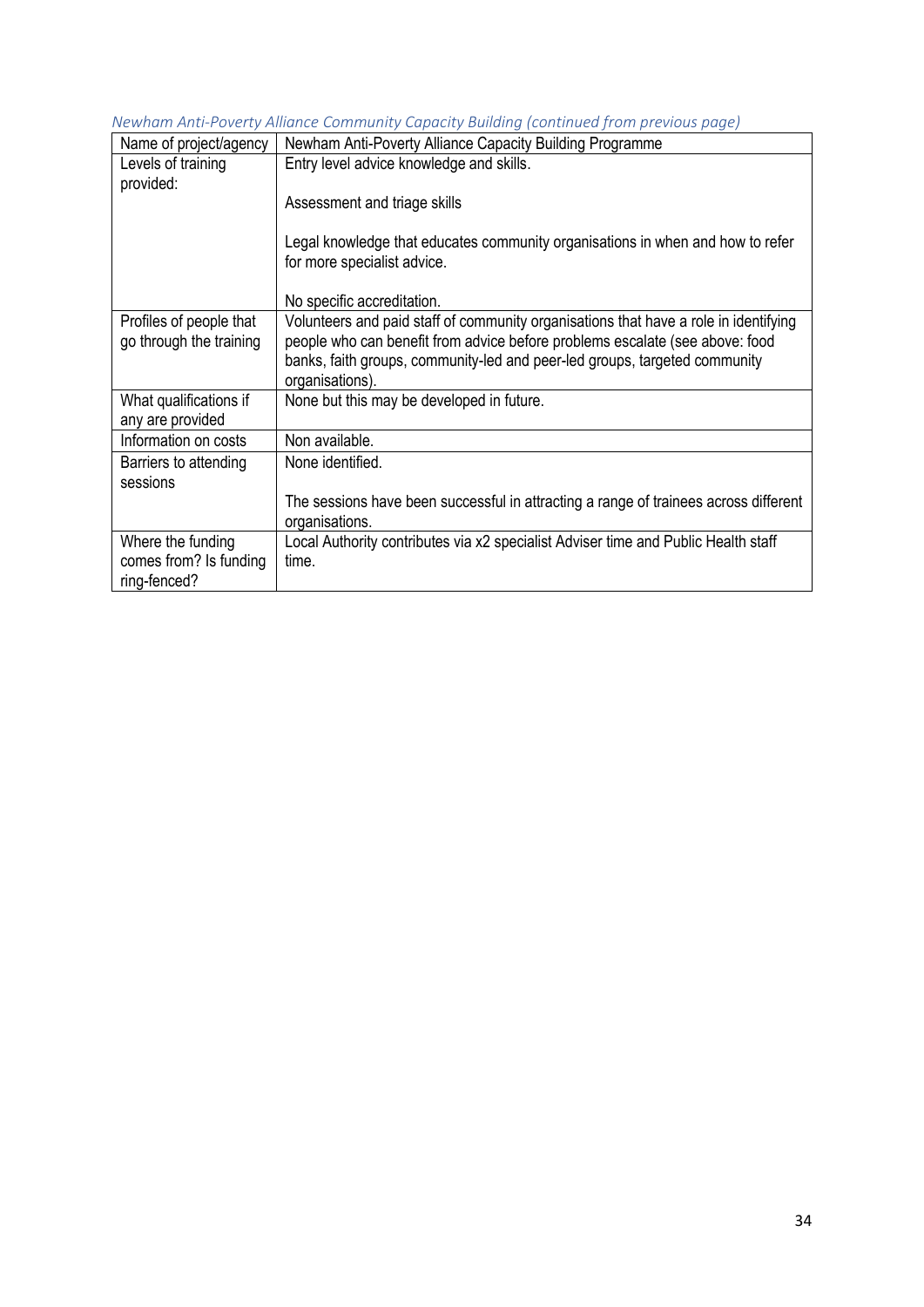*Newham Anti-Poverty Alliance Community Capacity Building (continued from previous page)*

| Name of project/agency | Newham Anti-Poverty Alliance Capacity Building Programme |
|---|---|
| Levels of training provided: | Entry level advice knowledge and skills.<br><br>Assessment and triage skills<br><br>Legal knowledge that educates community organisations in when and how to refer for more specialist advice.<br><br>No specific accreditation. |
| Profiles of people that go through the training | Volunteers and paid staff of community organisations that have a role in identifying people who can benefit from advice before problems escalate (see above: food banks, faith groups, community-led and peer-led groups, targeted community organisations). |
| What qualifications if any are provided | None but this may be developed in future. |
| Information on costs | Non available. |
| Barriers to attending sessions | None identified.<br><br>The sessions have been successful in attracting a range of trainees across different organisations. |
| Where the funding comes from? Is funding ring-fenced? | Local Authority contributes via x2 specialist Adviser time and Public Health staff time. |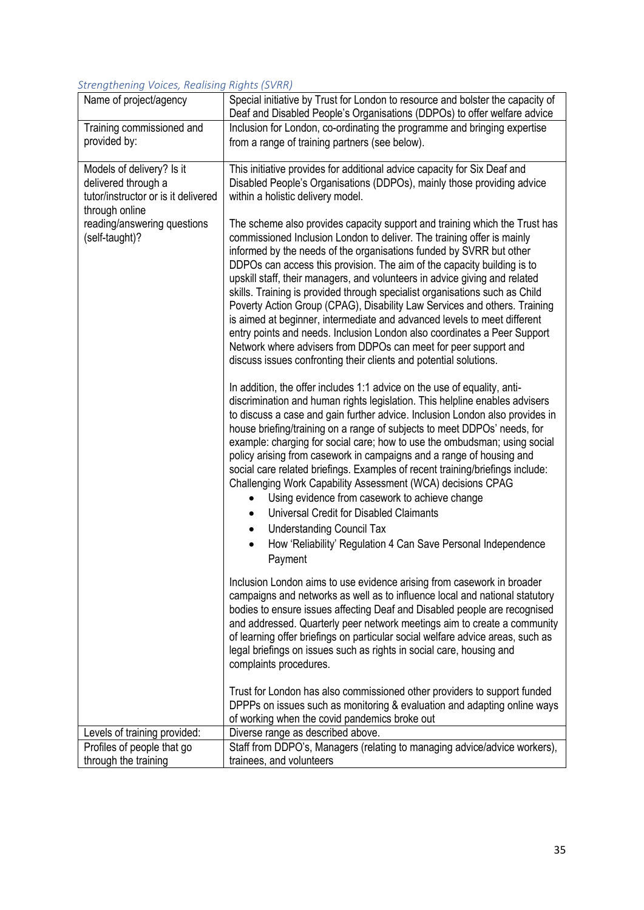*Strengthening Voices, Realising Rights (SVRR)*

| Name of project/agency | Special initiative by Trust for London to resource and bolster the capacity of Deaf and Disabled People's Organisations (DDPOs) to offer welfare advice |
|---|---|
| Training commissioned and provided by: | Inclusion for London, co-ordinating the programme and bringing expertise from a range of training partners (see below). |
| Models of delivery? Is it delivered through a tutor/instructor or is it delivered through online reading/answering questions (self-taught)? | This initiative provides for additional advice capacity for Six Deaf and Disabled People's Organisations (DDPOs), mainly those providing advice within a holistic delivery model.<br><br>The scheme also provides capacity support and training which the Trust has commissioned Inclusion London to deliver. The training offer is mainly informed by the needs of the organisations funded by SVRR but other DDPOs can access this provision. The aim of the capacity building is to upskill staff, their managers, and volunteers in advice giving and related skills. Training is provided through specialist organisations such as Child Poverty Action Group (CPAG), Disability Law Services and others. Training is aimed at beginner, intermediate and advanced levels to meet different entry points and needs. Inclusion London also coordinates a Peer Support Network where advisers from DDPOs can meet for peer support and discuss issues confronting their clients and potential solutions.<br><br>In addition, the offer includes 1:1 advice on the use of equality, anti-discrimination and human rights legislation. This helpline enables advisers to discuss a case and gain further advice. Inclusion London also provides in house briefing/training on a range of subjects to meet DDPOs' needs, for example: charging for social care; how to use the ombudsman; using social policy arising from casework in campaigns and a range of housing and social care related briefings. Examples of recent training/briefings include: Challenging Work Capability Assessment (WCA) decisions CPAG<br>• Using evidence from casework to achieve change<br>• Universal Credit for Disabled Claimants<br>• Understanding Council Tax<br>• How 'Reliability' Regulation 4 Can Save Personal Independence Payment<br><br>Inclusion London aims to use evidence arising from casework in broader campaigns and networks as well as to influence local and national statutory bodies to ensure issues affecting Deaf and Disabled people are recognised and addressed. Quarterly peer network meetings aim to create a community of learning offer briefings on particular social welfare advice areas, such as legal briefings on issues such as rights in social care, housing and complaints procedures.<br><br>Trust for London has also commissioned other providers to support funded DPPPs on issues such as monitoring & evaluation and adapting online ways of working when the covid pandemics broke out |
| Levels of training provided: | Diverse range as described above. |
| Profiles of people that go through the training | Staff from DDPO's, Managers (relating to managing advice/advice workers), trainees, and volunteers |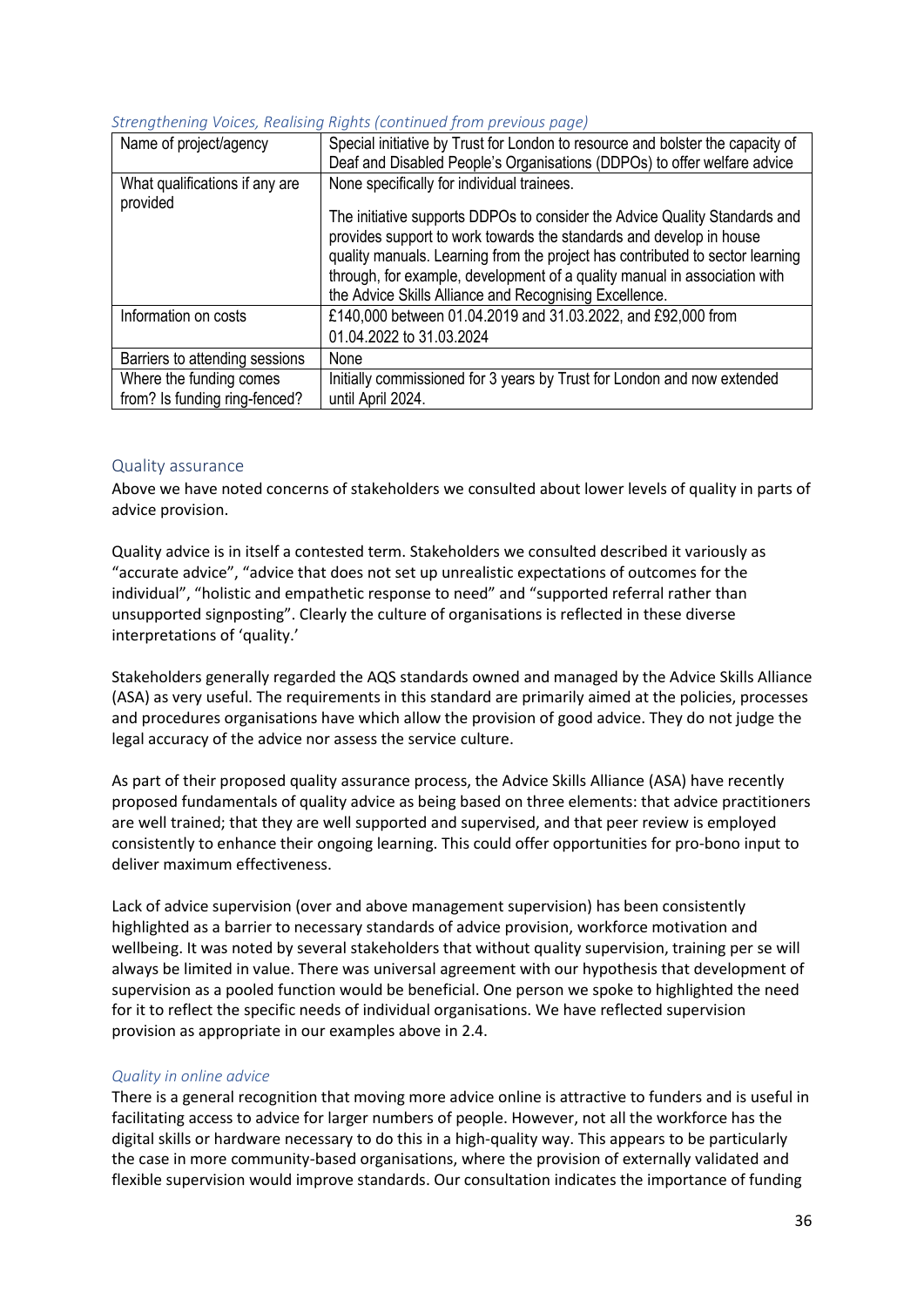*Strengthening Voices, Realising Rights (continued from previous page)*

| Name of project/agency | Special initiative by Trust for London to resource and bolster the capacity of Deaf and Disabled People's Organisations (DDPOs) to offer welfare advice |
|---|---|
| What qualifications if any are provided | None specifically for individual trainees.<br><br>The initiative supports DDPOs to consider the Advice Quality Standards and provides support to work towards the standards and develop in house quality manuals. Learning from the project has contributed to sector learning through, for example, development of a quality manual in association with the Advice Skills Alliance and Recognising Excellence. |
| Information on costs | £140,000 between 01.04.2019 and 31.03.2022, and £92,000 from 01.04.2022 to 31.03.2024 |
| Barriers to attending sessions | None |
| Where the funding comes from? Is funding ring-fenced? | Initially commissioned for 3 years by Trust for London and now extended until April 2024. |

## Quality assurance

Above we have noted concerns of stakeholders we consulted about lower levels of quality in parts of advice provision.

Quality advice is in itself a contested term. Stakeholders we consulted described it variously as "accurate advice", "advice that does not set up unrealistic expectations of outcomes for the individual", "holistic and empathetic response to need" and "supported referral rather than unsupported signposting". Clearly the culture of organisations is reflected in these diverse interpretations of 'quality.'

Stakeholders generally regarded the AQS standards owned and managed by the Advice Skills Alliance (ASA) as very useful. The requirements in this standard are primarily aimed at the policies, processes and procedures organisations have which allow the provision of good advice. They do not judge the legal accuracy of the advice nor assess the service culture.

As part of their proposed quality assurance process, the Advice Skills Alliance (ASA) have recently proposed fundamentals of quality advice as being based on three elements: that advice practitioners are well trained; that they are well supported and supervised, and that peer review is employed consistently to enhance their ongoing learning. This could offer opportunities for pro-bono input to deliver maximum effectiveness.

Lack of advice supervision (over and above management supervision) has been consistently highlighted as a barrier to necessary standards of advice provision, workforce motivation and wellbeing. It was noted by several stakeholders that without quality supervision, training per se will always be limited in value. There was universal agreement with our hypothesis that development of supervision as a pooled function would be beneficial. One person we spoke to highlighted the need for it to reflect the specific needs of individual organisations. We have reflected supervision provision as appropriate in our examples above in 2.4.

### *Quality in online advice*

There is a general recognition that moving more advice online is attractive to funders and is useful in facilitating access to advice for larger numbers of people. However, not all the workforce has the digital skills or hardware necessary to do this in a high-quality way. This appears to be particularly the case in more community-based organisations, where the provision of externally validated and flexible supervision would improve standards. Our consultation indicates the importance of funding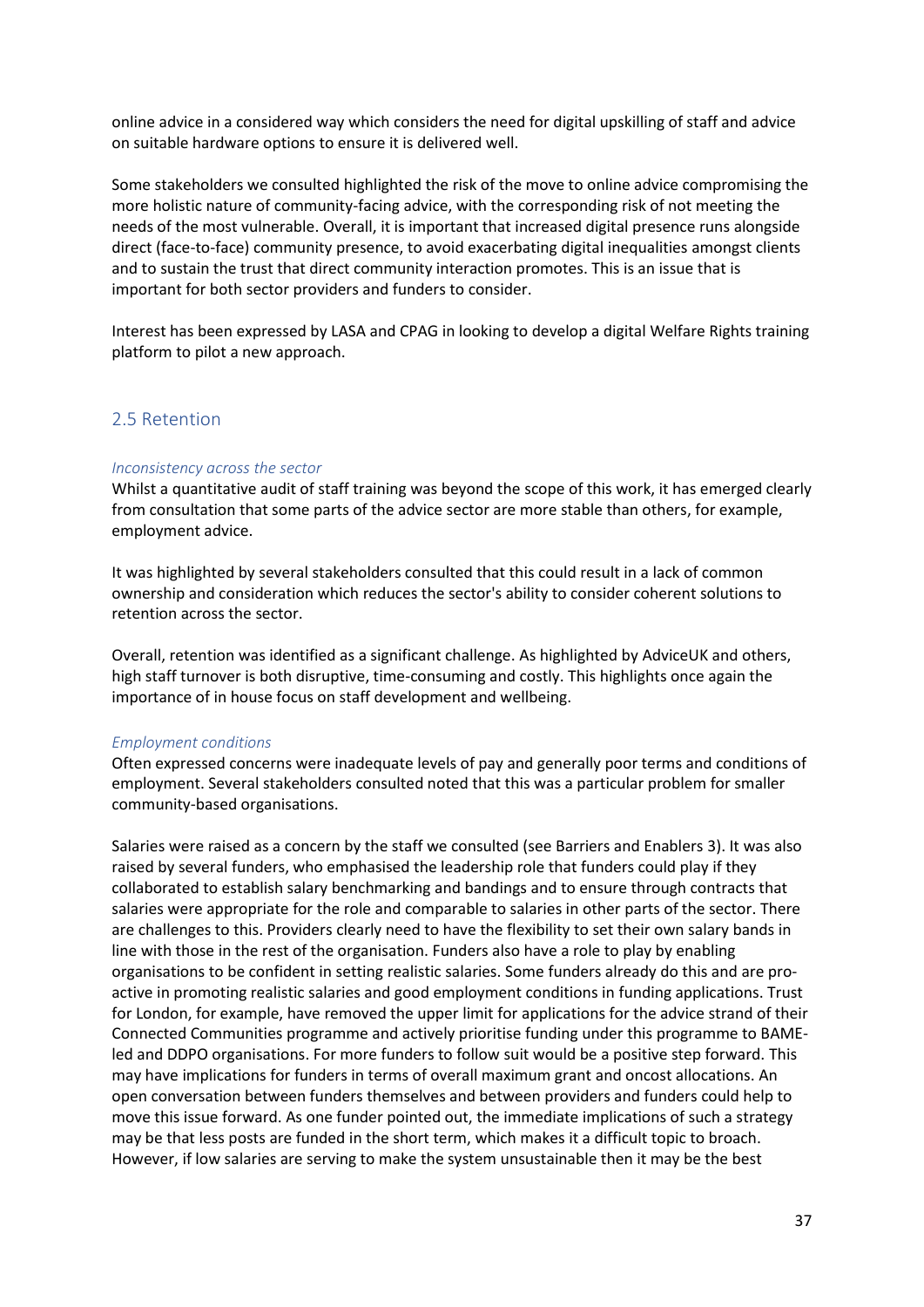online advice in a considered way which considers the need for digital upskilling of staff and advice on suitable hardware options to ensure it is delivered well.

Some stakeholders we consulted highlighted the risk of the move to online advice compromising the more holistic nature of community-facing advice, with the corresponding risk of not meeting the needs of the most vulnerable. Overall, it is important that increased digital presence runs alongside direct (face-to-face) community presence, to avoid exacerbating digital inequalities amongst clients and to sustain the trust that direct community interaction promotes. This is an issue that is important for both sector providers and funders to consider.

Interest has been expressed by LASA and CPAG in looking to develop a digital Welfare Rights training platform to pilot a new approach.

## 2.5 Retention

*Inconsistency across the sector*

Whilst a quantitative audit of staff training was beyond the scope of this work, it has emerged clearly from consultation that some parts of the advice sector are more stable than others, for example, employment advice.

It was highlighted by several stakeholders consulted that this could result in a lack of common ownership and consideration which reduces the sector's ability to consider coherent solutions to retention across the sector.

Overall, retention was identified as a significant challenge. As highlighted by AdviceUK and others, high staff turnover is both disruptive, time-consuming and costly. This highlights once again the importance of in house focus on staff development and wellbeing.

*Employment conditions*

Often expressed concerns were inadequate levels of pay and generally poor terms and conditions of employment. Several stakeholders consulted noted that this was a particular problem for smaller community-based organisations.

Salaries were raised as a concern by the staff we consulted (see Barriers and Enablers 3). It was also raised by several funders, who emphasised the leadership role that funders could play if they collaborated to establish salary benchmarking and bandings and to ensure through contracts that salaries were appropriate for the role and comparable to salaries in other parts of the sector. There are challenges to this. Providers clearly need to have the flexibility to set their own salary bands in line with those in the rest of the organisation. Funders also have a role to play by enabling organisations to be confident in setting realistic salaries. Some funders already do this and are pro-active in promoting realistic salaries and good employment conditions in funding applications. Trust for London, for example, have removed the upper limit for applications for the advice strand of their Connected Communities programme and actively prioritise funding under this programme to BAME-led and DDPO organisations. For more funders to follow suit would be a positive step forward. This may have implications for funders in terms of overall maximum grant and oncost allocations. An open conversation between funders themselves and between providers and funders could help to move this issue forward. As one funder pointed out, the immediate implications of such a strategy may be that less posts are funded in the short term, which makes it a difficult topic to broach. However, if low salaries are serving to make the system unsustainable then it may be the best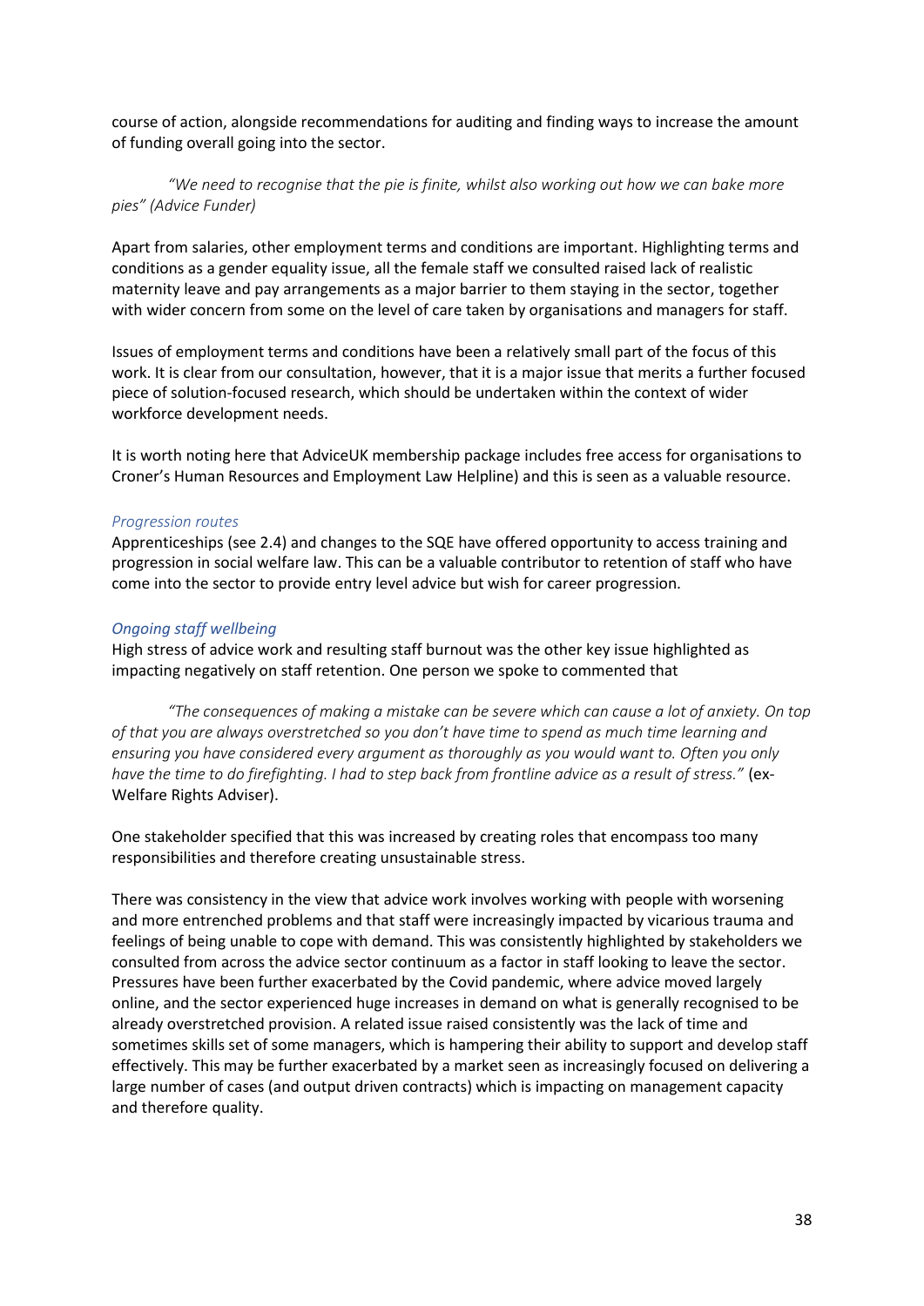course of action, alongside recommendations for auditing and finding ways to increase the amount of funding overall going into the sector.

> *"We need to recognise that the pie is finite, whilst also working out how we can bake more pies" (Advice Funder)*

Apart from salaries, other employment terms and conditions are important. Highlighting terms and conditions as a gender equality issue, all the female staff we consulted raised lack of realistic maternity leave and pay arrangements as a major barrier to them staying in the sector, together with wider concern from some on the level of care taken by organisations and managers for staff.

Issues of employment terms and conditions have been a relatively small part of the focus of this work. It is clear from our consultation, however, that it is a major issue that merits a further focused piece of solution-focused research, which should be undertaken within the context of wider workforce development needs.

It is worth noting here that AdviceUK membership package includes free access for organisations to Croner's Human Resources and Employment Law Helpline) and this is seen as a valuable resource.

#### *Progression routes*

Apprenticeships (see 2.4) and changes to the SQE have offered opportunity to access training and progression in social welfare law. This can be a valuable contributor to retention of staff who have come into the sector to provide entry level advice but wish for career progression.

#### *Ongoing staff wellbeing*

High stress of advice work and resulting staff burnout was the other key issue highlighted as impacting negatively on staff retention. One person we spoke to commented that

> *"The consequences of making a mistake can be severe which can cause a lot of anxiety. On top of that you are always overstretched so you don't have time to spend as much time learning and ensuring you have considered every argument as thoroughly as you would want to. Often you only have the time to do firefighting. I had to step back from frontline advice as a result of stress."* (ex-Welfare Rights Adviser).

One stakeholder specified that this was increased by creating roles that encompass too many responsibilities and therefore creating unsustainable stress.

There was consistency in the view that advice work involves working with people with worsening and more entrenched problems and that staff were increasingly impacted by vicarious trauma and feelings of being unable to cope with demand. This was consistently highlighted by stakeholders we consulted from across the advice sector continuum as a factor in staff looking to leave the sector. Pressures have been further exacerbated by the Covid pandemic, where advice moved largely online, and the sector experienced huge increases in demand on what is generally recognised to be already overstretched provision. A related issue raised consistently was the lack of time and sometimes skills set of some managers, which is hampering their ability to support and develop staff effectively. This may be further exacerbated by a market seen as increasingly focused on delivering a large number of cases (and output driven contracts) which is impacting on management capacity and therefore quality.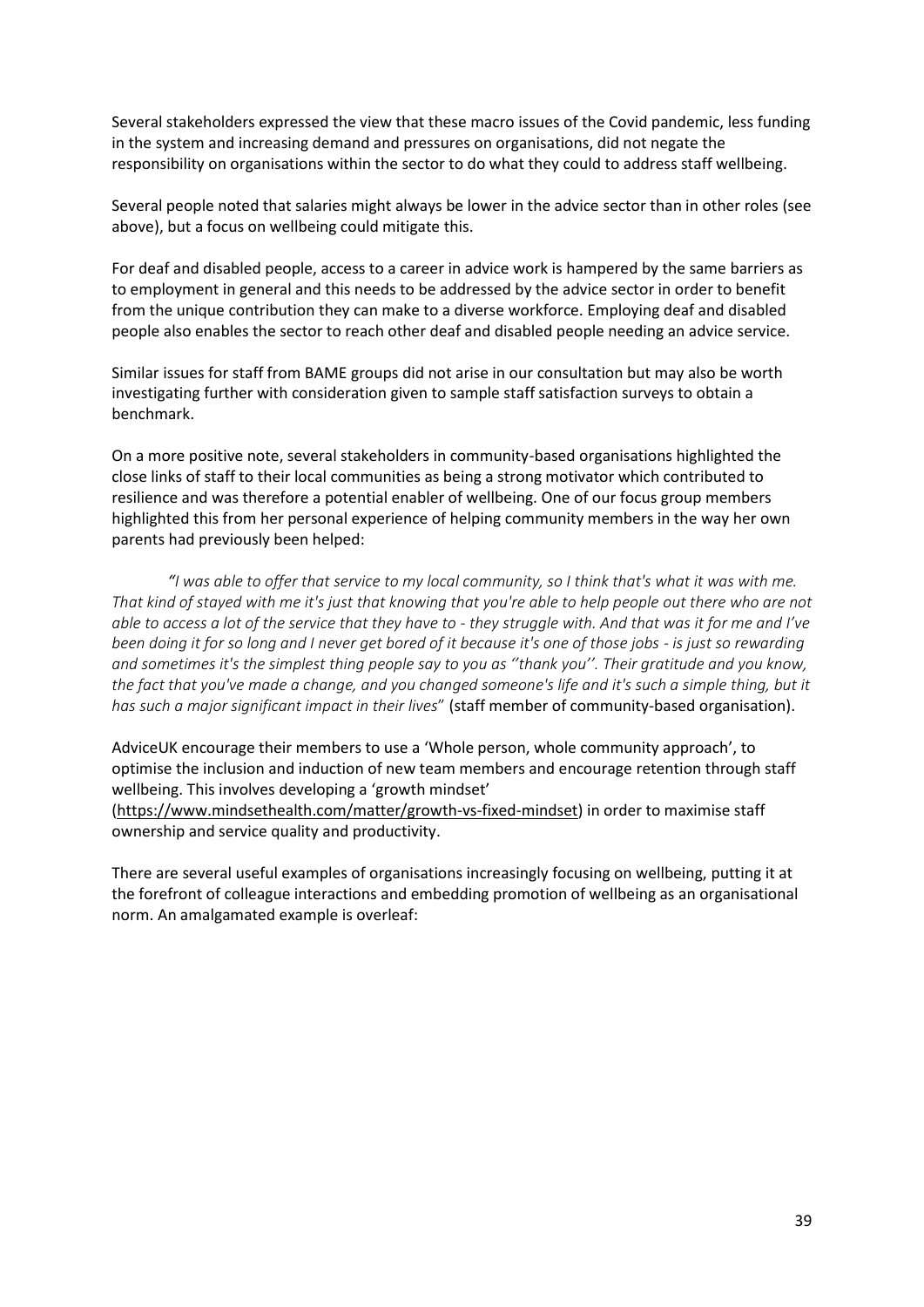Several stakeholders expressed the view that these macro issues of the Covid pandemic, less funding in the system and increasing demand and pressures on organisations, did not negate the responsibility on organisations within the sector to do what they could to address staff wellbeing.

Several people noted that salaries might always be lower in the advice sector than in other roles (see above), but a focus on wellbeing could mitigate this.

For deaf and disabled people, access to a career in advice work is hampered by the same barriers as to employment in general and this needs to be addressed by the advice sector in order to benefit from the unique contribution they can make to a diverse workforce. Employing deaf and disabled people also enables the sector to reach other deaf and disabled people needing an advice service.

Similar issues for staff from BAME groups did not arise in our consultation but may also be worth investigating further with consideration given to sample staff satisfaction surveys to obtain a benchmark.

On a more positive note, several stakeholders in community-based organisations highlighted the close links of staff to their local communities as being a strong motivator which contributed to resilience and was therefore a potential enabler of wellbeing. One of our focus group members highlighted this from her personal experience of helping community members in the way her own parents had previously been helped:

> *"I was able to offer that service to my local community, so I think that's what it was with me. That kind of stayed with me it's just that knowing that you're able to help people out there who are not able to access a lot of the service that they have to - they struggle with. And that was it for me and I've been doing it for so long and I never get bored of it because it's one of those jobs - is just so rewarding and sometimes it's the simplest thing people say to you as ''thank you''. Their gratitude and you know, the fact that you've made a change, and you changed someone's life and it's such a simple thing, but it has such a major significant impact in their lives"* (staff member of community-based organisation).

AdviceUK encourage their members to use a 'Whole person, whole community approach', to optimise the inclusion and induction of new team members and encourage retention through staff wellbeing. This involves developing a 'growth mindset' (https://www.mindsethealth.com/matter/growth-vs-fixed-mindset) in order to maximise staff ownership and service quality and productivity.

There are several useful examples of organisations increasingly focusing on wellbeing, putting it at the forefront of colleague interactions and embedding promotion of wellbeing as an organisational norm. An amalgamated example is overleaf: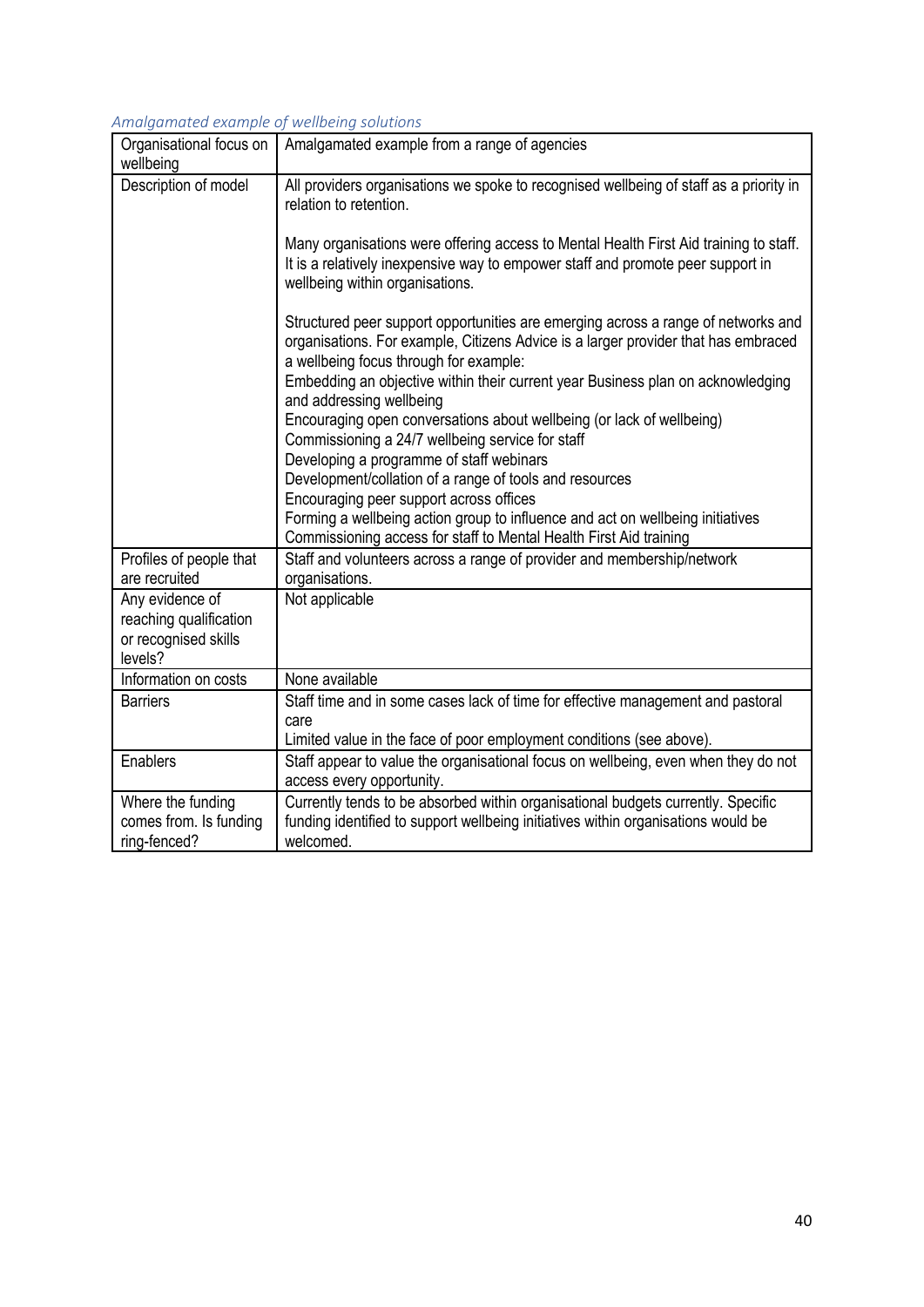*Amalgamated example of wellbeing solutions*

| Organisational focus on wellbeing | Amalgamated example from a range of agencies |
|---|---|
| Description of model | All providers organisations we spoke to recognised wellbeing of staff as a priority in relation to retention.<br><br>Many organisations were offering access to Mental Health First Aid training to staff. It is a relatively inexpensive way to empower staff and promote peer support in wellbeing within organisations.<br><br>Structured peer support opportunities are emerging across a range of networks and organisations. For example, Citizens Advice is a larger provider that has embraced a wellbeing focus through for example:<br>Embedding an objective within their current year Business plan on acknowledging and addressing wellbeing<br>Encouraging open conversations about wellbeing (or lack of wellbeing)<br>Commissioning a 24/7 wellbeing service for staff<br>Developing a programme of staff webinars<br>Development/collation of a range of tools and resources<br>Encouraging peer support across offices<br>Forming a wellbeing action group to influence and act on wellbeing initiatives<br>Commissioning access for staff to Mental Health First Aid training |
| Profiles of people that are recruited | Staff and volunteers across a range of provider and membership/network organisations. |
| Any evidence of reaching qualification or recognised skills levels? | Not applicable |
| Information on costs | None available |
| Barriers | Staff time and in some cases lack of time for effective management and pastoral care<br>Limited value in the face of poor employment conditions (see above). |
| Enablers | Staff appear to value the organisational focus on wellbeing, even when they do not access every opportunity. |
| Where the funding comes from. Is funding ring-fenced? | Currently tends to be absorbed within organisational budgets currently. Specific funding identified to support wellbeing initiatives within organisations would be welcomed. |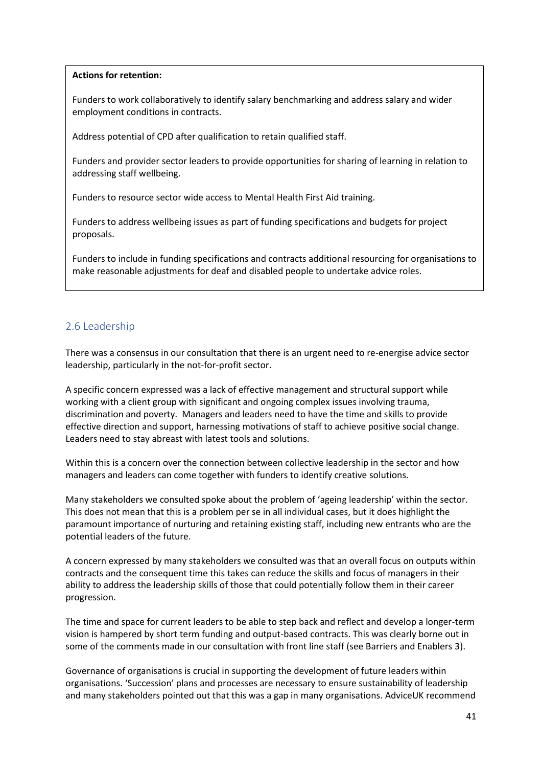**Actions for retention:**

Funders to work collaboratively to identify salary benchmarking and address salary and wider employment conditions in contracts.

Address potential of CPD after qualification to retain qualified staff.

Funders and provider sector leaders to provide opportunities for sharing of learning in relation to addressing staff wellbeing.

Funders to resource sector wide access to Mental Health First Aid training.

Funders to address wellbeing issues as part of funding specifications and budgets for project proposals.

Funders to include in funding specifications and contracts additional resourcing for organisations to make reasonable adjustments for deaf and disabled people to undertake advice roles.

## 2.6 Leadership

There was a consensus in our consultation that there is an urgent need to re-energise advice sector leadership, particularly in the not-for-profit sector.

A specific concern expressed was a lack of effective management and structural support while working with a client group with significant and ongoing complex issues involving trauma, discrimination and poverty. Managers and leaders need to have the time and skills to provide effective direction and support, harnessing motivations of staff to achieve positive social change. Leaders need to stay abreast with latest tools and solutions.

Within this is a concern over the connection between collective leadership in the sector and how managers and leaders can come together with funders to identify creative solutions.

Many stakeholders we consulted spoke about the problem of 'ageing leadership' within the sector. This does not mean that this is a problem per se in all individual cases, but it does highlight the paramount importance of nurturing and retaining existing staff, including new entrants who are the potential leaders of the future.

A concern expressed by many stakeholders we consulted was that an overall focus on outputs within contracts and the consequent time this takes can reduce the skills and focus of managers in their ability to address the leadership skills of those that could potentially follow them in their career progression.

The time and space for current leaders to be able to step back and reflect and develop a longer-term vision is hampered by short term funding and output-based contracts. This was clearly borne out in some of the comments made in our consultation with front line staff (see Barriers and Enablers 3).

Governance of organisations is crucial in supporting the development of future leaders within organisations. 'Succession' plans and processes are necessary to ensure sustainability of leadership and many stakeholders pointed out that this was a gap in many organisations. AdviceUK recommend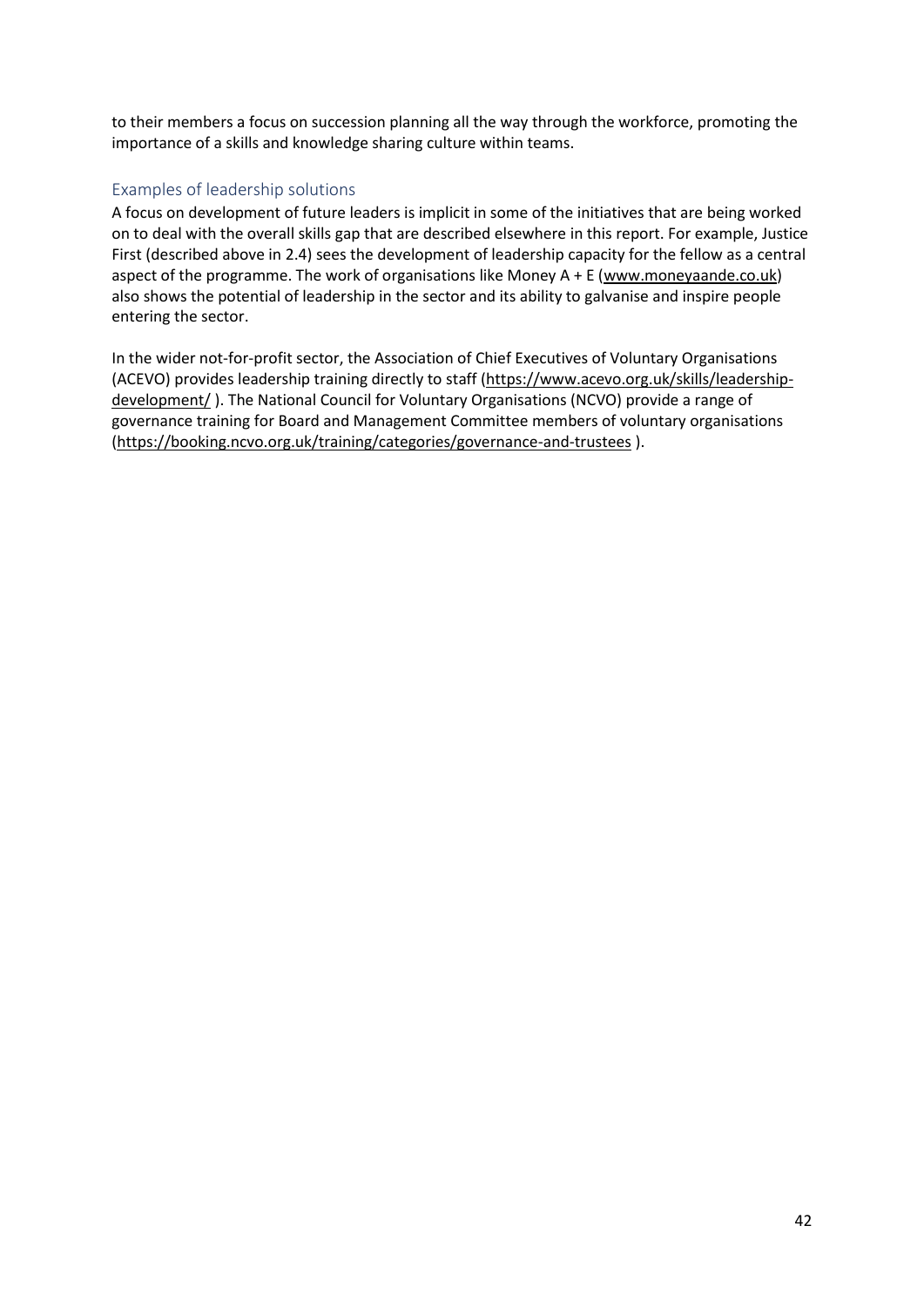to their members a focus on succession planning all the way through the workforce, promoting the importance of a skills and knowledge sharing culture within teams.

### Examples of leadership solutions

A focus on development of future leaders is implicit in some of the initiatives that are being worked on to deal with the overall skills gap that are described elsewhere in this report. For example, Justice First (described above in 2.4) sees the development of leadership capacity for the fellow as a central aspect of the programme. The work of organisations like Money A + E (www.moneyaande.co.uk) also shows the potential of leadership in the sector and its ability to galvanise and inspire people entering the sector.

In the wider not-for-profit sector, the Association of Chief Executives of Voluntary Organisations (ACEVO) provides leadership training directly to staff (https://www.acevo.org.uk/skills/leadership-development/ ). The National Council for Voluntary Organisations (NCVO) provide a range of governance training for Board and Management Committee members of voluntary organisations (https://booking.ncvo.org.uk/training/categories/governance-and-trustees ).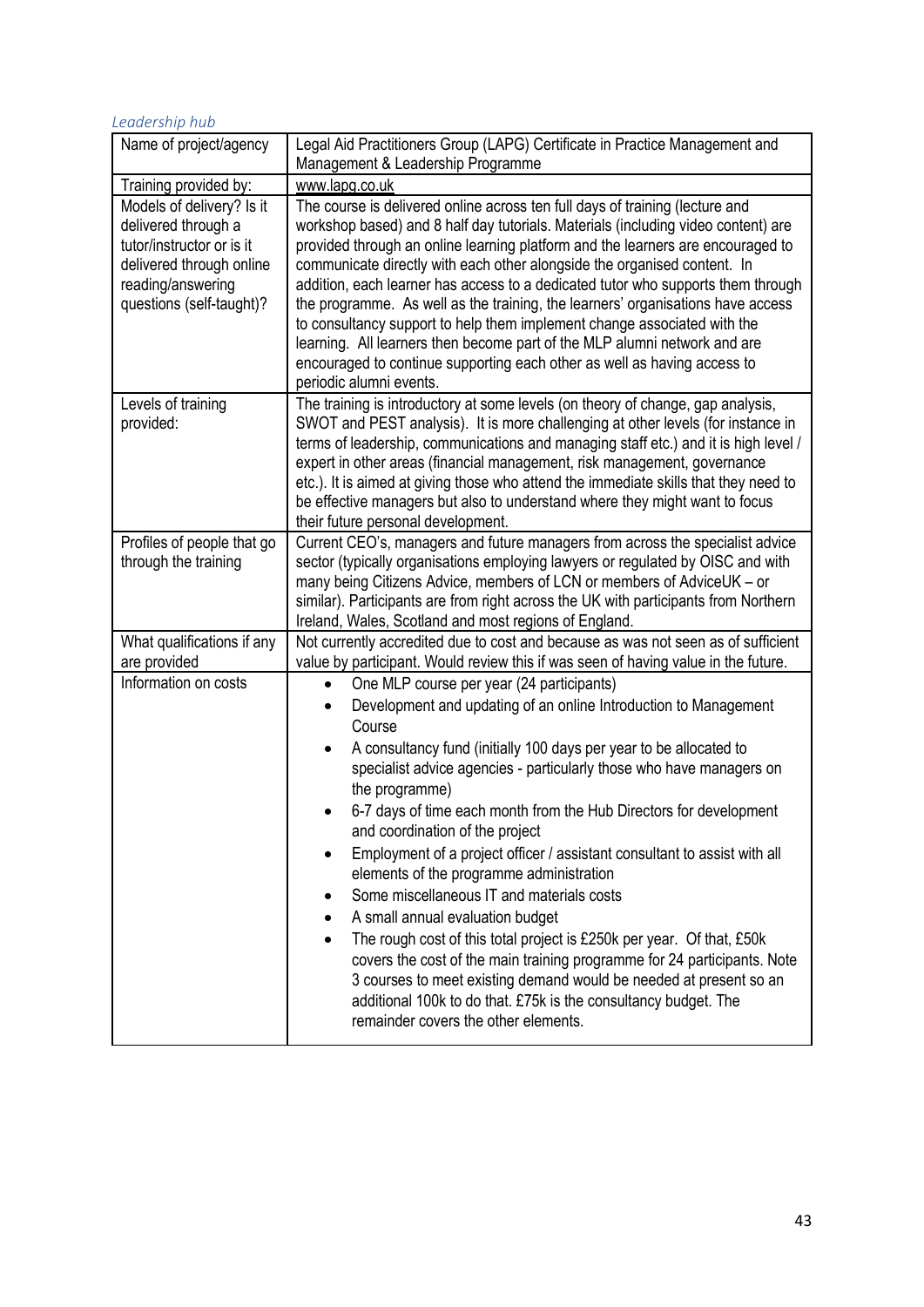*Leadership hub*

| Name of project/agency | Legal Aid Practitioners Group (LAPG) Certificate in Practice Management and Management & Leadership Programme |
|---|---|
| Training provided by: | www.lapg.co.uk |
| Models of delivery? Is it delivered through a tutor/instructor or is it delivered through online reading/answering questions (self-taught)? | The course is delivered online across ten full days of training (lecture and workshop based) and 8 half day tutorials. Materials (including video content) are provided through an online learning platform and the learners are encouraged to communicate directly with each other alongside the organised content. In addition, each learner has access to a dedicated tutor who supports them through the programme. As well as the training, the learners' organisations have access to consultancy support to help them implement change associated with the learning. All learners then become part of the MLP alumni network and are encouraged to continue supporting each other as well as having access to periodic alumni events. |
| Levels of training provided: | The training is introductory at some levels (on theory of change, gap analysis, SWOT and PEST analysis). It is more challenging at other levels (for instance in terms of leadership, communications and managing staff etc.) and it is high level / expert in other areas (financial management, risk management, governance etc.). It is aimed at giving those who attend the immediate skills that they need to be effective managers but also to understand where they might want to focus their future personal development. |
| Profiles of people that go through the training | Current CEO's, managers and future managers from across the specialist advice sector (typically organisations employing lawyers or regulated by OISC and with many being Citizens Advice, members of LCN or members of AdviceUK – or similar). Participants are from right across the UK with participants from Northern Ireland, Wales, Scotland and most regions of England. |
| What qualifications if any are provided | Not currently accredited due to cost and because as was not seen as of sufficient value by participant. Would review this if was seen of having value in the future. |
| Information on costs | • One MLP course per year (24 participants)<br>• Development and updating of an online Introduction to Management Course<br>• A consultancy fund (initially 100 days per year to be allocated to specialist advice agencies - particularly those who have managers on the programme)<br>• 6-7 days of time each month from the Hub Directors for development and coordination of the project<br>• Employment of a project officer / assistant consultant to assist with all elements of the programme administration<br>• Some miscellaneous IT and materials costs<br>• A small annual evaluation budget<br>• The rough cost of this total project is £250k per year. Of that, £50k covers the cost of the main training programme for 24 participants. Note 3 courses to meet existing demand would be needed at present so an additional 100k to do that. £75k is the consultancy budget. The remainder covers the other elements. |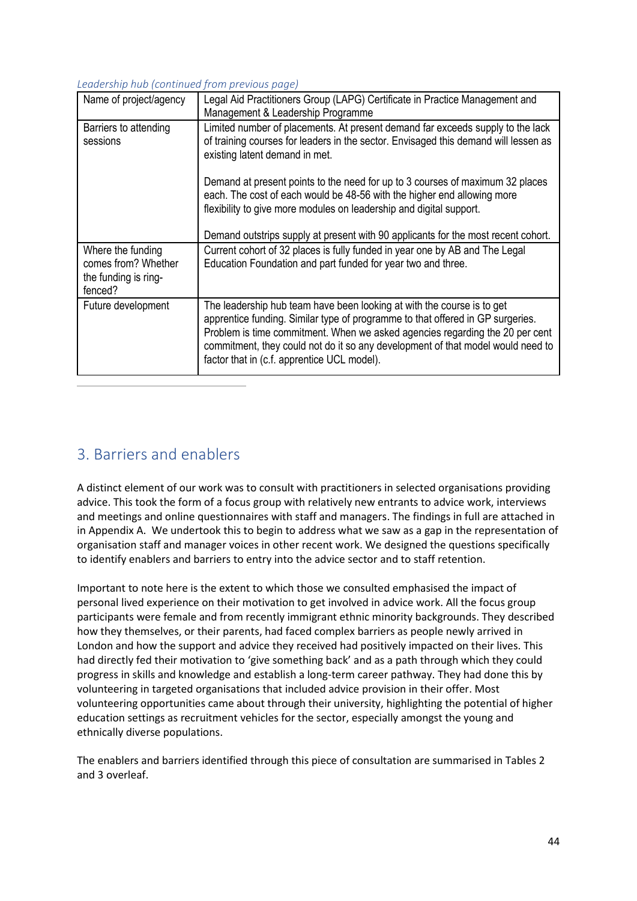*Leadership hub (continued from previous page)*

| Name of project/agency | Legal Aid Practitioners Group (LAPG) Certificate in Practice Management and Management & Leadership Programme |
|---|---|
| Barriers to attending sessions | Limited number of placements. At present demand far exceeds supply to the lack of training courses for leaders in the sector. Envisaged this demand will lessen as existing latent demand in met.<br><br>Demand at present points to the need for up to 3 courses of maximum 32 places each. The cost of each would be 48-56 with the higher end allowing more flexibility to give more modules on leadership and digital support.<br><br>Demand outstrips supply at present with 90 applicants for the most recent cohort. |
| Where the funding comes from? Whether the funding is ring-fenced? | Current cohort of 32 places is fully funded in year one by AB and The Legal Education Foundation and part funded for year two and three. |
| Future development | The leadership hub team have been looking at with the course is to get apprentice funding. Similar type of programme to that offered in GP surgeries. Problem is time commitment. When we asked agencies regarding the 20 per cent commitment, they could not do it so any development of that model would need to factor that in (c.f. apprentice UCL model). |

## 3. Barriers and enablers

A distinct element of our work was to consult with practitioners in selected organisations providing advice. This took the form of a focus group with relatively new entrants to advice work, interviews and meetings and online questionnaires with staff and managers. The findings in full are attached in in Appendix A. We undertook this to begin to address what we saw as a gap in the representation of organisation staff and manager voices in other recent work. We designed the questions specifically to identify enablers and barriers to entry into the advice sector and to staff retention.

Important to note here is the extent to which those we consulted emphasised the impact of personal lived experience on their motivation to get involved in advice work. All the focus group participants were female and from recently immigrant ethnic minority backgrounds. They described how they themselves, or their parents, had faced complex barriers as people newly arrived in London and how the support and advice they received had positively impacted on their lives. This had directly fed their motivation to 'give something back' and as a path through which they could progress in skills and knowledge and establish a long-term career pathway. They had done this by volunteering in targeted organisations that included advice provision in their offer. Most volunteering opportunities came about through their university, highlighting the potential of higher education settings as recruitment vehicles for the sector, especially amongst the young and ethnically diverse populations.

The enablers and barriers identified through this piece of consultation are summarised in Tables 2 and 3 overleaf.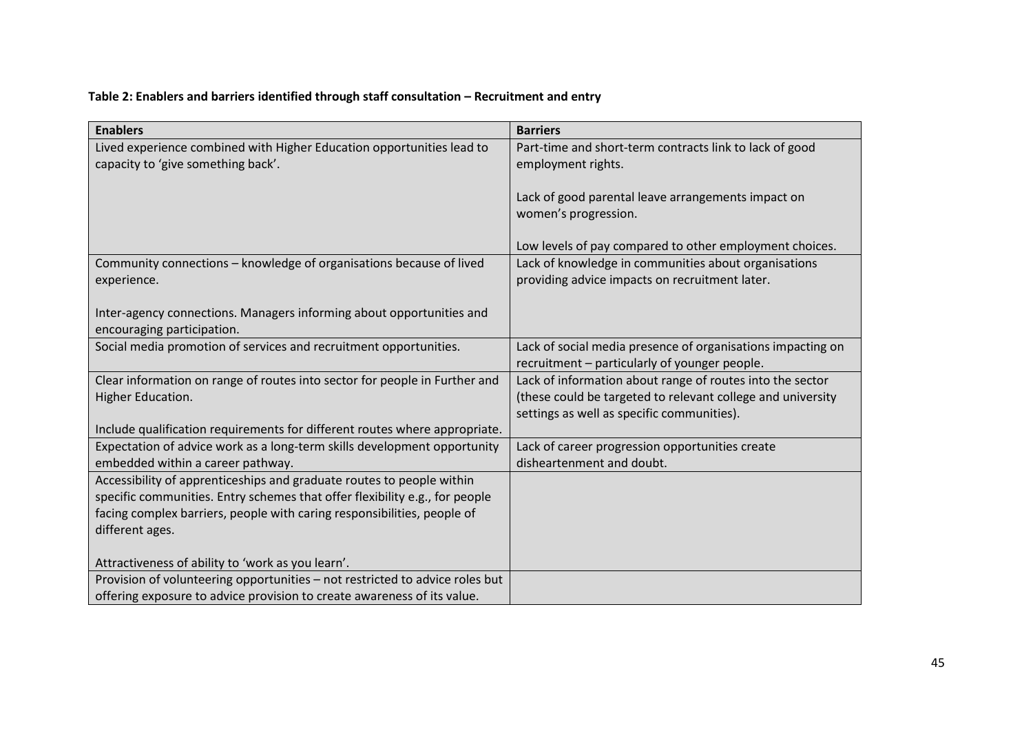**Table 2: Enablers and barriers identified through staff consultation – Recruitment and entry**

| Enablers | Barriers |
|---|---|
| Lived experience combined with Higher Education opportunities lead to capacity to 'give something back'. | Part-time and short-term contracts link to lack of good employment rights.<br><br>Lack of good parental leave arrangements impact on women's progression.<br><br>Low levels of pay compared to other employment choices. |
| Community connections – knowledge of organisations because of lived experience.<br><br>Inter-agency connections. Managers informing about opportunities and encouraging participation. | Lack of knowledge in communities about organisations providing advice impacts on recruitment later. |
| Social media promotion of services and recruitment opportunities. | Lack of social media presence of organisations impacting on recruitment – particularly of younger people. |
| Clear information on range of routes into sector for people in Further and Higher Education.<br><br>Include qualification requirements for different routes where appropriate. | Lack of information about range of routes into the sector (these could be targeted to relevant college and university settings as well as specific communities). |
| Expectation of advice work as a long-term skills development opportunity embedded within a career pathway. | Lack of career progression opportunities create disheartenment and doubt. |
| Accessibility of apprenticeships and graduate routes to people within specific communities. Entry schemes that offer flexibility e.g., for people facing complex barriers, people with caring responsibilities, people of different ages.<br><br>Attractiveness of ability to 'work as you learn'. | |
| Provision of volunteering opportunities – not restricted to advice roles but offering exposure to advice provision to create awareness of its value. | |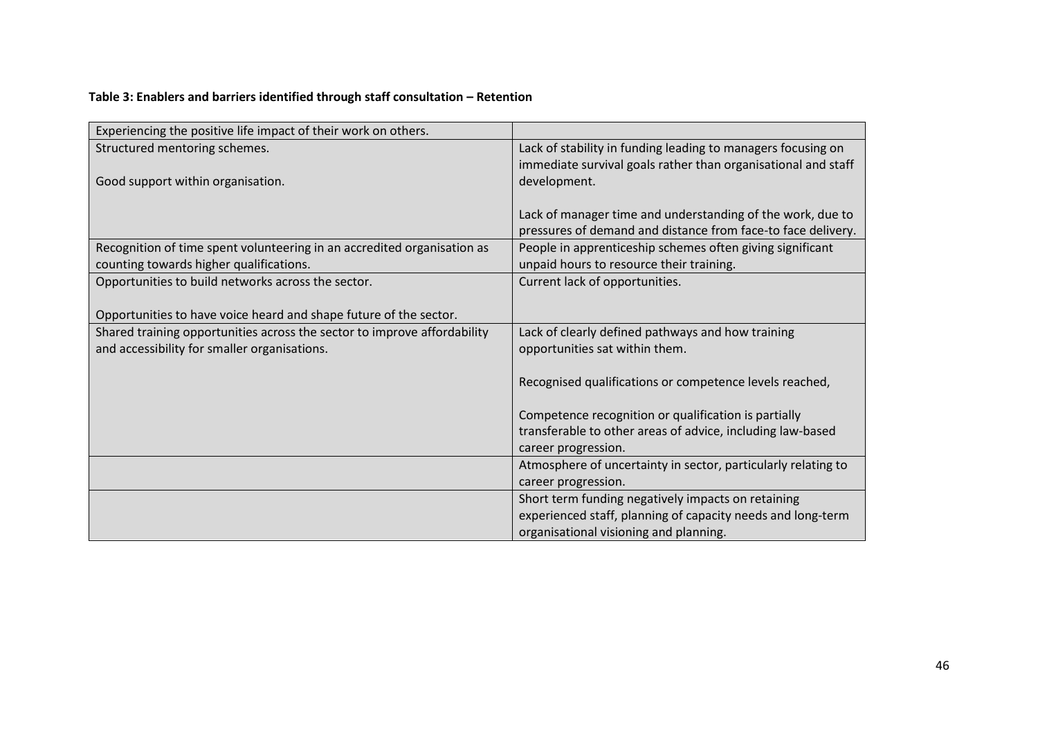**Table 3: Enablers and barriers identified through staff consultation – Retention**

| | |
|---|---|
| Experiencing the positive life impact of their work on others. | |
| Structured mentoring schemes.<br><br>Good support within organisation. | Lack of stability in funding leading to managers focusing on immediate survival goals rather than organisational and staff development.<br><br>Lack of manager time and understanding of the work, due to pressures of demand and distance from face-to face delivery. |
| Recognition of time spent volunteering in an accredited organisation as counting towards higher qualifications. | People in apprenticeship schemes often giving significant unpaid hours to resource their training. |
| Opportunities to build networks across the sector.<br><br>Opportunities to have voice heard and shape future of the sector. | Current lack of opportunities. |
| Shared training opportunities across the sector to improve affordability and accessibility for smaller organisations. | Lack of clearly defined pathways and how training opportunities sat within them.<br><br>Recognised qualifications or competence levels reached,<br><br>Competence recognition or qualification is partially transferable to other areas of advice, including law-based career progression. |
| | Atmosphere of uncertainty in sector, particularly relating to career progression. |
| | Short term funding negatively impacts on retaining experienced staff, planning of capacity needs and long-term organisational visioning and planning. |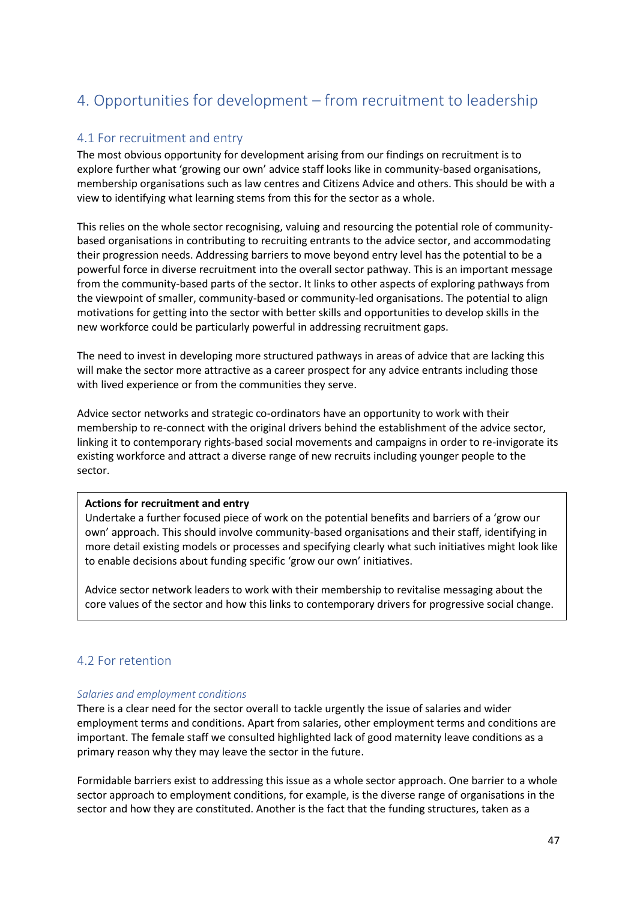# 4. Opportunities for development – from recruitment to leadership

## 4.1 For recruitment and entry

The most obvious opportunity for development arising from our findings on recruitment is to explore further what 'growing our own' advice staff looks like in community-based organisations, membership organisations such as law centres and Citizens Advice and others. This should be with a view to identifying what learning stems from this for the sector as a whole.

This relies on the whole sector recognising, valuing and resourcing the potential role of community-based organisations in contributing to recruiting entrants to the advice sector, and accommodating their progression needs. Addressing barriers to move beyond entry level has the potential to be a powerful force in diverse recruitment into the overall sector pathway. This is an important message from the community-based parts of the sector. It links to other aspects of exploring pathways from the viewpoint of smaller, community-based or community-led organisations. The potential to align motivations for getting into the sector with better skills and opportunities to develop skills in the new workforce could be particularly powerful in addressing recruitment gaps.

The need to invest in developing more structured pathways in areas of advice that are lacking this will make the sector more attractive as a career prospect for any advice entrants including those with lived experience or from the communities they serve.

Advice sector networks and strategic co-ordinators have an opportunity to work with their membership to re-connect with the original drivers behind the establishment of the advice sector, linking it to contemporary rights-based social movements and campaigns in order to re-invigorate its existing workforce and attract a diverse range of new recruits including younger people to the sector.

**Actions for recruitment and entry**

Undertake a further focused piece of work on the potential benefits and barriers of a 'grow our own' approach. This should involve community-based organisations and their staff, identifying in more detail existing models or processes and specifying clearly what such initiatives might look like to enable decisions about funding specific 'grow our own' initiatives.

Advice sector network leaders to work with their membership to revitalise messaging about the core values of the sector and how this links to contemporary drivers for progressive social change.

## 4.2 For retention

*Salaries and employment conditions*

There is a clear need for the sector overall to tackle urgently the issue of salaries and wider employment terms and conditions. Apart from salaries, other employment terms and conditions are important. The female staff we consulted highlighted lack of good maternity leave conditions as a primary reason why they may leave the sector in the future.

Formidable barriers exist to addressing this issue as a whole sector approach. One barrier to a whole sector approach to employment conditions, for example, is the diverse range of organisations in the sector and how they are constituted. Another is the fact that the funding structures, taken as a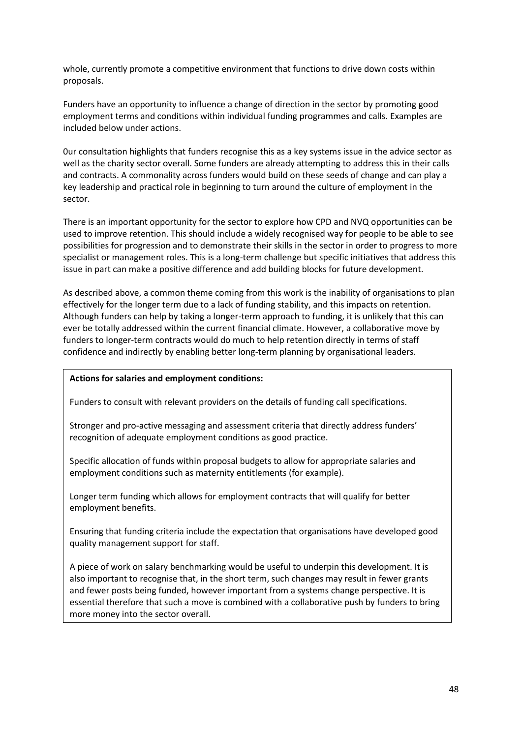whole, currently promote a competitive environment that functions to drive down costs within proposals.

Funders have an opportunity to influence a change of direction in the sector by promoting good employment terms and conditions within individual funding programmes and calls. Examples are included below under actions.

0ur consultation highlights that funders recognise this as a key systems issue in the advice sector as well as the charity sector overall. Some funders are already attempting to address this in their calls and contracts. A commonality across funders would build on these seeds of change and can play a key leadership and practical role in beginning to turn around the culture of employment in the sector.

There is an important opportunity for the sector to explore how CPD and NVQ opportunities can be used to improve retention. This should include a widely recognised way for people to be able to see possibilities for progression and to demonstrate their skills in the sector in order to progress to more specialist or management roles. This is a long-term challenge but specific initiatives that address this issue in part can make a positive difference and add building blocks for future development.

As described above, a common theme coming from this work is the inability of organisations to plan effectively for the longer term due to a lack of funding stability, and this impacts on retention. Although funders can help by taking a longer-term approach to funding, it is unlikely that this can ever be totally addressed within the current financial climate. However, a collaborative move by funders to longer-term contracts would do much to help retention directly in terms of staff confidence and indirectly by enabling better long-term planning by organisational leaders.

**Actions for salaries and employment conditions:**

Funders to consult with relevant providers on the details of funding call specifications.

Stronger and pro-active messaging and assessment criteria that directly address funders' recognition of adequate employment conditions as good practice.

Specific allocation of funds within proposal budgets to allow for appropriate salaries and employment conditions such as maternity entitlements (for example).

Longer term funding which allows for employment contracts that will qualify for better employment benefits.

Ensuring that funding criteria include the expectation that organisations have developed good quality management support for staff.

A piece of work on salary benchmarking would be useful to underpin this development. It is also important to recognise that, in the short term, such changes may result in fewer grants and fewer posts being funded, however important from a systems change perspective. It is essential therefore that such a move is combined with a collaborative push by funders to bring more money into the sector overall.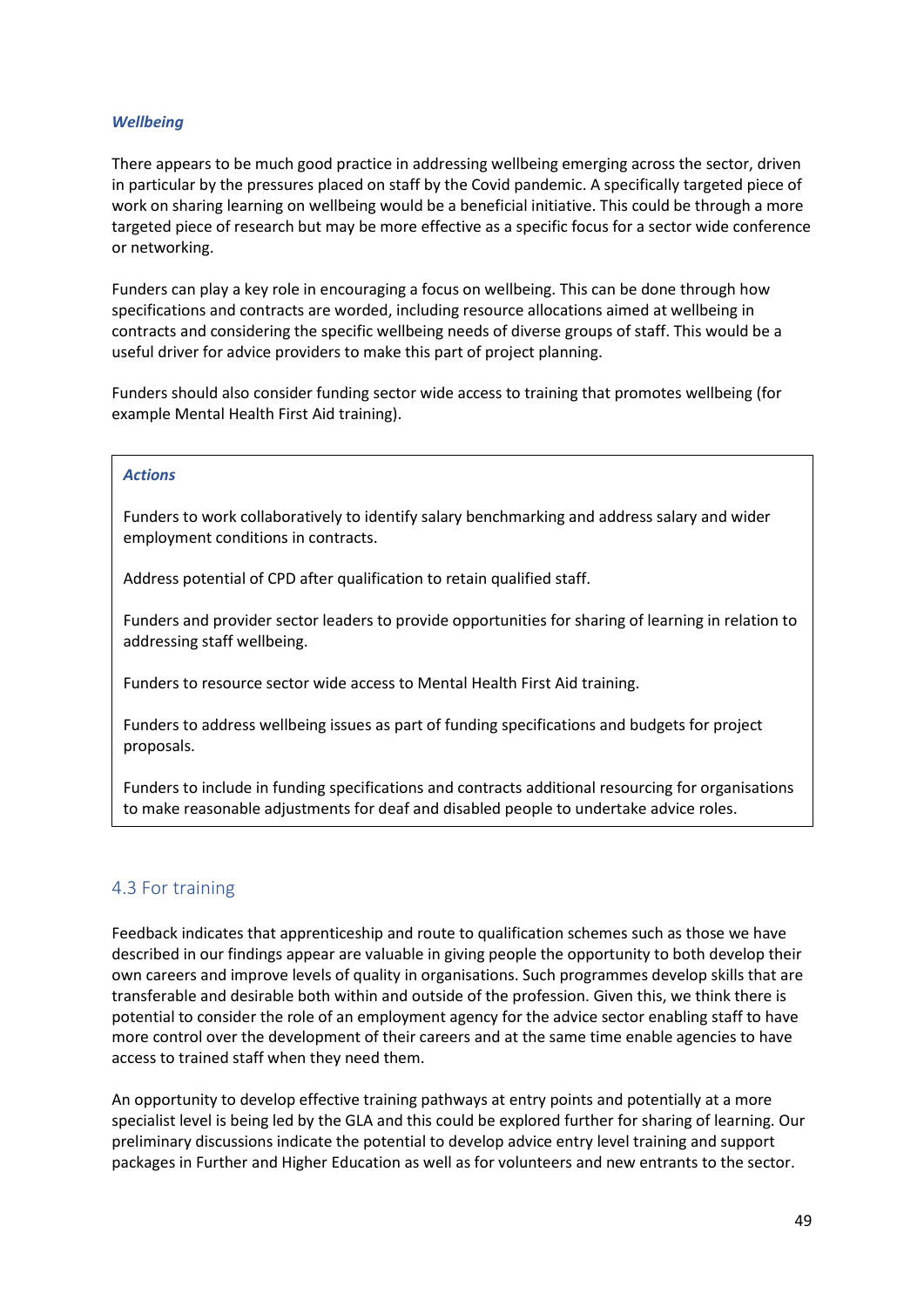***Wellbeing***

There appears to be much good practice in addressing wellbeing emerging across the sector, driven in particular by the pressures placed on staff by the Covid pandemic. A specifically targeted piece of work on sharing learning on wellbeing would be a beneficial initiative. This could be through a more targeted piece of research but may be more effective as a specific focus for a sector wide conference or networking.

Funders can play a key role in encouraging a focus on wellbeing. This can be done through how specifications and contracts are worded, including resource allocations aimed at wellbeing in contracts and considering the specific wellbeing needs of diverse groups of staff. This would be a useful driver for advice providers to make this part of project planning.

Funders should also consider funding sector wide access to training that promotes wellbeing (for example Mental Health First Aid training).

***Actions***

Funders to work collaboratively to identify salary benchmarking and address salary and wider employment conditions in contracts.

Address potential of CPD after qualification to retain qualified staff.

Funders and provider sector leaders to provide opportunities for sharing of learning in relation to addressing staff wellbeing.

Funders to resource sector wide access to Mental Health First Aid training.

Funders to address wellbeing issues as part of funding specifications and budgets for project proposals.

Funders to include in funding specifications and contracts additional resourcing for organisations to make reasonable adjustments for deaf and disabled people to undertake advice roles.

## 4.3 For training

Feedback indicates that apprenticeship and route to qualification schemes such as those we have described in our findings appear are valuable in giving people the opportunity to both develop their own careers and improve levels of quality in organisations. Such programmes develop skills that are transferable and desirable both within and outside of the profession. Given this, we think there is potential to consider the role of an employment agency for the advice sector enabling staff to have more control over the development of their careers and at the same time enable agencies to have access to trained staff when they need them.

An opportunity to develop effective training pathways at entry points and potentially at a more specialist level is being led by the GLA and this could be explored further for sharing of learning. Our preliminary discussions indicate the potential to develop advice entry level training and support packages in Further and Higher Education as well as for volunteers and new entrants to the sector.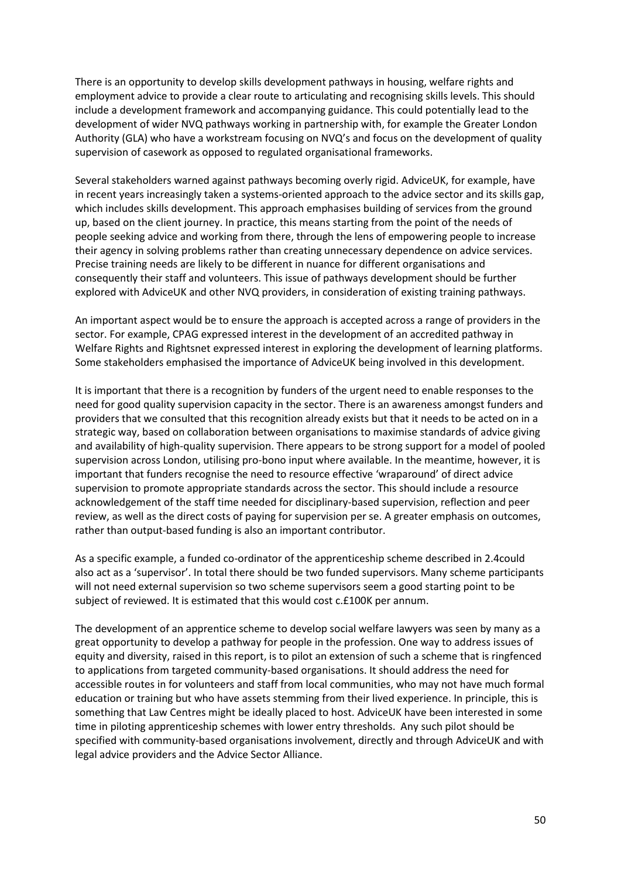There is an opportunity to develop skills development pathways in housing, welfare rights and employment advice to provide a clear route to articulating and recognising skills levels. This should include a development framework and accompanying guidance. This could potentially lead to the development of wider NVQ pathways working in partnership with, for example the Greater London Authority (GLA) who have a workstream focusing on NVQ's and focus on the development of quality supervision of casework as opposed to regulated organisational frameworks.

Several stakeholders warned against pathways becoming overly rigid. AdviceUK, for example, have in recent years increasingly taken a systems-oriented approach to the advice sector and its skills gap, which includes skills development. This approach emphasises building of services from the ground up, based on the client journey. In practice, this means starting from the point of the needs of people seeking advice and working from there, through the lens of empowering people to increase their agency in solving problems rather than creating unnecessary dependence on advice services. Precise training needs are likely to be different in nuance for different organisations and consequently their staff and volunteers. This issue of pathways development should be further explored with AdviceUK and other NVQ providers, in consideration of existing training pathways.

An important aspect would be to ensure the approach is accepted across a range of providers in the sector. For example, CPAG expressed interest in the development of an accredited pathway in Welfare Rights and Rightsnet expressed interest in exploring the development of learning platforms. Some stakeholders emphasised the importance of AdviceUK being involved in this development.

It is important that there is a recognition by funders of the urgent need to enable responses to the need for good quality supervision capacity in the sector. There is an awareness amongst funders and providers that we consulted that this recognition already exists but that it needs to be acted on in a strategic way, based on collaboration between organisations to maximise standards of advice giving and availability of high-quality supervision. There appears to be strong support for a model of pooled supervision across London, utilising pro-bono input where available. In the meantime, however, it is important that funders recognise the need to resource effective 'wraparound' of direct advice supervision to promote appropriate standards across the sector. This should include a resource acknowledgement of the staff time needed for disciplinary-based supervision, reflection and peer review, as well as the direct costs of paying for supervision per se. A greater emphasis on outcomes, rather than output-based funding is also an important contributor.

As a specific example, a funded co-ordinator of the apprenticeship scheme described in 2.4could also act as a 'supervisor'. In total there should be two funded supervisors. Many scheme participants will not need external supervision so two scheme supervisors seem a good starting point to be subject of reviewed. It is estimated that this would cost c.£100K per annum.

The development of an apprentice scheme to develop social welfare lawyers was seen by many as a great opportunity to develop a pathway for people in the profession. One way to address issues of equity and diversity, raised in this report, is to pilot an extension of such a scheme that is ringfenced to applications from targeted community-based organisations. It should address the need for accessible routes in for volunteers and staff from local communities, who may not have much formal education or training but who have assets stemming from their lived experience. In principle, this is something that Law Centres might be ideally placed to host. AdviceUK have been interested in some time in piloting apprenticeship schemes with lower entry thresholds. Any such pilot should be specified with community-based organisations involvement, directly and through AdviceUK and with legal advice providers and the Advice Sector Alliance.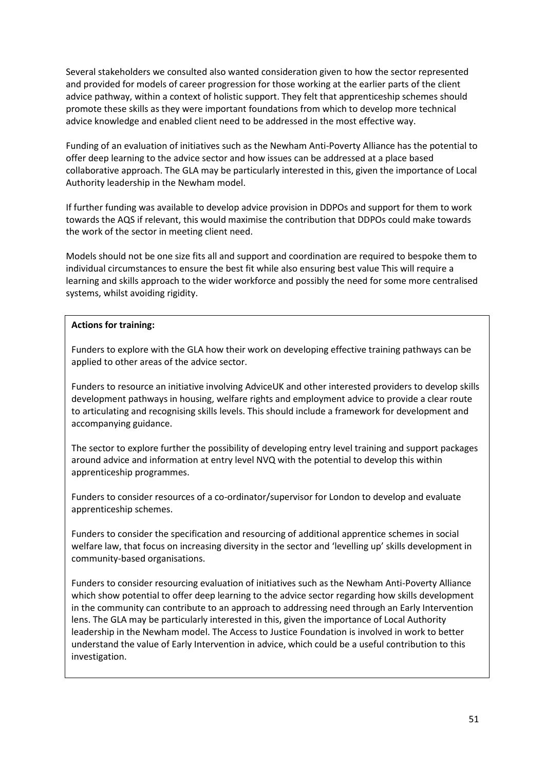Several stakeholders we consulted also wanted consideration given to how the sector represented and provided for models of career progression for those working at the earlier parts of the client advice pathway, within a context of holistic support. They felt that apprenticeship schemes should promote these skills as they were important foundations from which to develop more technical advice knowledge and enabled client need to be addressed in the most effective way.

Funding of an evaluation of initiatives such as the Newham Anti-Poverty Alliance has the potential to offer deep learning to the advice sector and how issues can be addressed at a place based collaborative approach. The GLA may be particularly interested in this, given the importance of Local Authority leadership in the Newham model.

If further funding was available to develop advice provision in DDPOs and support for them to work towards the AQS if relevant, this would maximise the contribution that DDPOs could make towards the work of the sector in meeting client need.

Models should not be one size fits all and support and coordination are required to bespoke them to individual circumstances to ensure the best fit while also ensuring best value This will require a learning and skills approach to the wider workforce and possibly the need for some more centralised systems, whilst avoiding rigidity.

**Actions for training:**

Funders to explore with the GLA how their work on developing effective training pathways can be applied to other areas of the advice sector.

Funders to resource an initiative involving AdviceUK and other interested providers to develop skills development pathways in housing, welfare rights and employment advice to provide a clear route to articulating and recognising skills levels. This should include a framework for development and accompanying guidance.

The sector to explore further the possibility of developing entry level training and support packages around advice and information at entry level NVQ with the potential to develop this within apprenticeship programmes.

Funders to consider resources of a co-ordinator/supervisor for London to develop and evaluate apprenticeship schemes.

Funders to consider the specification and resourcing of additional apprentice schemes in social welfare law, that focus on increasing diversity in the sector and 'levelling up' skills development in community-based organisations.

Funders to consider resourcing evaluation of initiatives such as the Newham Anti-Poverty Alliance which show potential to offer deep learning to the advice sector regarding how skills development in the community can contribute to an approach to addressing need through an Early Intervention lens. The GLA may be particularly interested in this, given the importance of Local Authority leadership in the Newham model. The Access to Justice Foundation is involved in work to better understand the value of Early Intervention in advice, which could be a useful contribution to this investigation.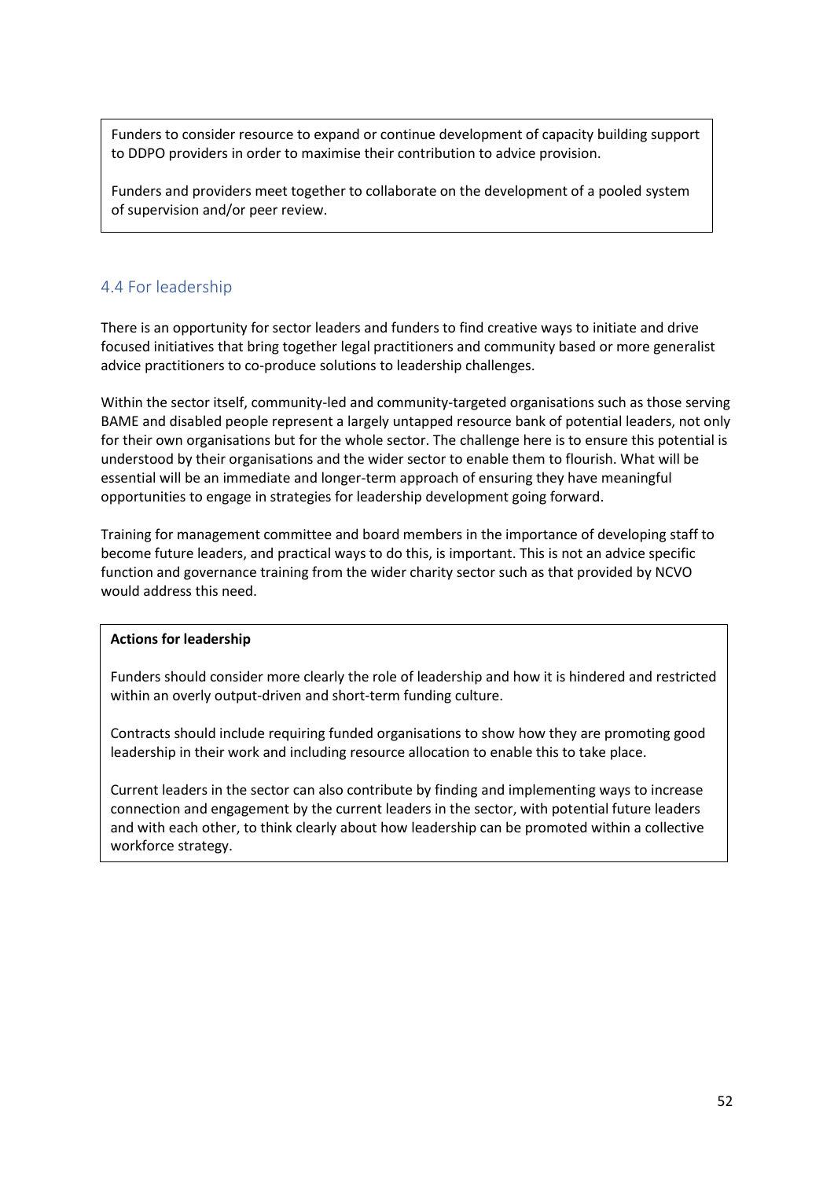Funders to consider resource to expand or continue development of capacity building support to DDPO providers in order to maximise their contribution to advice provision.

Funders and providers meet together to collaborate on the development of a pooled system of supervision and/or peer review.

## 4.4 For leadership

There is an opportunity for sector leaders and funders to find creative ways to initiate and drive focused initiatives that bring together legal practitioners and community based or more generalist advice practitioners to co-produce solutions to leadership challenges.

Within the sector itself, community-led and community-targeted organisations such as those serving BAME and disabled people represent a largely untapped resource bank of potential leaders, not only for their own organisations but for the whole sector. The challenge here is to ensure this potential is understood by their organisations and the wider sector to enable them to flourish. What will be essential will be an immediate and longer-term approach of ensuring they have meaningful opportunities to engage in strategies for leadership development going forward.

Training for management committee and board members in the importance of developing staff to become future leaders, and practical ways to do this, is important. This is not an advice specific function and governance training from the wider charity sector such as that provided by NCVO would address this need.

**Actions for leadership**

Funders should consider more clearly the role of leadership and how it is hindered and restricted within an overly output-driven and short-term funding culture.

Contracts should include requiring funded organisations to show how they are promoting good leadership in their work and including resource allocation to enable this to take place.

Current leaders in the sector can also contribute by finding and implementing ways to increase connection and engagement by the current leaders in the sector, with potential future leaders and with each other, to think clearly about how leadership can be promoted within a collective workforce strategy.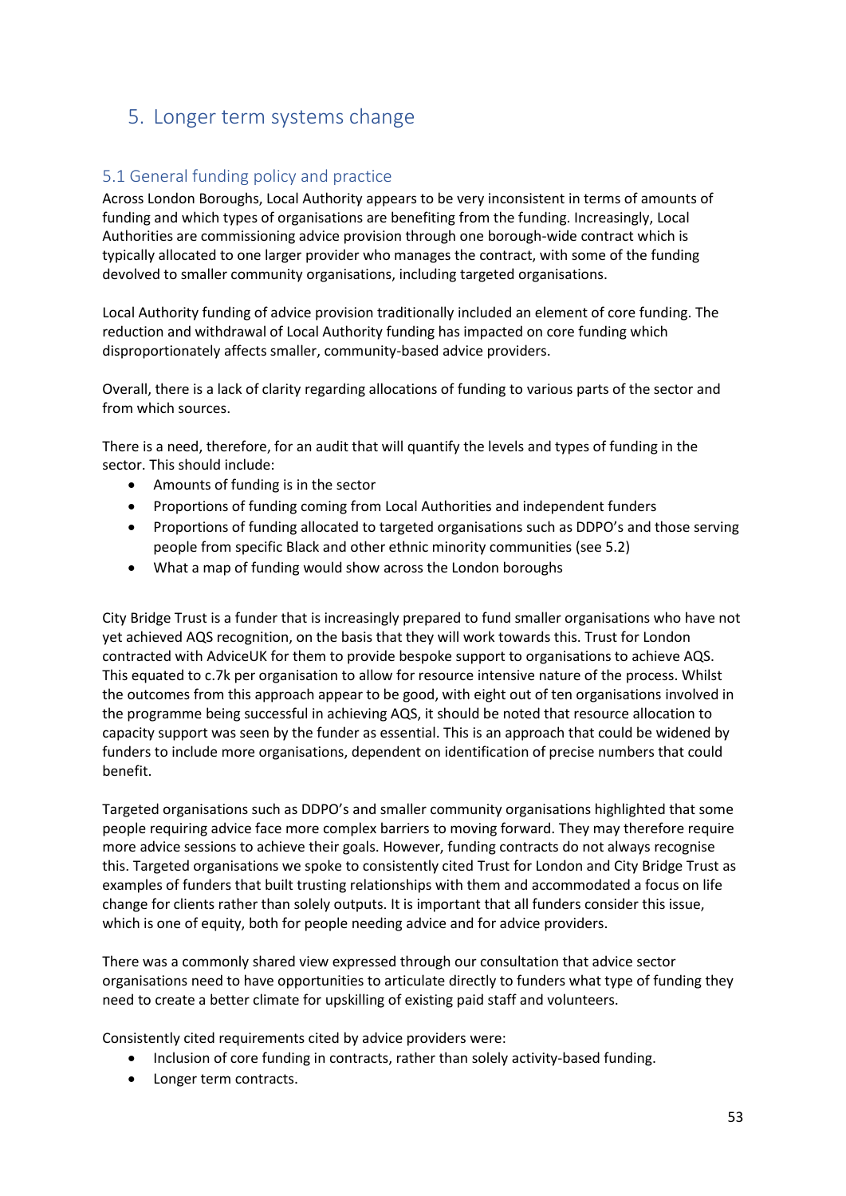# 5. Longer term systems change

## 5.1 General funding policy and practice

Across London Boroughs, Local Authority appears to be very inconsistent in terms of amounts of funding and which types of organisations are benefiting from the funding. Increasingly, Local Authorities are commissioning advice provision through one borough-wide contract which is typically allocated to one larger provider who manages the contract, with some of the funding devolved to smaller community organisations, including targeted organisations.

Local Authority funding of advice provision traditionally included an element of core funding. The reduction and withdrawal of Local Authority funding has impacted on core funding which disproportionately affects smaller, community-based advice providers.

Overall, there is a lack of clarity regarding allocations of funding to various parts of the sector and from which sources.

There is a need, therefore, for an audit that will quantify the levels and types of funding in the sector. This should include:

- Amounts of funding is in the sector
- Proportions of funding coming from Local Authorities and independent funders
- Proportions of funding allocated to targeted organisations such as DDPO's and those serving people from specific Black and other ethnic minority communities (see 5.2)
- What a map of funding would show across the London boroughs

City Bridge Trust is a funder that is increasingly prepared to fund smaller organisations who have not yet achieved AQS recognition, on the basis that they will work towards this. Trust for London contracted with AdviceUK for them to provide bespoke support to organisations to achieve AQS. This equated to c.7k per organisation to allow for resource intensive nature of the process. Whilst the outcomes from this approach appear to be good, with eight out of ten organisations involved in the programme being successful in achieving AQS, it should be noted that resource allocation to capacity support was seen by the funder as essential. This is an approach that could be widened by funders to include more organisations, dependent on identification of precise numbers that could benefit.

Targeted organisations such as DDPO's and smaller community organisations highlighted that some people requiring advice face more complex barriers to moving forward. They may therefore require more advice sessions to achieve their goals. However, funding contracts do not always recognise this. Targeted organisations we spoke to consistently cited Trust for London and City Bridge Trust as examples of funders that built trusting relationships with them and accommodated a focus on life change for clients rather than solely outputs. It is important that all funders consider this issue, which is one of equity, both for people needing advice and for advice providers.

There was a commonly shared view expressed through our consultation that advice sector organisations need to have opportunities to articulate directly to funders what type of funding they need to create a better climate for upskilling of existing paid staff and volunteers.

Consistently cited requirements cited by advice providers were:

- Inclusion of core funding in contracts, rather than solely activity-based funding.
- Longer term contracts.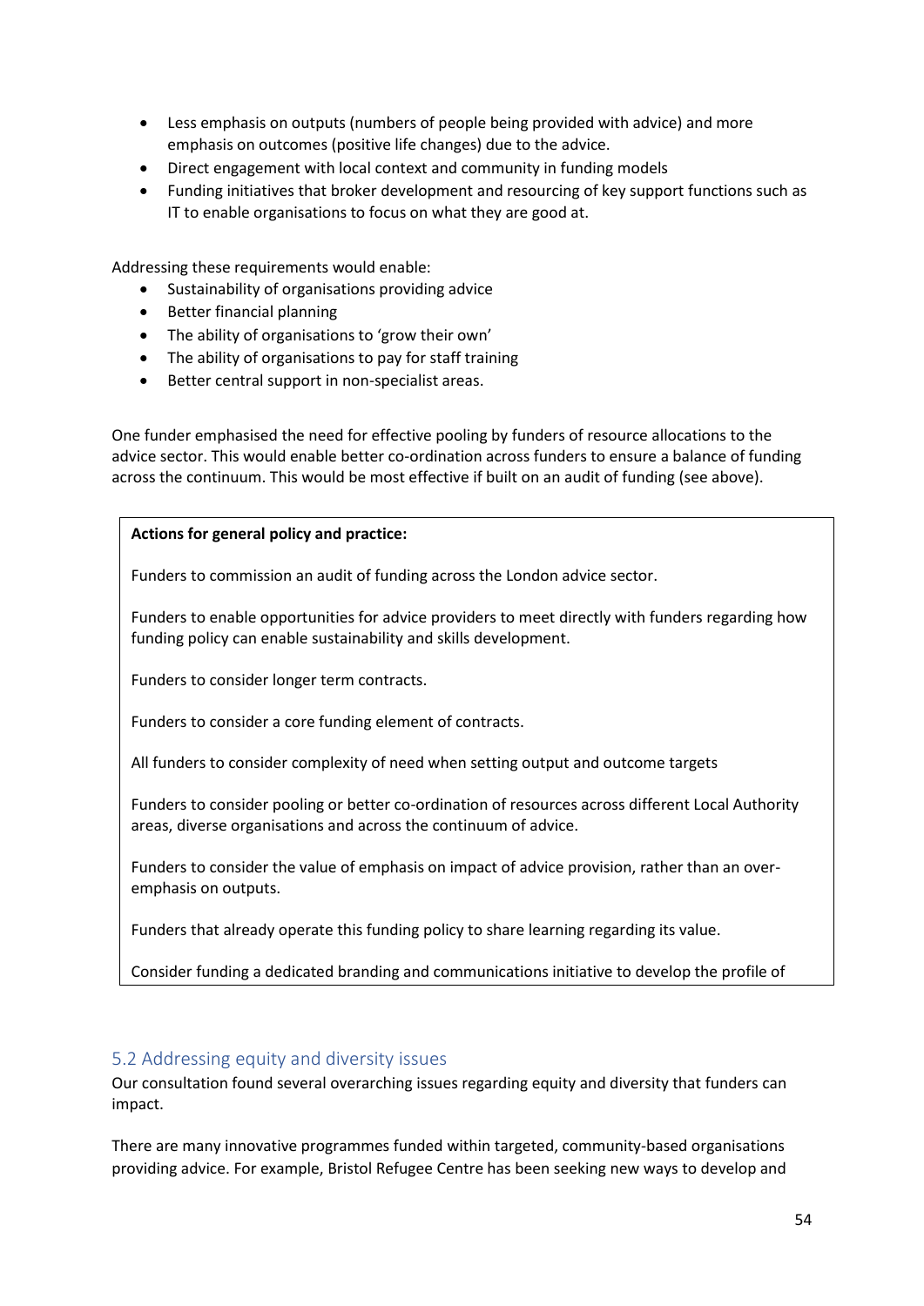- Less emphasis on outputs (numbers of people being provided with advice) and more emphasis on outcomes (positive life changes) due to the advice.
- Direct engagement with local context and community in funding models
- Funding initiatives that broker development and resourcing of key support functions such as IT to enable organisations to focus on what they are good at.

Addressing these requirements would enable:

- Sustainability of organisations providing advice
- Better financial planning
- The ability of organisations to 'grow their own'
- The ability of organisations to pay for staff training
- Better central support in non-specialist areas.

One funder emphasised the need for effective pooling by funders of resource allocations to the advice sector. This would enable better co-ordination across funders to ensure a balance of funding across the continuum. This would be most effective if built on an audit of funding (see above).

> **Actions for general policy and practice:**
>
> Funders to commission an audit of funding across the London advice sector.
>
> Funders to enable opportunities for advice providers to meet directly with funders regarding how funding policy can enable sustainability and skills development.
>
> Funders to consider longer term contracts.
>
> Funders to consider a core funding element of contracts.
>
> All funders to consider complexity of need when setting output and outcome targets
>
> Funders to consider pooling or better co-ordination of resources across different Local Authority areas, diverse organisations and across the continuum of advice.
>
> Funders to consider the value of emphasis on impact of advice provision, rather than an over-emphasis on outputs.
>
> Funders that already operate this funding policy to share learning regarding its value.
>
> Consider funding a dedicated branding and communications initiative to develop the profile of

## 5.2 Addressing equity and diversity issues

Our consultation found several overarching issues regarding equity and diversity that funders can impact.

There are many innovative programmes funded within targeted, community-based organisations providing advice. For example, Bristol Refugee Centre has been seeking new ways to develop and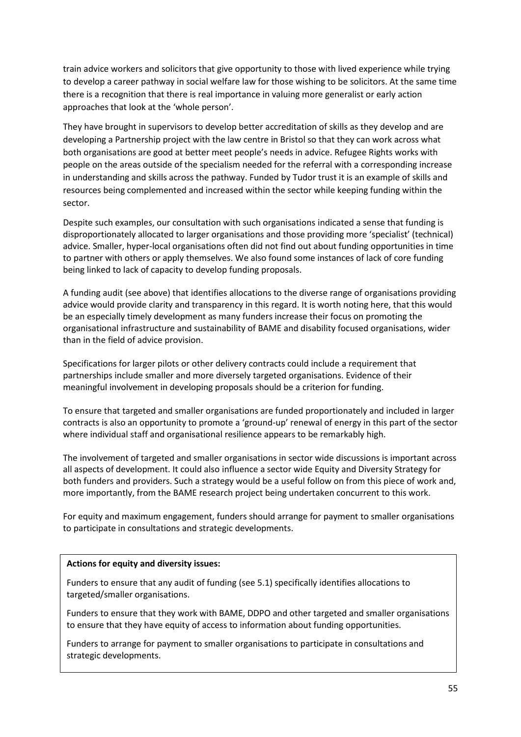train advice workers and solicitors that give opportunity to those with lived experience while trying to develop a career pathway in social welfare law for those wishing to be solicitors. At the same time there is a recognition that there is real importance in valuing more generalist or early action approaches that look at the 'whole person'.

They have brought in supervisors to develop better accreditation of skills as they develop and are developing a Partnership project with the law centre in Bristol so that they can work across what both organisations are good at better meet people's needs in advice. Refugee Rights works with people on the areas outside of the specialism needed for the referral with a corresponding increase in understanding and skills across the pathway. Funded by Tudor trust it is an example of skills and resources being complemented and increased within the sector while keeping funding within the sector.

Despite such examples, our consultation with such organisations indicated a sense that funding is disproportionately allocated to larger organisations and those providing more 'specialist' (technical) advice. Smaller, hyper-local organisations often did not find out about funding opportunities in time to partner with others or apply themselves. We also found some instances of lack of core funding being linked to lack of capacity to develop funding proposals.

A funding audit (see above) that identifies allocations to the diverse range of organisations providing advice would provide clarity and transparency in this regard. It is worth noting here, that this would be an especially timely development as many funders increase their focus on promoting the organisational infrastructure and sustainability of BAME and disability focused organisations, wider than in the field of advice provision.

Specifications for larger pilots or other delivery contracts could include a requirement that partnerships include smaller and more diversely targeted organisations. Evidence of their meaningful involvement in developing proposals should be a criterion for funding.

To ensure that targeted and smaller organisations are funded proportionately and included in larger contracts is also an opportunity to promote a 'ground-up' renewal of energy in this part of the sector where individual staff and organisational resilience appears to be remarkably high.

The involvement of targeted and smaller organisations in sector wide discussions is important across all aspects of development. It could also influence a sector wide Equity and Diversity Strategy for both funders and providers. Such a strategy would be a useful follow on from this piece of work and, more importantly, from the BAME research project being undertaken concurrent to this work.

For equity and maximum engagement, funders should arrange for payment to smaller organisations to participate in consultations and strategic developments.

**Actions for equity and diversity issues:**

Funders to ensure that any audit of funding (see 5.1) specifically identifies allocations to targeted/smaller organisations.

Funders to ensure that they work with BAME, DDPO and other targeted and smaller organisations to ensure that they have equity of access to information about funding opportunities.

Funders to arrange for payment to smaller organisations to participate in consultations and strategic developments.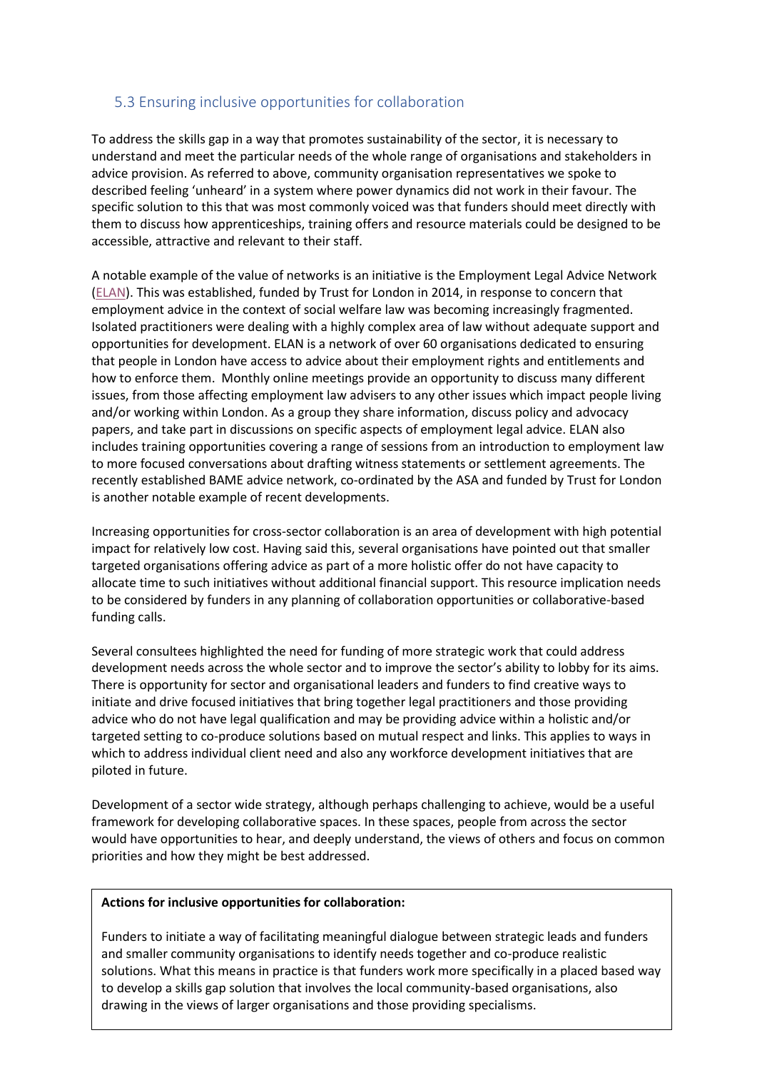## 5.3 Ensuring inclusive opportunities for collaboration

To address the skills gap in a way that promotes sustainability of the sector, it is necessary to understand and meet the particular needs of the whole range of organisations and stakeholders in advice provision. As referred to above, community organisation representatives we spoke to described feeling 'unheard' in a system where power dynamics did not work in their favour. The specific solution to this that was most commonly voiced was that funders should meet directly with them to discuss how apprenticeships, training offers and resource materials could be designed to be accessible, attractive and relevant to their staff.

A notable example of the value of networks is an initiative is the Employment Legal Advice Network (ELAN). This was established, funded by Trust for London in 2014, in response to concern that employment advice in the context of social welfare law was becoming increasingly fragmented. Isolated practitioners were dealing with a highly complex area of law without adequate support and opportunities for development. ELAN is a network of over 60 organisations dedicated to ensuring that people in London have access to advice about their employment rights and entitlements and how to enforce them. Monthly online meetings provide an opportunity to discuss many different issues, from those affecting employment law advisers to any other issues which impact people living and/or working within London. As a group they share information, discuss policy and advocacy papers, and take part in discussions on specific aspects of employment legal advice. ELAN also includes training opportunities covering a range of sessions from an introduction to employment law to more focused conversations about drafting witness statements or settlement agreements. The recently established BAME advice network, co-ordinated by the ASA and funded by Trust for London is another notable example of recent developments.

Increasing opportunities for cross-sector collaboration is an area of development with high potential impact for relatively low cost. Having said this, several organisations have pointed out that smaller targeted organisations offering advice as part of a more holistic offer do not have capacity to allocate time to such initiatives without additional financial support. This resource implication needs to be considered by funders in any planning of collaboration opportunities or collaborative-based funding calls.

Several consultees highlighted the need for funding of more strategic work that could address development needs across the whole sector and to improve the sector's ability to lobby for its aims. There is opportunity for sector and organisational leaders and funders to find creative ways to initiate and drive focused initiatives that bring together legal practitioners and those providing advice who do not have legal qualification and may be providing advice within a holistic and/or targeted setting to co-produce solutions based on mutual respect and links. This applies to ways in which to address individual client need and also any workforce development initiatives that are piloted in future.

Development of a sector wide strategy, although perhaps challenging to achieve, would be a useful framework for developing collaborative spaces. In these spaces, people from across the sector would have opportunities to hear, and deeply understand, the views of others and focus on common priorities and how they might be best addressed.

**Actions for inclusive opportunities for collaboration:**

Funders to initiate a way of facilitating meaningful dialogue between strategic leads and funders and smaller community organisations to identify needs together and co-produce realistic solutions. What this means in practice is that funders work more specifically in a placed based way to develop a skills gap solution that involves the local community-based organisations, also drawing in the views of larger organisations and those providing specialisms.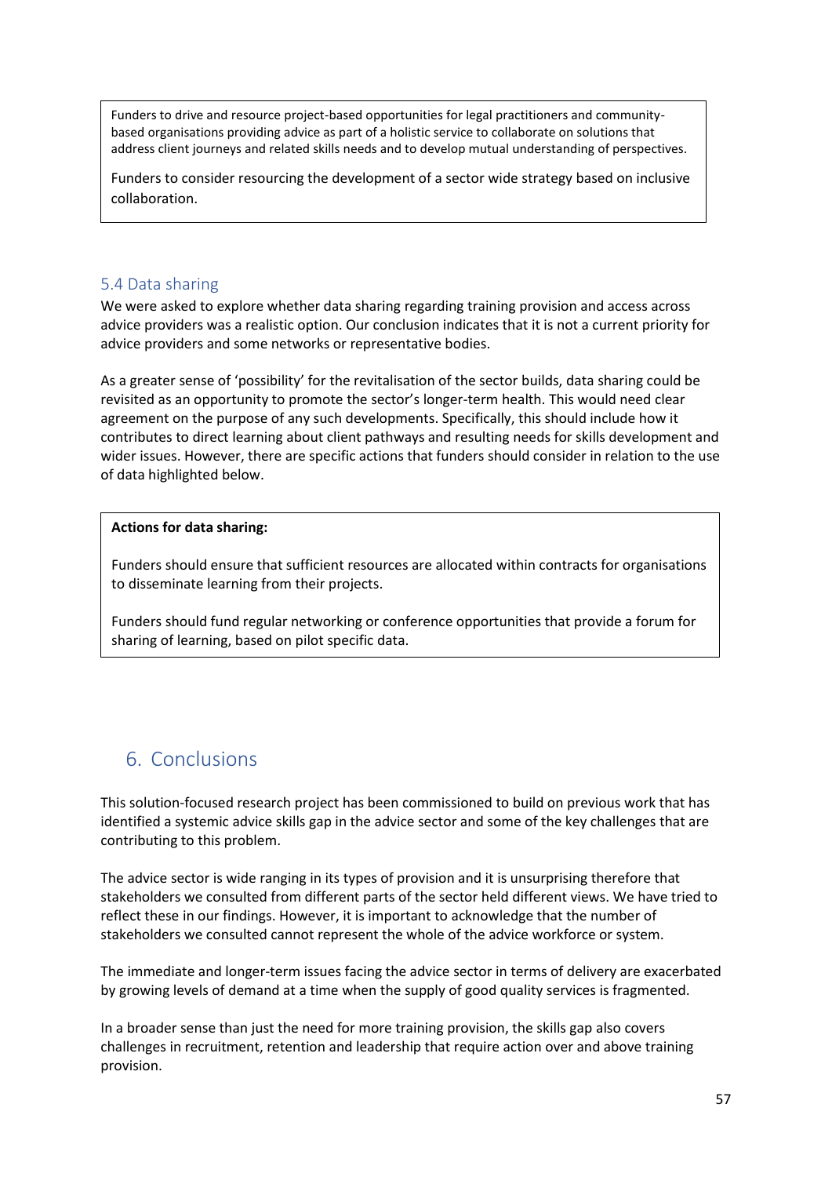Funders to drive and resource project-based opportunities for legal practitioners and community-based organisations providing advice as part of a holistic service to collaborate on solutions that address client journeys and related skills needs and to develop mutual understanding of perspectives.

Funders to consider resourcing the development of a sector wide strategy based on inclusive collaboration.

### 5.4 Data sharing

We were asked to explore whether data sharing regarding training provision and access across advice providers was a realistic option. Our conclusion indicates that it is not a current priority for advice providers and some networks or representative bodies.

As a greater sense of 'possibility' for the revitalisation of the sector builds, data sharing could be revisited as an opportunity to promote the sector's longer-term health. This would need clear agreement on the purpose of any such developments. Specifically, this should include how it contributes to direct learning about client pathways and resulting needs for skills development and wider issues. However, there are specific actions that funders should consider in relation to the use of data highlighted below.

**Actions for data sharing:**

Funders should ensure that sufficient resources are allocated within contracts for organisations to disseminate learning from their projects.

Funders should fund regular networking or conference opportunities that provide a forum for sharing of learning, based on pilot specific data.

## 6. Conclusions

This solution-focused research project has been commissioned to build on previous work that has identified a systemic advice skills gap in the advice sector and some of the key challenges that are contributing to this problem.

The advice sector is wide ranging in its types of provision and it is unsurprising therefore that stakeholders we consulted from different parts of the sector held different views. We have tried to reflect these in our findings. However, it is important to acknowledge that the number of stakeholders we consulted cannot represent the whole of the advice workforce or system.

The immediate and longer-term issues facing the advice sector in terms of delivery are exacerbated by growing levels of demand at a time when the supply of good quality services is fragmented.

In a broader sense than just the need for more training provision, the skills gap also covers challenges in recruitment, retention and leadership that require action over and above training provision.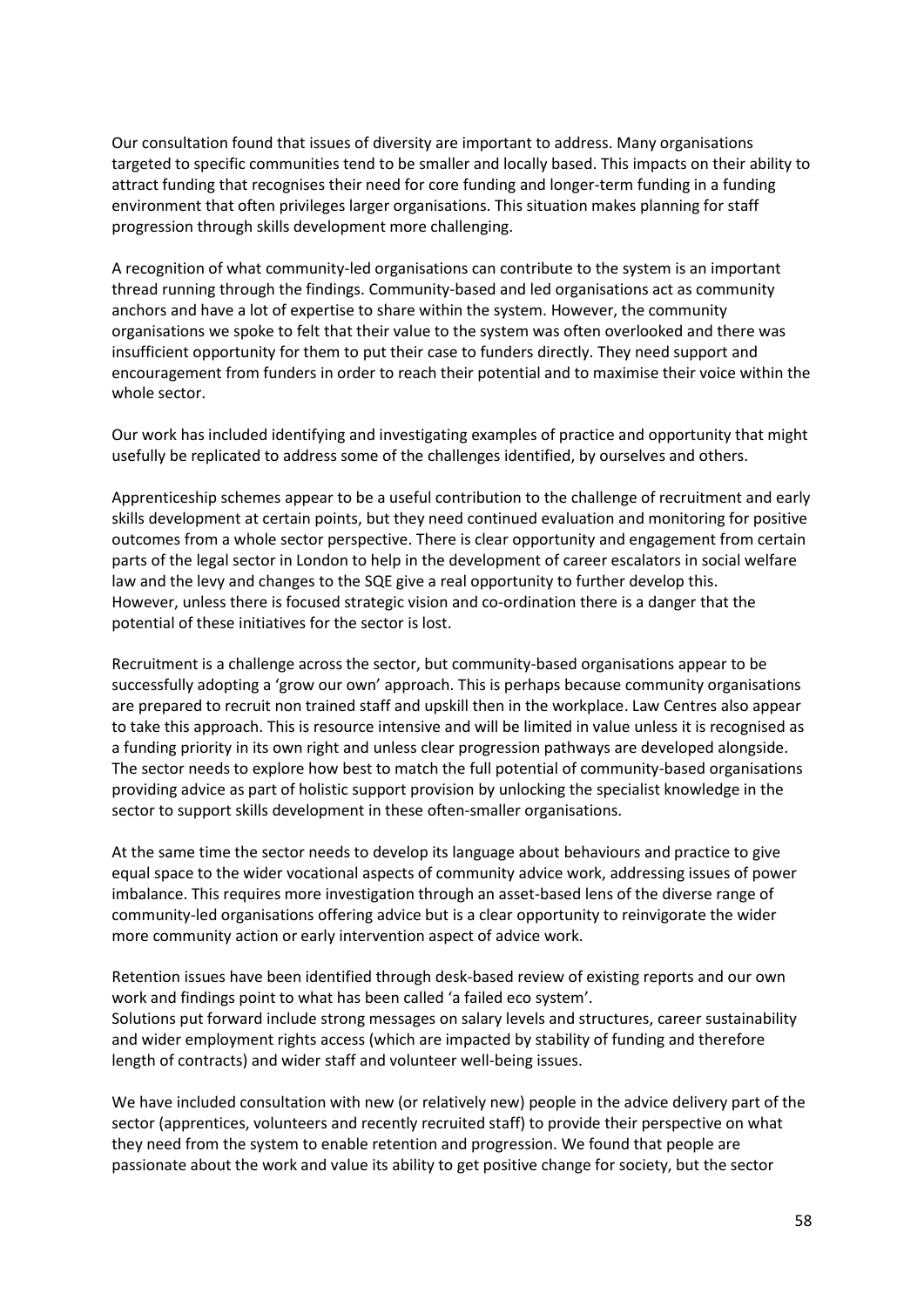Our consultation found that issues of diversity are important to address. Many organisations targeted to specific communities tend to be smaller and locally based. This impacts on their ability to attract funding that recognises their need for core funding and longer-term funding in a funding environment that often privileges larger organisations. This situation makes planning for staff progression through skills development more challenging.

A recognition of what community-led organisations can contribute to the system is an important thread running through the findings. Community-based and led organisations act as community anchors and have a lot of expertise to share within the system. However, the community organisations we spoke to felt that their value to the system was often overlooked and there was insufficient opportunity for them to put their case to funders directly. They need support and encouragement from funders in order to reach their potential and to maximise their voice within the whole sector.

Our work has included identifying and investigating examples of practice and opportunity that might usefully be replicated to address some of the challenges identified, by ourselves and others.

Apprenticeship schemes appear to be a useful contribution to the challenge of recruitment and early skills development at certain points, but they need continued evaluation and monitoring for positive outcomes from a whole sector perspective. There is clear opportunity and engagement from certain parts of the legal sector in London to help in the development of career escalators in social welfare law and the levy and changes to the SQE give a real opportunity to further develop this. However, unless there is focused strategic vision and co-ordination there is a danger that the potential of these initiatives for the sector is lost.

Recruitment is a challenge across the sector, but community-based organisations appear to be successfully adopting a 'grow our own' approach. This is perhaps because community organisations are prepared to recruit non trained staff and upskill then in the workplace. Law Centres also appear to take this approach. This is resource intensive and will be limited in value unless it is recognised as a funding priority in its own right and unless clear progression pathways are developed alongside. The sector needs to explore how best to match the full potential of community-based organisations providing advice as part of holistic support provision by unlocking the specialist knowledge in the sector to support skills development in these often-smaller organisations.

At the same time the sector needs to develop its language about behaviours and practice to give equal space to the wider vocational aspects of community advice work, addressing issues of power imbalance. This requires more investigation through an asset-based lens of the diverse range of community-led organisations offering advice but is a clear opportunity to reinvigorate the wider more community action or early intervention aspect of advice work.

Retention issues have been identified through desk-based review of existing reports and our own work and findings point to what has been called 'a failed eco system'.
Solutions put forward include strong messages on salary levels and structures, career sustainability and wider employment rights access (which are impacted by stability of funding and therefore length of contracts) and wider staff and volunteer well-being issues.

We have included consultation with new (or relatively new) people in the advice delivery part of the sector (apprentices, volunteers and recently recruited staff) to provide their perspective on what they need from the system to enable retention and progression. We found that people are passionate about the work and value its ability to get positive change for society, but the sector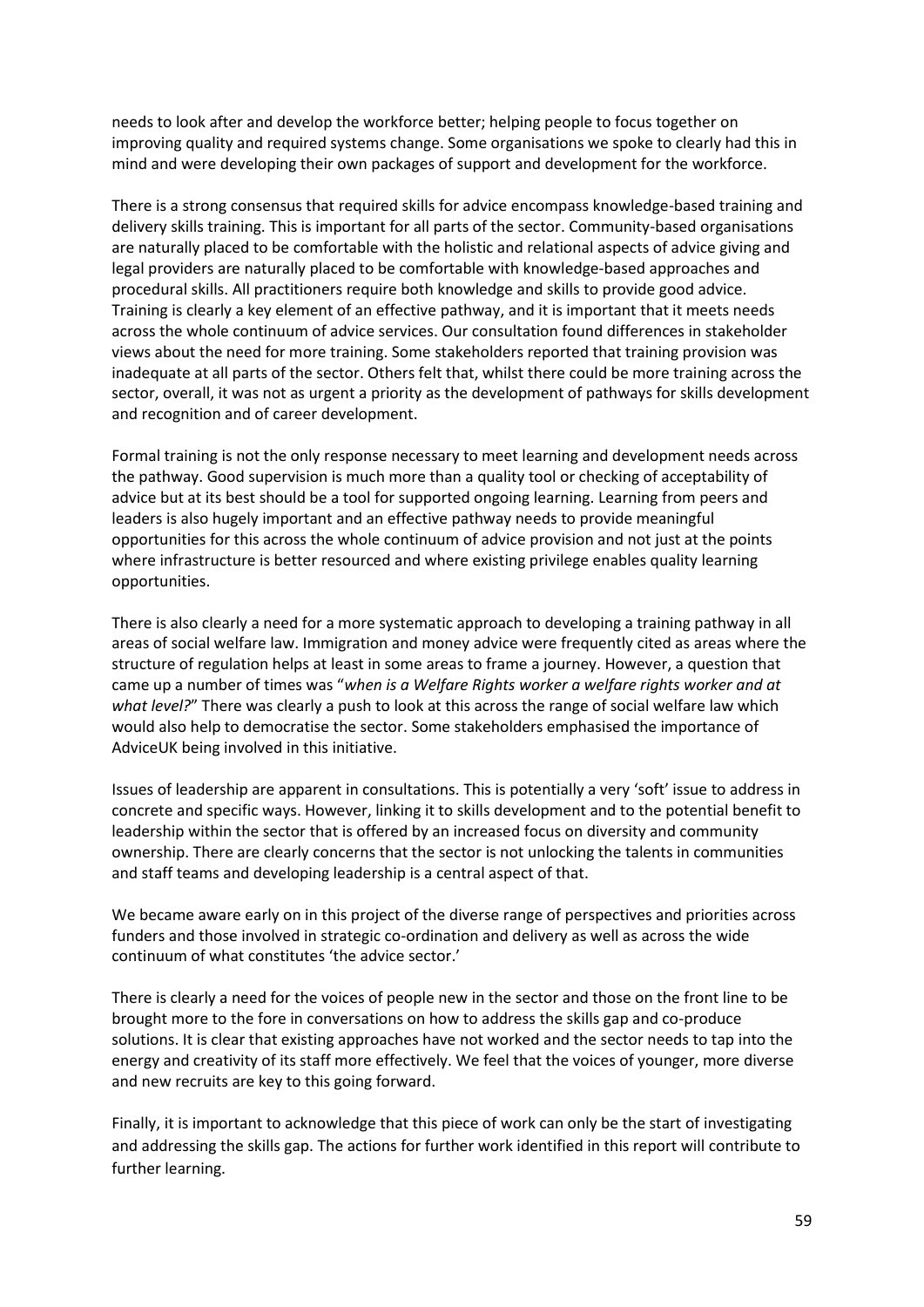needs to look after and develop the workforce better; helping people to focus together on improving quality and required systems change. Some organisations we spoke to clearly had this in mind and were developing their own packages of support and development for the workforce.

There is a strong consensus that required skills for advice encompass knowledge-based training and delivery skills training. This is important for all parts of the sector. Community-based organisations are naturally placed to be comfortable with the holistic and relational aspects of advice giving and legal providers are naturally placed to be comfortable with knowledge-based approaches and procedural skills. All practitioners require both knowledge and skills to provide good advice. Training is clearly a key element of an effective pathway, and it is important that it meets needs across the whole continuum of advice services. Our consultation found differences in stakeholder views about the need for more training. Some stakeholders reported that training provision was inadequate at all parts of the sector. Others felt that, whilst there could be more training across the sector, overall, it was not as urgent a priority as the development of pathways for skills development and recognition and of career development.

Formal training is not the only response necessary to meet learning and development needs across the pathway. Good supervision is much more than a quality tool or checking of acceptability of advice but at its best should be a tool for supported ongoing learning. Learning from peers and leaders is also hugely important and an effective pathway needs to provide meaningful opportunities for this across the whole continuum of advice provision and not just at the points where infrastructure is better resourced and where existing privilege enables quality learning opportunities.

There is also clearly a need for a more systematic approach to developing a training pathway in all areas of social welfare law. Immigration and money advice were frequently cited as areas where the structure of regulation helps at least in some areas to frame a journey. However, a question that came up a number of times was "*when is a Welfare Rights worker a welfare rights worker and at what level?*" There was clearly a push to look at this across the range of social welfare law which would also help to democratise the sector. Some stakeholders emphasised the importance of AdviceUK being involved in this initiative.

Issues of leadership are apparent in consultations. This is potentially a very 'soft' issue to address in concrete and specific ways. However, linking it to skills development and to the potential benefit to leadership within the sector that is offered by an increased focus on diversity and community ownership. There are clearly concerns that the sector is not unlocking the talents in communities and staff teams and developing leadership is a central aspect of that.

We became aware early on in this project of the diverse range of perspectives and priorities across funders and those involved in strategic co-ordination and delivery as well as across the wide continuum of what constitutes 'the advice sector.'

There is clearly a need for the voices of people new in the sector and those on the front line to be brought more to the fore in conversations on how to address the skills gap and co-produce solutions. It is clear that existing approaches have not worked and the sector needs to tap into the energy and creativity of its staff more effectively. We feel that the voices of younger, more diverse and new recruits are key to this going forward.

Finally, it is important to acknowledge that this piece of work can only be the start of investigating and addressing the skills gap. The actions for further work identified in this report will contribute to further learning.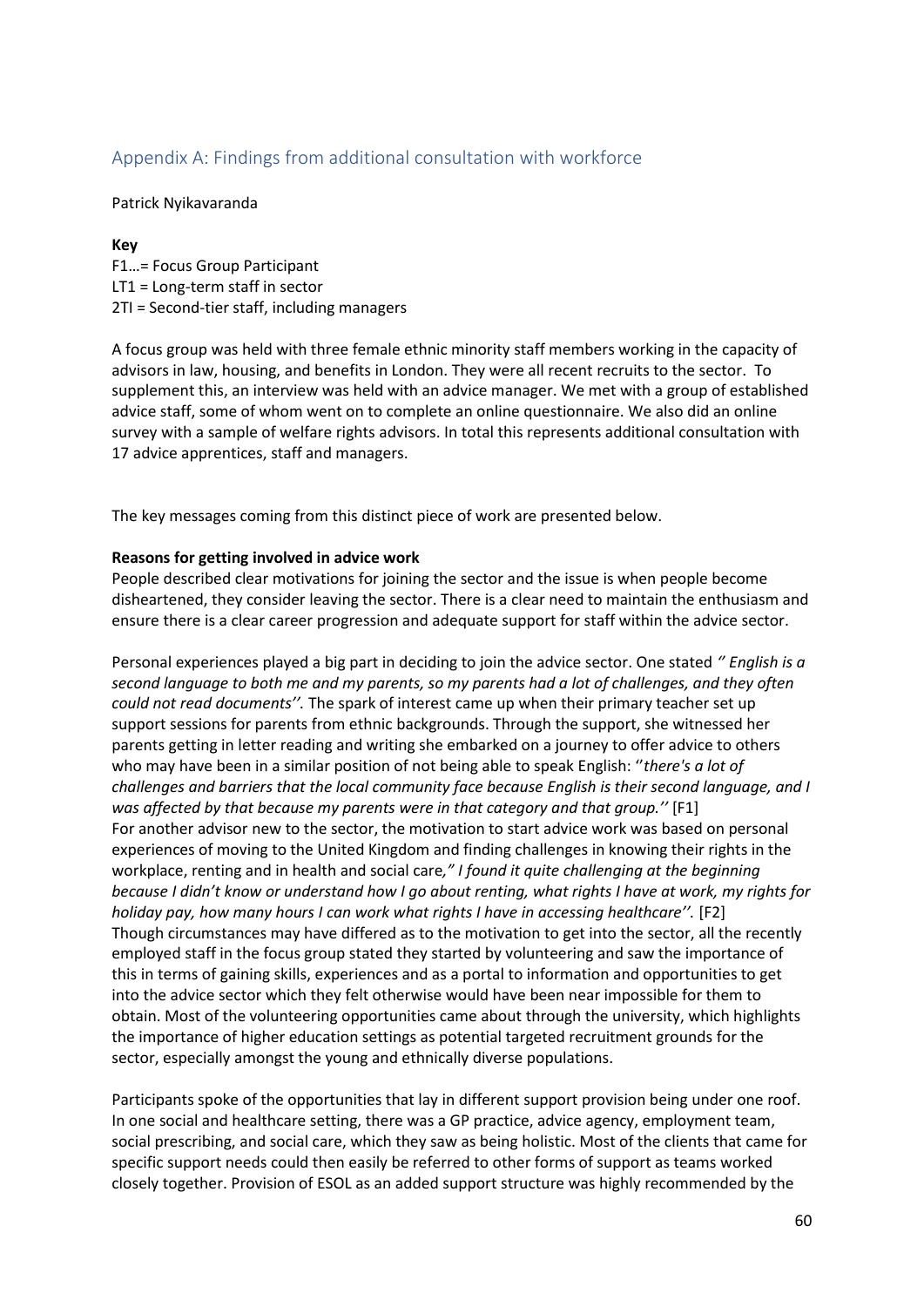## Appendix A: Findings from additional consultation with workforce

Patrick Nyikavaranda

**Key**

F1…= Focus Group Participant
LT1 = Long-term staff in sector
2TI = Second-tier staff, including managers

A focus group was held with three female ethnic minority staff members working in the capacity of advisors in law, housing, and benefits in London. They were all recent recruits to the sector. To supplement this, an interview was held with an advice manager. We met with a group of established advice staff, some of whom went on to complete an online questionnaire. We also did an online survey with a sample of welfare rights advisors. In total this represents additional consultation with 17 advice apprentices, staff and managers.

The key messages coming from this distinct piece of work are presented below.

**Reasons for getting involved in advice work**

People described clear motivations for joining the sector and the issue is when people become disheartened, they consider leaving the sector. There is a clear need to maintain the enthusiasm and ensure there is a clear career progression and adequate support for staff within the advice sector.

Personal experiences played a big part in deciding to join the advice sector. One stated *'' English is a second language to both me and my parents, so my parents had a lot of challenges, and they often could not read documents''.* The spark of interest came up when their primary teacher set up support sessions for parents from ethnic backgrounds. Through the support, she witnessed her parents getting in letter reading and writing she embarked on a journey to offer advice to others who may have been in a similar position of not being able to speak English: ''*there's a lot of challenges and barriers that the local community face because English is their second language, and I was affected by that because my parents were in that category and that group.''* [F1]
For another advisor new to the sector, the motivation to start advice work was based on personal experiences of moving to the United Kingdom and finding challenges in knowing their rights in the workplace, renting and in health and social care*," I found it quite challenging at the beginning because I didn't know or understand how I go about renting, what rights I have at work, my rights for holiday pay, how many hours I can work what rights I have in accessing healthcare''.* [F2]
Though circumstances may have differed as to the motivation to get into the sector, all the recently employed staff in the focus group stated they started by volunteering and saw the importance of this in terms of gaining skills, experiences and as a portal to information and opportunities to get into the advice sector which they felt otherwise would have been near impossible for them to obtain. Most of the volunteering opportunities came about through the university, which highlights the importance of higher education settings as potential targeted recruitment grounds for the sector, especially amongst the young and ethnically diverse populations.

Participants spoke of the opportunities that lay in different support provision being under one roof. In one social and healthcare setting, there was a GP practice, advice agency, employment team, social prescribing, and social care, which they saw as being holistic. Most of the clients that came for specific support needs could then easily be referred to other forms of support as teams worked closely together. Provision of ESOL as an added support structure was highly recommended by the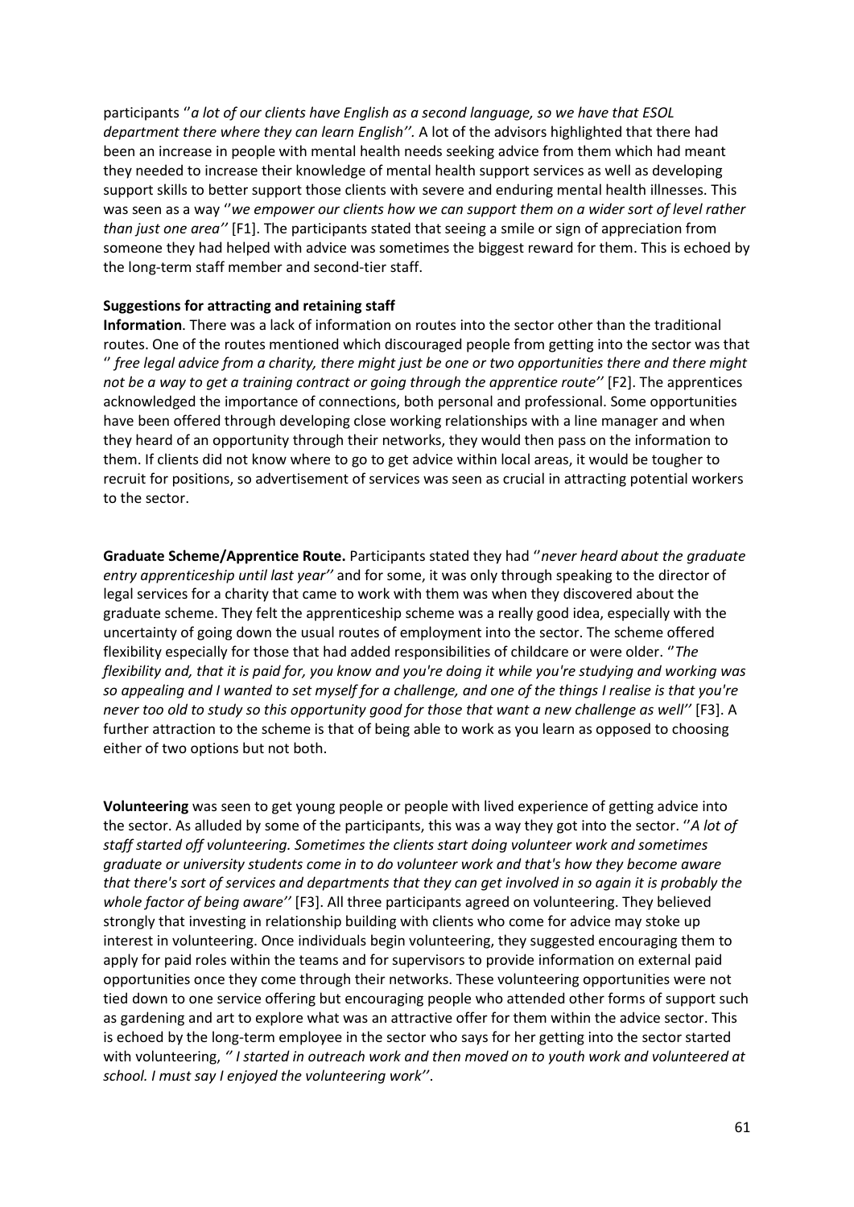participants ''*a lot of our clients have English as a second language, so we have that ESOL department there where they can learn English''.* A lot of the advisors highlighted that there had been an increase in people with mental health needs seeking advice from them which had meant they needed to increase their knowledge of mental health support services as well as developing support skills to better support those clients with severe and enduring mental health illnesses. This was seen as a way ''*we empower our clients how we can support them on a wider sort of level rather than just one area''* [F1]. The participants stated that seeing a smile or sign of appreciation from someone they had helped with advice was sometimes the biggest reward for them. This is echoed by the long-term staff member and second-tier staff.

**Suggestions for attracting and retaining staff**

**Information**. There was a lack of information on routes into the sector other than the traditional routes. One of the routes mentioned which discouraged people from getting into the sector was that '' *free legal advice from a charity, there might just be one or two opportunities there and there might not be a way to get a training contract or going through the apprentice route''* [F2]. The apprentices acknowledged the importance of connections, both personal and professional. Some opportunities have been offered through developing close working relationships with a line manager and when they heard of an opportunity through their networks, they would then pass on the information to them. If clients did not know where to go to get advice within local areas, it would be tougher to recruit for positions, so advertisement of services was seen as crucial in attracting potential workers to the sector.

**Graduate Scheme/Apprentice Route.** Participants stated they had ''*never heard about the graduate entry apprenticeship until last year''* and for some, it was only through speaking to the director of legal services for a charity that came to work with them was when they discovered about the graduate scheme. They felt the apprenticeship scheme was a really good idea, especially with the uncertainty of going down the usual routes of employment into the sector. The scheme offered flexibility especially for those that had added responsibilities of childcare or were older. ''*The flexibility and, that it is paid for, you know and you're doing it while you're studying and working was so appealing and I wanted to set myself for a challenge, and one of the things I realise is that you're never too old to study so this opportunity good for those that want a new challenge as well''* [F3]. A further attraction to the scheme is that of being able to work as you learn as opposed to choosing either of two options but not both.

**Volunteering** was seen to get young people or people with lived experience of getting advice into the sector. As alluded by some of the participants, this was a way they got into the sector. ''*A lot of staff started off volunteering. Sometimes the clients start doing volunteer work and sometimes graduate or university students come in to do volunteer work and that's how they become aware that there's sort of services and departments that they can get involved in so again it is probably the whole factor of being aware''* [F3]. All three participants agreed on volunteering. They believed strongly that investing in relationship building with clients who come for advice may stoke up interest in volunteering. Once individuals begin volunteering, they suggested encouraging them to apply for paid roles within the teams and for supervisors to provide information on external paid opportunities once they come through their networks. These volunteering opportunities were not tied down to one service offering but encouraging people who attended other forms of support such as gardening and art to explore what was an attractive offer for them within the advice sector. This is echoed by the long-term employee in the sector who says for her getting into the sector started with volunteering, *'' I started in outreach work and then moved on to youth work and volunteered at school. I must say I enjoyed the volunteering work''*.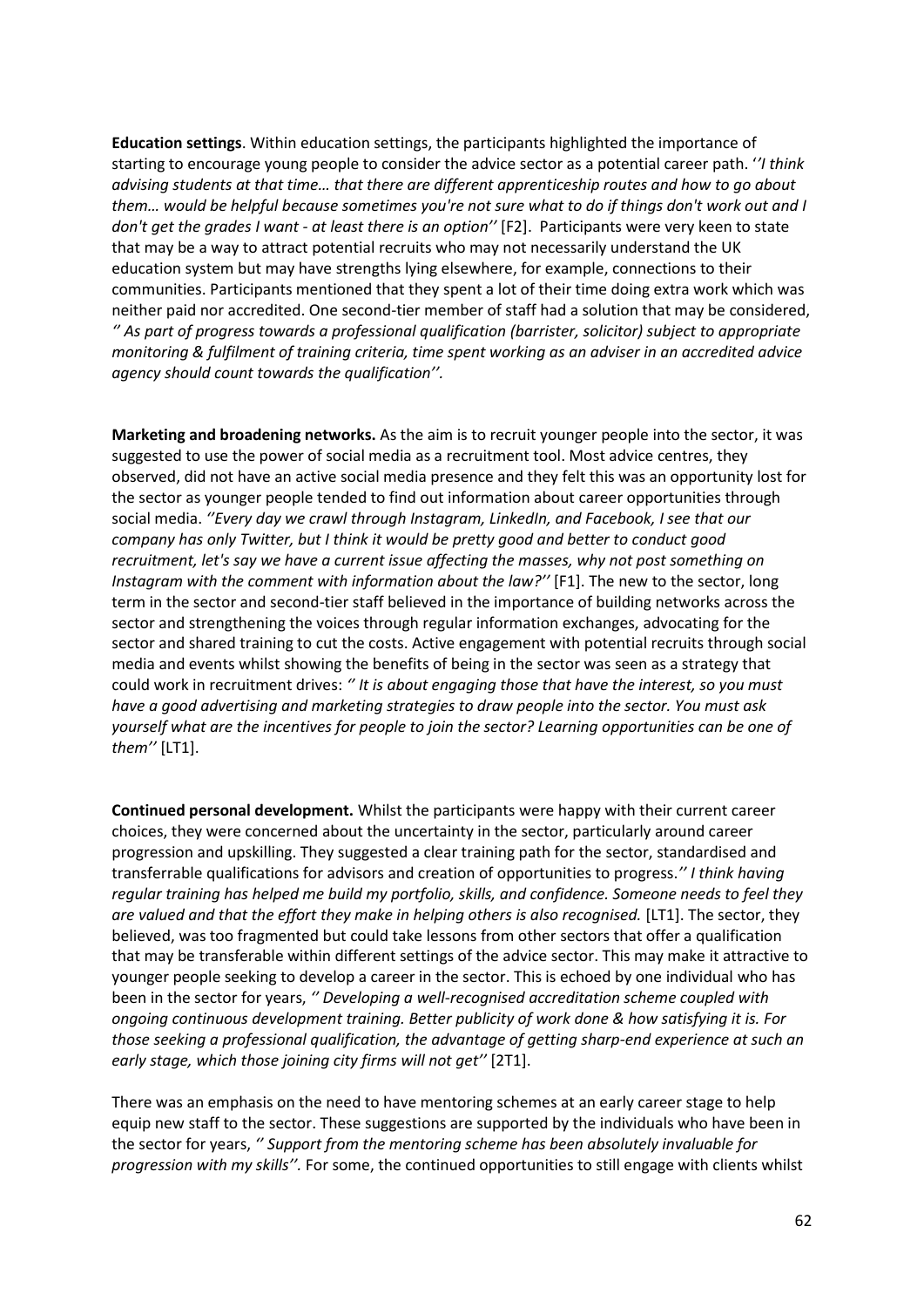**Education settings**. Within education settings, the participants highlighted the importance of starting to encourage young people to consider the advice sector as a potential career path. *''I think advising students at that time… that there are different apprenticeship routes and how to go about them… would be helpful because sometimes you're not sure what to do if things don't work out and I don't get the grades I want - at least there is an option''* [F2]. Participants were very keen to state that may be a way to attract potential recruits who may not necessarily understand the UK education system but may have strengths lying elsewhere, for example, connections to their communities. Participants mentioned that they spent a lot of their time doing extra work which was neither paid nor accredited. One second-tier member of staff had a solution that may be considered, *'' As part of progress towards a professional qualification (barrister, solicitor) subject to appropriate monitoring & fulfilment of training criteria, time spent working as an adviser in an accredited advice agency should count towards the qualification''.*

**Marketing and broadening networks.** As the aim is to recruit younger people into the sector, it was suggested to use the power of social media as a recruitment tool. Most advice centres, they observed, did not have an active social media presence and they felt this was an opportunity lost for the sector as younger people tended to find out information about career opportunities through social media. *''Every day we crawl through Instagram, LinkedIn, and Facebook, I see that our company has only Twitter, but I think it would be pretty good and better to conduct good recruitment, let's say we have a current issue affecting the masses, why not post something on Instagram with the comment with information about the law?''* [F1]. The new to the sector, long term in the sector and second-tier staff believed in the importance of building networks across the sector and strengthening the voices through regular information exchanges, advocating for the sector and shared training to cut the costs. Active engagement with potential recruits through social media and events whilst showing the benefits of being in the sector was seen as a strategy that could work in recruitment drives: *'' It is about engaging those that have the interest, so you must have a good advertising and marketing strategies to draw people into the sector. You must ask yourself what are the incentives for people to join the sector? Learning opportunities can be one of them''* [LT1].

**Continued personal development.** Whilst the participants were happy with their current career choices, they were concerned about the uncertainty in the sector, particularly around career progression and upskilling. They suggested a clear training path for the sector, standardised and transferrable qualifications for advisors and creation of opportunities to progress.*'' I think having regular training has helped me build my portfolio, skills, and confidence. Someone needs to feel they are valued and that the effort they make in helping others is also recognised.* [LT1]. The sector, they believed, was too fragmented but could take lessons from other sectors that offer a qualification that may be transferable within different settings of the advice sector. This may make it attractive to younger people seeking to develop a career in the sector. This is echoed by one individual who has been in the sector for years, *'' Developing a well-recognised accreditation scheme coupled with ongoing continuous development training. Better publicity of work done & how satisfying it is. For those seeking a professional qualification, the advantage of getting sharp-end experience at such an early stage, which those joining city firms will not get''* [2T1].

There was an emphasis on the need to have mentoring schemes at an early career stage to help equip new staff to the sector. These suggestions are supported by the individuals who have been in the sector for years, *'' Support from the mentoring scheme has been absolutely invaluable for progression with my skills''.* For some, the continued opportunities to still engage with clients whilst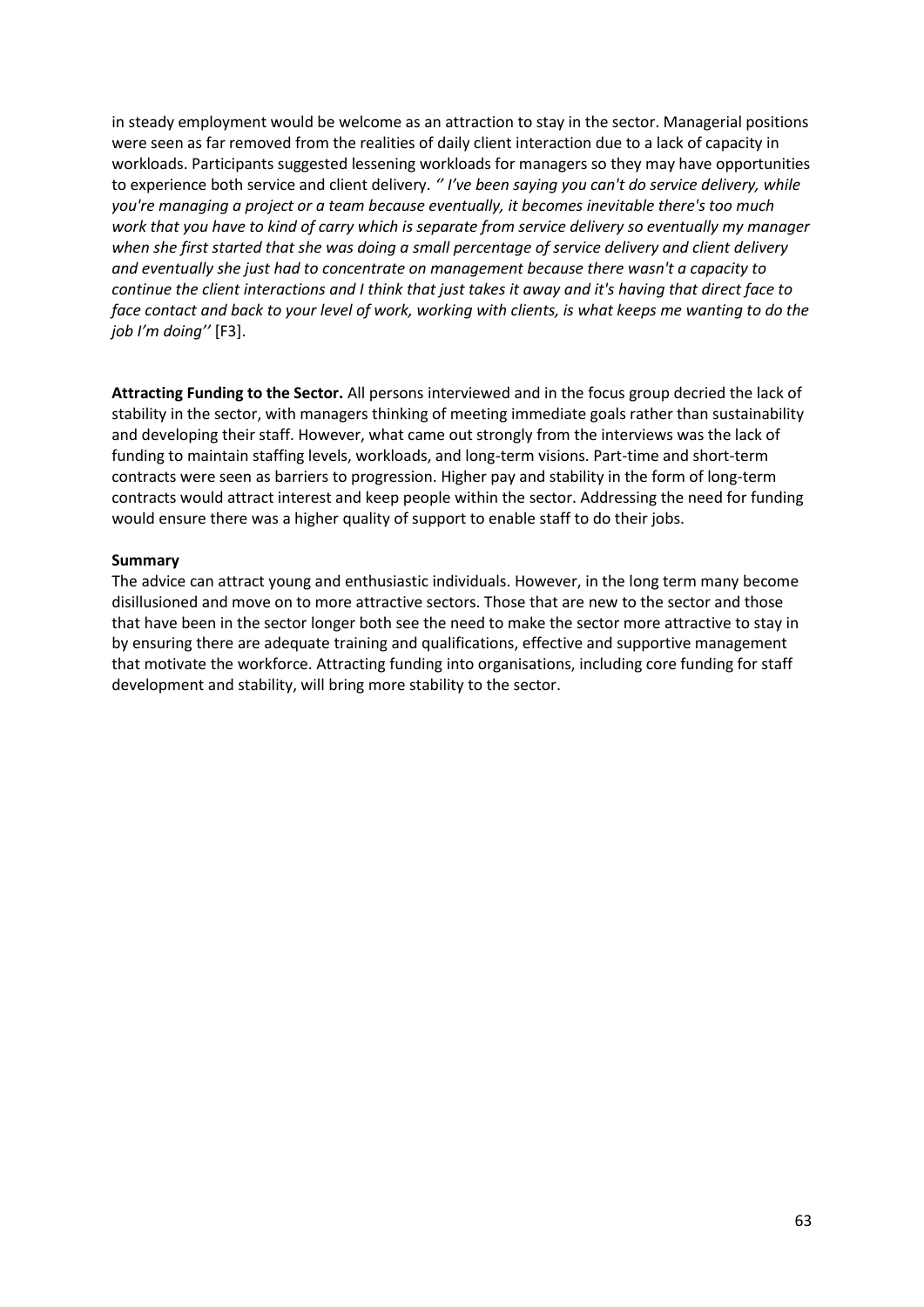in steady employment would be welcome as an attraction to stay in the sector. Managerial positions were seen as far removed from the realities of daily client interaction due to a lack of capacity in workloads. Participants suggested lessening workloads for managers so they may have opportunities to experience both service and client delivery. *'' I've been saying you can't do service delivery, while you're managing a project or a team because eventually, it becomes inevitable there's too much work that you have to kind of carry which is separate from service delivery so eventually my manager when she first started that she was doing a small percentage of service delivery and client delivery and eventually she just had to concentrate on management because there wasn't a capacity to continue the client interactions and I think that just takes it away and it's having that direct face to face contact and back to your level of work, working with clients, is what keeps me wanting to do the job I'm doing''* [F3].

**Attracting Funding to the Sector.** All persons interviewed and in the focus group decried the lack of stability in the sector, with managers thinking of meeting immediate goals rather than sustainability and developing their staff. However, what came out strongly from the interviews was the lack of funding to maintain staffing levels, workloads, and long-term visions. Part-time and short-term contracts were seen as barriers to progression. Higher pay and stability in the form of long-term contracts would attract interest and keep people within the sector. Addressing the need for funding would ensure there was a higher quality of support to enable staff to do their jobs.

**Summary**

The advice can attract young and enthusiastic individuals. However, in the long term many become disillusioned and move on to more attractive sectors. Those that are new to the sector and those that have been in the sector longer both see the need to make the sector more attractive to stay in by ensuring there are adequate training and qualifications, effective and supportive management that motivate the workforce. Attracting funding into organisations, including core funding for staff development and stability, will bring more stability to the sector.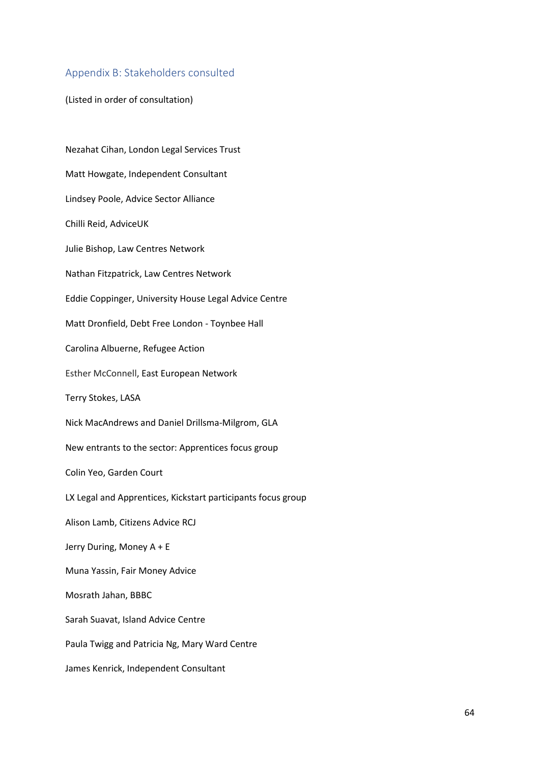## Appendix B: Stakeholders consulted

(Listed in order of consultation)

Nezahat Cihan, London Legal Services Trust

Matt Howgate, Independent Consultant

Lindsey Poole, Advice Sector Alliance

Chilli Reid, AdviceUK

Julie Bishop, Law Centres Network

Nathan Fitzpatrick, Law Centres Network

Eddie Coppinger, University House Legal Advice Centre

Matt Dronfield, Debt Free London - Toynbee Hall

Carolina Albuerne, Refugee Action

Esther McConnell, East European Network

Terry Stokes, LASA

Nick MacAndrews and Daniel Drillsma-Milgrom, GLA

New entrants to the sector: Apprentices focus group

Colin Yeo, Garden Court

LX Legal and Apprentices, Kickstart participants focus group

Alison Lamb, Citizens Advice RCJ

Jerry During, Money A + E

Muna Yassin, Fair Money Advice

Mosrath Jahan, BBBC

Sarah Suavat, Island Advice Centre

Paula Twigg and Patricia Ng, Mary Ward Centre

James Kenrick, Independent Consultant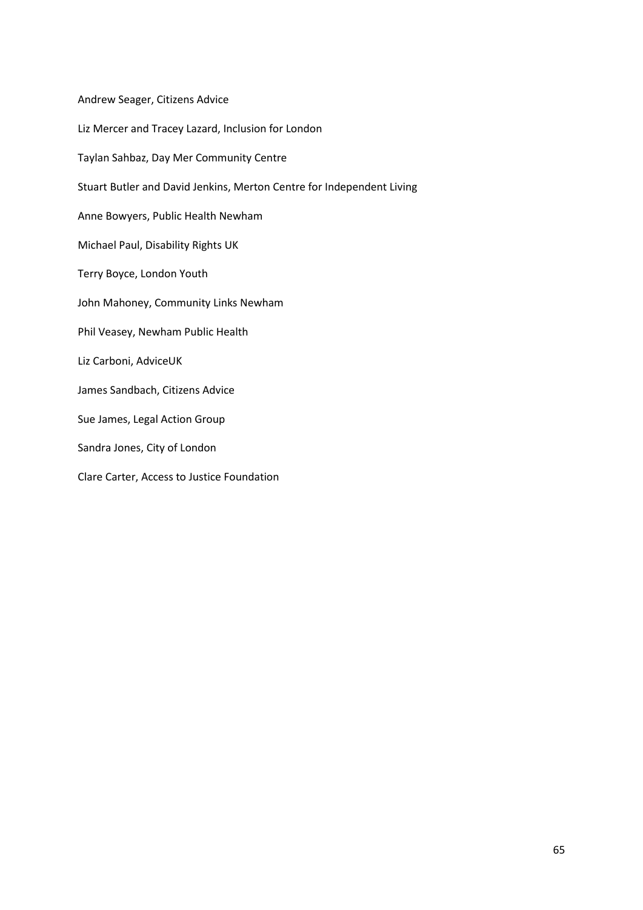Andrew Seager, Citizens Advice

Liz Mercer and Tracey Lazard, Inclusion for London

Taylan Sahbaz, Day Mer Community Centre

Stuart Butler and David Jenkins, Merton Centre for Independent Living

Anne Bowyers, Public Health Newham

Michael Paul, Disability Rights UK

Terry Boyce, London Youth

John Mahoney, Community Links Newham

Phil Veasey, Newham Public Health

Liz Carboni, AdviceUK

James Sandbach, Citizens Advice

Sue James, Legal Action Group

Sandra Jones, City of London

Clare Carter, Access to Justice Foundation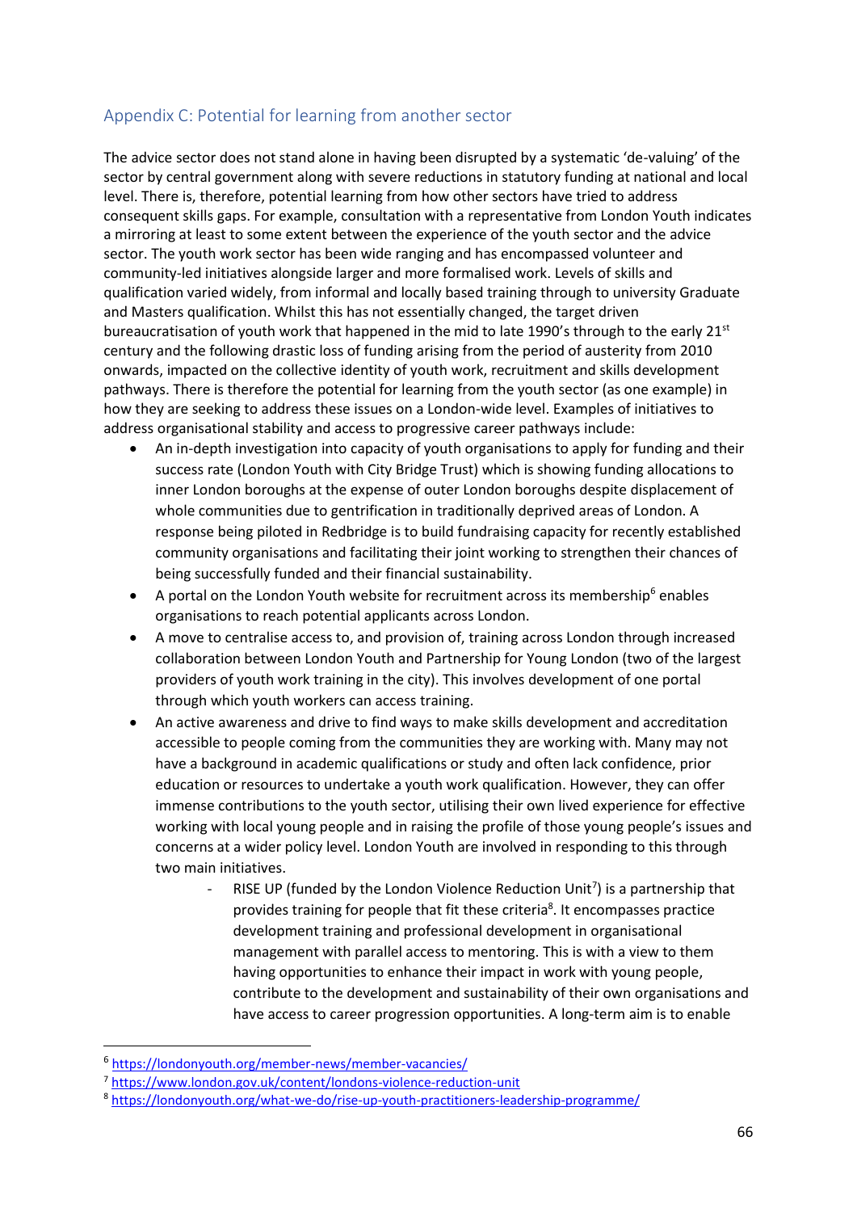## Appendix C: Potential for learning from another sector

The advice sector does not stand alone in having been disrupted by a systematic 'de-valuing' of the sector by central government along with severe reductions in statutory funding at national and local level. There is, therefore, potential learning from how other sectors have tried to address consequent skills gaps. For example, consultation with a representative from London Youth indicates a mirroring at least to some extent between the experience of the youth sector and the advice sector. The youth work sector has been wide ranging and has encompassed volunteer and community-led initiatives alongside larger and more formalised work. Levels of skills and qualification varied widely, from informal and locally based training through to university Graduate and Masters qualification. Whilst this has not essentially changed, the target driven bureaucratisation of youth work that happened in the mid to late 1990's through to the early 21st century and the following drastic loss of funding arising from the period of austerity from 2010 onwards, impacted on the collective identity of youth work, recruitment and skills development pathways. There is therefore the potential for learning from the youth sector (as one example) in how they are seeking to address these issues on a London-wide level. Examples of initiatives to address organisational stability and access to progressive career pathways include:

- An in-depth investigation into capacity of youth organisations to apply for funding and their success rate (London Youth with City Bridge Trust) which is showing funding allocations to inner London boroughs at the expense of outer London boroughs despite displacement of whole communities due to gentrification in traditionally deprived areas of London. A response being piloted in Redbridge is to build fundraising capacity for recently established community organisations and facilitating their joint working to strengthen their chances of being successfully funded and their financial sustainability.
- A portal on the London Youth website for recruitment across its membership[6] enables organisations to reach potential applicants across London.
- A move to centralise access to, and provision of, training across London through increased collaboration between London Youth and Partnership for Young London (two of the largest providers of youth work training in the city). This involves development of one portal through which youth workers can access training.
- An active awareness and drive to find ways to make skills development and accreditation accessible to people coming from the communities they are working with. Many may not have a background in academic qualifications or study and often lack confidence, prior education or resources to undertake a youth work qualification. However, they can offer immense contributions to the youth sector, utilising their own lived experience for effective working with local young people and in raising the profile of those young people's issues and concerns at a wider policy level. London Youth are involved in responding to this through two main initiatives.
    - RISE UP (funded by the London Violence Reduction Unit[7]) is a partnership that provides training for people that fit these criteria[8]. It encompasses practice development training and professional development in organisational management with parallel access to mentoring. This is with a view to them having opportunities to enhance their impact in work with young people, contribute to the development and sustainability of their own organisations and have access to career progression opportunities. A long-term aim is to enable

---

[6] https://londonyouth.org/member-news/member-vacancies/

[7] https://www.london.gov.uk/content/londons-violence-reduction-unit

[8] https://londonyouth.org/what-we-do/rise-up-youth-practitioners-leadership-programme/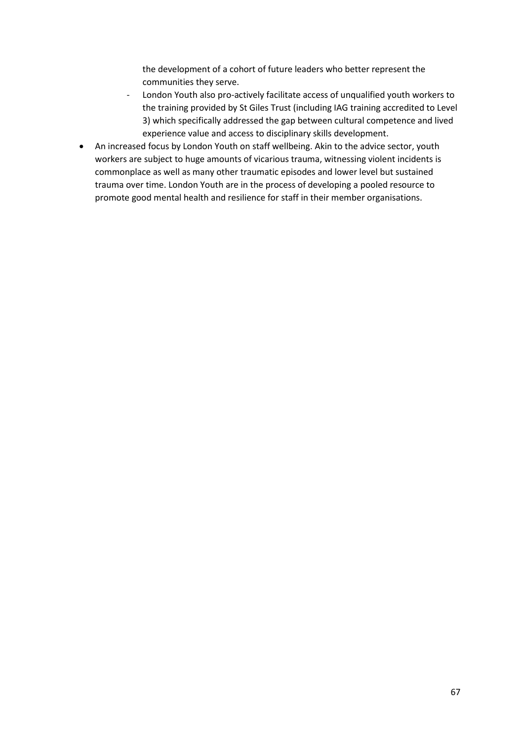the development of a cohort of future leaders who better represent the communities they serve.
  - London Youth also pro-actively facilitate access of unqualified youth workers to the training provided by St Giles Trust (including IAG training accredited to Level 3) which specifically addressed the gap between cultural competence and lived experience value and access to disciplinary skills development.
- An increased focus by London Youth on staff wellbeing. Akin to the advice sector, youth workers are subject to huge amounts of vicarious trauma, witnessing violent incidents is commonplace as well as many other traumatic episodes and lower level but sustained trauma over time. London Youth are in the process of developing a pooled resource to promote good mental health and resilience for staff in their member organisations.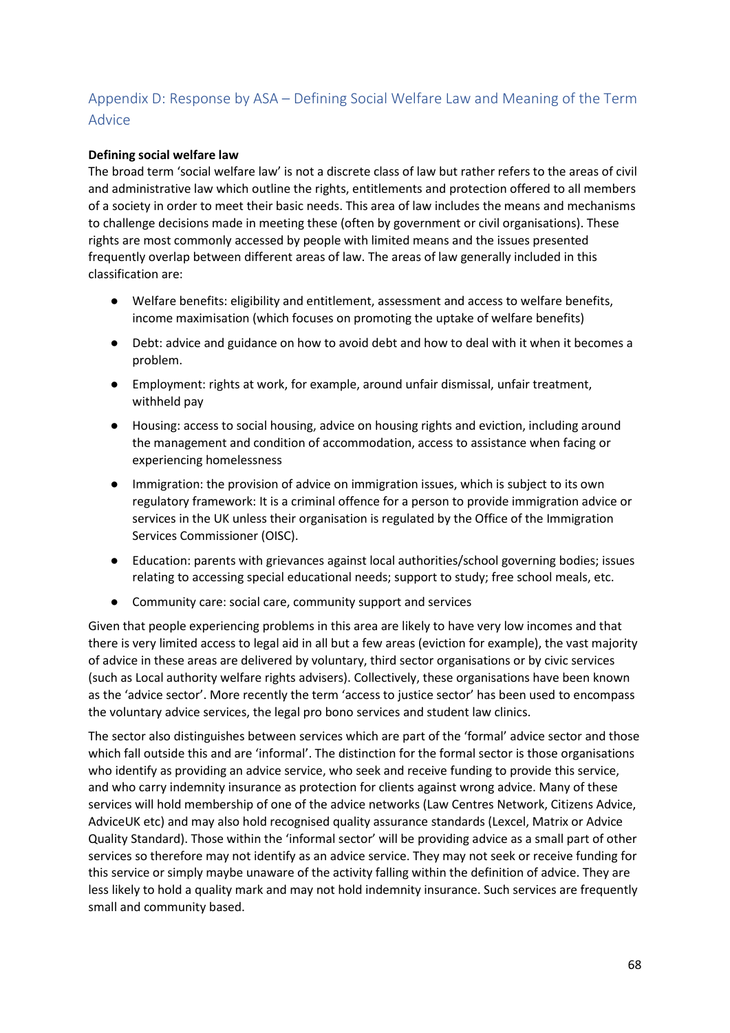## Appendix D: Response by ASA – Defining Social Welfare Law and Meaning of the Term Advice

**Defining social welfare law**

The broad term 'social welfare law' is not a discrete class of law but rather refers to the areas of civil and administrative law which outline the rights, entitlements and protection offered to all members of a society in order to meet their basic needs. This area of law includes the means and mechanisms to challenge decisions made in meeting these (often by government or civil organisations). These rights are most commonly accessed by people with limited means and the issues presented frequently overlap between different areas of law. The areas of law generally included in this classification are:

- Welfare benefits: eligibility and entitlement, assessment and access to welfare benefits, income maximisation (which focuses on promoting the uptake of welfare benefits)
- Debt: advice and guidance on how to avoid debt and how to deal with it when it becomes a problem.
- Employment: rights at work, for example, around unfair dismissal, unfair treatment, withheld pay
- Housing: access to social housing, advice on housing rights and eviction, including around the management and condition of accommodation, access to assistance when facing or experiencing homelessness
- Immigration: the provision of advice on immigration issues, which is subject to its own regulatory framework: It is a criminal offence for a person to provide immigration advice or services in the UK unless their organisation is regulated by the Office of the Immigration Services Commissioner (OISC).
- Education: parents with grievances against local authorities/school governing bodies; issues relating to accessing special educational needs; support to study; free school meals, etc.
- Community care: social care, community support and services

Given that people experiencing problems in this area are likely to have very low incomes and that there is very limited access to legal aid in all but a few areas (eviction for example), the vast majority of advice in these areas are delivered by voluntary, third sector organisations or by civic services (such as Local authority welfare rights advisers). Collectively, these organisations have been known as the 'advice sector'. More recently the term 'access to justice sector' has been used to encompass the voluntary advice services, the legal pro bono services and student law clinics.

The sector also distinguishes between services which are part of the 'formal' advice sector and those which fall outside this and are 'informal'. The distinction for the formal sector is those organisations who identify as providing an advice service, who seek and receive funding to provide this service, and who carry indemnity insurance as protection for clients against wrong advice. Many of these services will hold membership of one of the advice networks (Law Centres Network, Citizens Advice, AdviceUK etc) and may also hold recognised quality assurance standards (Lexcel, Matrix or Advice Quality Standard). Those within the 'informal sector' will be providing advice as a small part of other services so therefore may not identify as an advice service. They may not seek or receive funding for this service or simply maybe unaware of the activity falling within the definition of advice. They are less likely to hold a quality mark and may not hold indemnity insurance. Such services are frequently small and community based.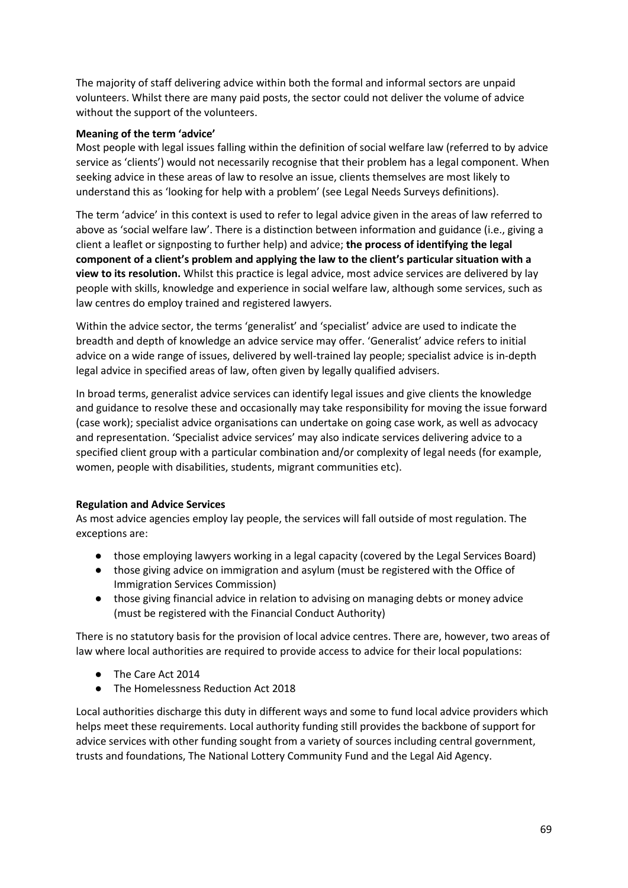The majority of staff delivering advice within both the formal and informal sectors are unpaid volunteers. Whilst there are many paid posts, the sector could not deliver the volume of advice without the support of the volunteers.

**Meaning of the term 'advice'**

Most people with legal issues falling within the definition of social welfare law (referred to by advice service as 'clients') would not necessarily recognise that their problem has a legal component. When seeking advice in these areas of law to resolve an issue, clients themselves are most likely to understand this as 'looking for help with a problem' (see Legal Needs Surveys definitions).

The term 'advice' in this context is used to refer to legal advice given in the areas of law referred to above as 'social welfare law'. There is a distinction between information and guidance (i.e., giving a client a leaflet or signposting to further help) and advice; **the process of identifying the legal component of a client's problem and applying the law to the client's particular situation with a view to its resolution.** Whilst this practice is legal advice, most advice services are delivered by lay people with skills, knowledge and experience in social welfare law, although some services, such as law centres do employ trained and registered lawyers.

Within the advice sector, the terms 'generalist' and 'specialist' advice are used to indicate the breadth and depth of knowledge an advice service may offer. 'Generalist' advice refers to initial advice on a wide range of issues, delivered by well-trained lay people; specialist advice is in-depth legal advice in specified areas of law, often given by legally qualified advisers.

In broad terms, generalist advice services can identify legal issues and give clients the knowledge and guidance to resolve these and occasionally may take responsibility for moving the issue forward (case work); specialist advice organisations can undertake on going case work, as well as advocacy and representation. 'Specialist advice services' may also indicate services delivering advice to a specified client group with a particular combination and/or complexity of legal needs (for example, women, people with disabilities, students, migrant communities etc).

**Regulation and Advice Services**

As most advice agencies employ lay people, the services will fall outside of most regulation. The exceptions are:

- those employing lawyers working in a legal capacity (covered by the Legal Services Board)
- those giving advice on immigration and asylum (must be registered with the Office of Immigration Services Commission)
- those giving financial advice in relation to advising on managing debts or money advice (must be registered with the Financial Conduct Authority)

There is no statutory basis for the provision of local advice centres. There are, however, two areas of law where local authorities are required to provide access to advice for their local populations:

- The Care Act 2014
- The Homelessness Reduction Act 2018

Local authorities discharge this duty in different ways and some to fund local advice providers which helps meet these requirements. Local authority funding still provides the backbone of support for advice services with other funding sought from a variety of sources including central government, trusts and foundations, The National Lottery Community Fund and the Legal Aid Agency.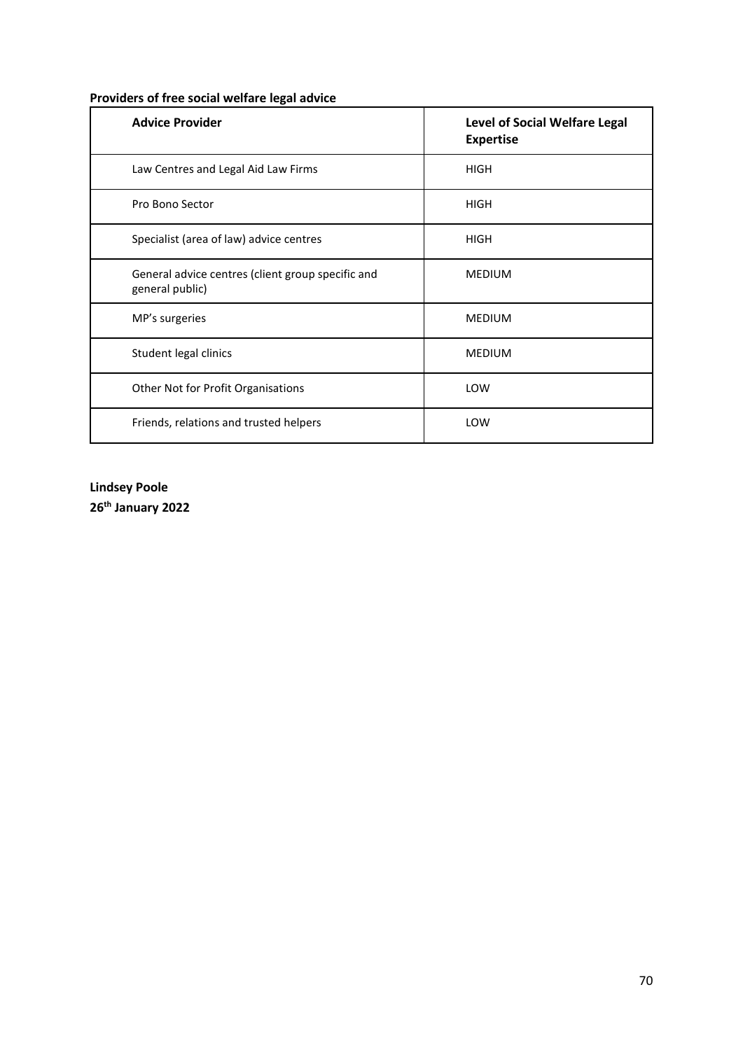**Providers of free social welfare legal advice**

| Advice Provider | Level of Social Welfare Legal Expertise |
| --- | --- |
| Law Centres and Legal Aid Law Firms | HIGH |
| Pro Bono Sector | HIGH |
| Specialist (area of law) advice centres | HIGH |
| General advice centres (client group specific and general public) | MEDIUM |
| MP's surgeries | MEDIUM |
| Student legal clinics | MEDIUM |
| Other Not for Profit Organisations | LOW |
| Friends, relations and trusted helpers | LOW |

**Lindsey Poole**
**26th January 2022**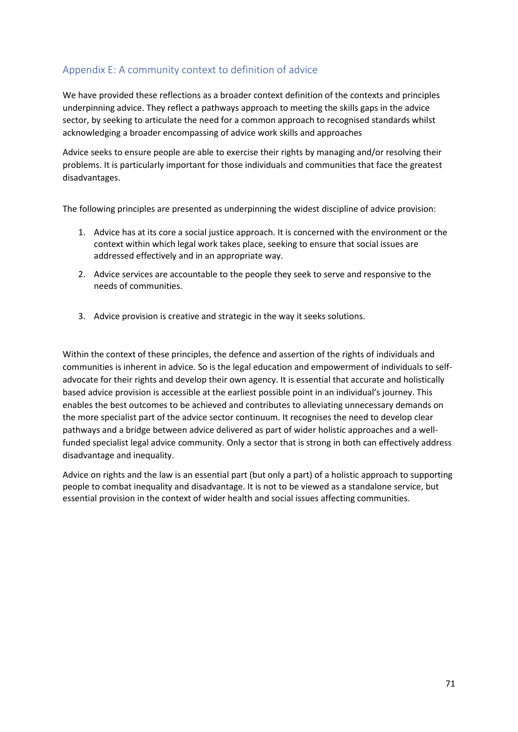## Appendix E: A community context to definition of advice

We have provided these reflections as a broader context definition of the contexts and principles underpinning advice. They reflect a pathways approach to meeting the skills gaps in the advice sector, by seeking to articulate the need for a common approach to recognised standards whilst acknowledging a broader encompassing of advice work skills and approaches

Advice seeks to ensure people are able to exercise their rights by managing and/or resolving their problems. It is particularly important for those individuals and communities that face the greatest disadvantages.

The following principles are presented as underpinning the widest discipline of advice provision:

1. Advice has at its core a social justice approach. It is concerned with the environment or the context within which legal work takes place, seeking to ensure that social issues are addressed effectively and in an appropriate way.
2. Advice services are accountable to the people they seek to serve and responsive to the needs of communities.
3. Advice provision is creative and strategic in the way it seeks solutions.

Within the context of these principles, the defence and assertion of the rights of individuals and communities is inherent in advice. So is the legal education and empowerment of individuals to self-advocate for their rights and develop their own agency. It is essential that accurate and holistically based advice provision is accessible at the earliest possible point in an individual's journey. This enables the best outcomes to be achieved and contributes to alleviating unnecessary demands on the more specialist part of the advice sector continuum. It recognises the need to develop clear pathways and a bridge between advice delivered as part of wider holistic approaches and a well-funded specialist legal advice community. Only a sector that is strong in both can effectively address disadvantage and inequality.

Advice on rights and the law is an essential part (but only a part) of a holistic approach to supporting people to combat inequality and disadvantage. It is not to be viewed as a standalone service, but essential provision in the context of wider health and social issues affecting communities.